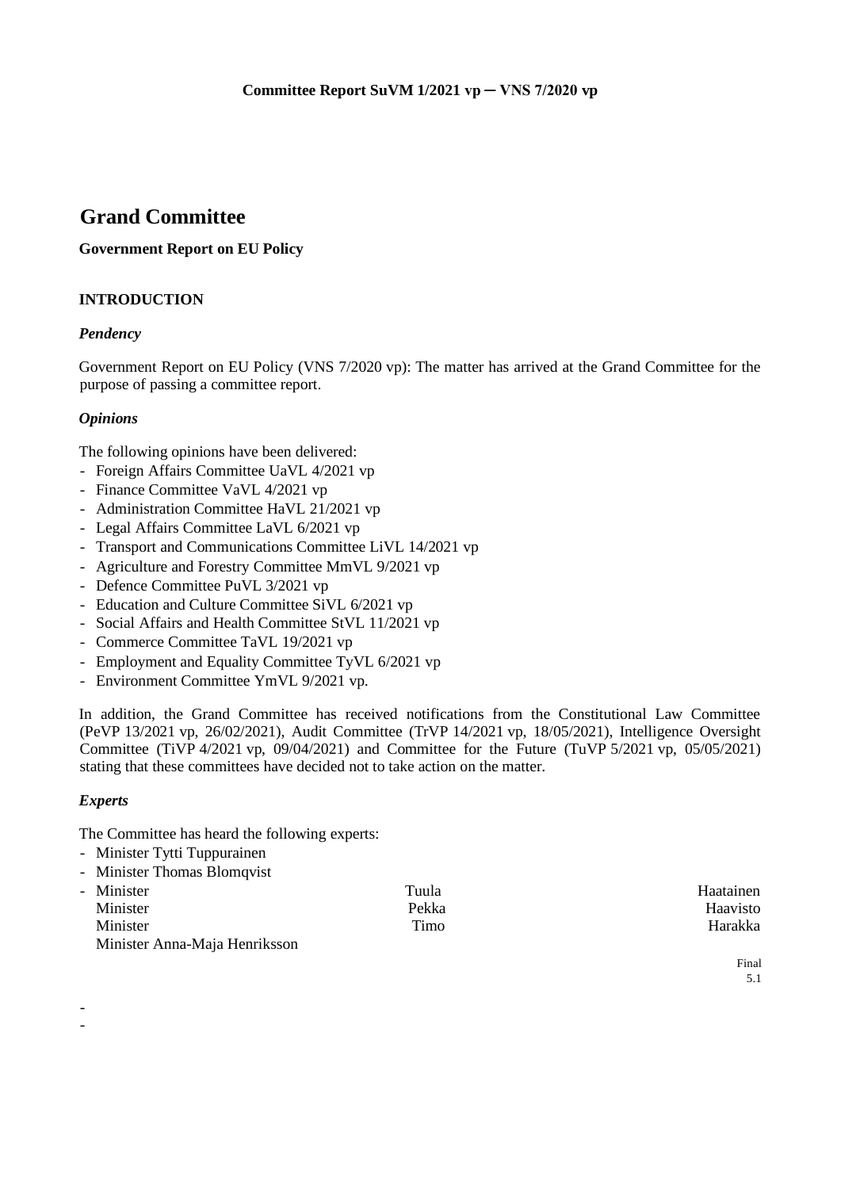**Committee Report SuVM 1/2021 vp ─ VNS 7/2020 vp**

# Grand Committee

**Government Report on EU Policy**

## INTRODUCTION

### *Pendency*

Government Report on EU Policy (VNS 7/2020 vp): The matter has arrived at the Grand Committee for the purpose of passing a committee report.

### *Opinions*

The following opinions have been delivered:

- Foreign Affairs Committee UaVL 4/2021 vp
- Finance Committee VaVL 4/2021 vp
- Administration Committee HaVL 21/2021 vp
- Legal Affairs Committee LaVL 6/2021 vp
- Transport and Communications Committee LiVL 14/2021 vp
- Agriculture and Forestry Committee MmVL 9/2021 vp
- Defence Committee PuVL 3/2021 vp
- Education and Culture Committee SiVL 6/2021 vp
- Social Affairs and Health Committee StVL 11/2021 vp
- Commerce Committee TaVL 19/2021 vp
- Employment and Equality Committee TyVL 6/2021 vp
- Environment Committee YmVL 9/2021 vp.

In addition, the Grand Committee has received notifications from the Constitutional Law Committee (PeVP 13/2021 vp, 26/02/2021), Audit Committee (TrVP 14/2021 vp, 18/05/2021), Intelligence Oversight Committee (TiVP 4/2021 vp, 09/04/2021) and Committee for the Future (TuVP 5/2021 vp, 05/05/2021) stating that these committees have decided not to take action on the matter.

### *Experts*

The Committee has heard the following experts:

- Minister Tytti Tuppurainen
- Minister Thomas Blomqvist
- Minister Tuula Haatainen
  Minister Pekka Haavisto
  Minister Timo Harakka
  Minister Anna-Maja Henriksson
-
-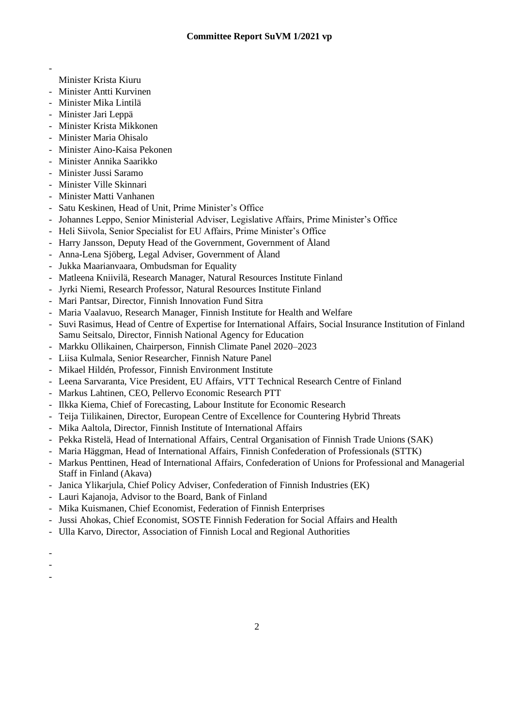- Minister Krista Kiuru
- Minister Antti Kurvinen
- Minister Mika Lintilä
- Minister Jari Leppä
- Minister Krista Mikkonen
- Minister Maria Ohisalo
- Minister Aino-Kaisa Pekonen
- Minister Annika Saarikko
- Minister Jussi Saramo
- Minister Ville Skinnari
- Minister Matti Vanhanen
- Satu Keskinen, Head of Unit, Prime Minister's Office
- Johannes Leppo, Senior Ministerial Adviser, Legislative Affairs, Prime Minister's Office
- Heli Siivola, Senior Specialist for EU Affairs, Prime Minister's Office
- Harry Jansson, Deputy Head of the Government, Government of Åland
- Anna-Lena Sjöberg, Legal Adviser, Government of Åland
- Jukka Maarianvaara, Ombudsman for Equality
- Matleena Kniivilä, Research Manager, Natural Resources Institute Finland
- Jyrki Niemi, Research Professor, Natural Resources Institute Finland
- Mari Pantsar, Director, Finnish Innovation Fund Sitra
- Maria Vaalavuo, Research Manager, Finnish Institute for Health and Welfare
- Suvi Rasimus, Head of Centre of Expertise for International Affairs, Social Insurance Institution of Finland Samu Seitsalo, Director, Finnish National Agency for Education
- Markku Ollikainen, Chairperson, Finnish Climate Panel 2020–2023
- Liisa Kulmala, Senior Researcher, Finnish Nature Panel
- Mikael Hildén, Professor, Finnish Environment Institute
- Leena Sarvaranta, Vice President, EU Affairs, VTT Technical Research Centre of Finland
- Markus Lahtinen, CEO, Pellervo Economic Research PTT
- Ilkka Kiema, Chief of Forecasting, Labour Institute for Economic Research
- Teija Tiilikainen, Director, European Centre of Excellence for Countering Hybrid Threats
- Mika Aaltola, Director, Finnish Institute of International Affairs
- Pekka Ristelä, Head of International Affairs, Central Organisation of Finnish Trade Unions (SAK)
- Maria Häggman, Head of International Affairs, Finnish Confederation of Professionals (STTK)
- Markus Penttinen, Head of International Affairs, Confederation of Unions for Professional and Managerial Staff in Finland (Akava)
- Janica Ylikarjula, Chief Policy Adviser, Confederation of Finnish Industries (EK)
- Lauri Kajanoja, Advisor to the Board, Bank of Finland
- Mika Kuismanen, Chief Economist, Federation of Finnish Enterprises
- Jussi Ahokas, Chief Economist, SOSTE Finnish Federation for Social Affairs and Health
- Ulla Karvo, Director, Association of Finnish Local and Regional Authorities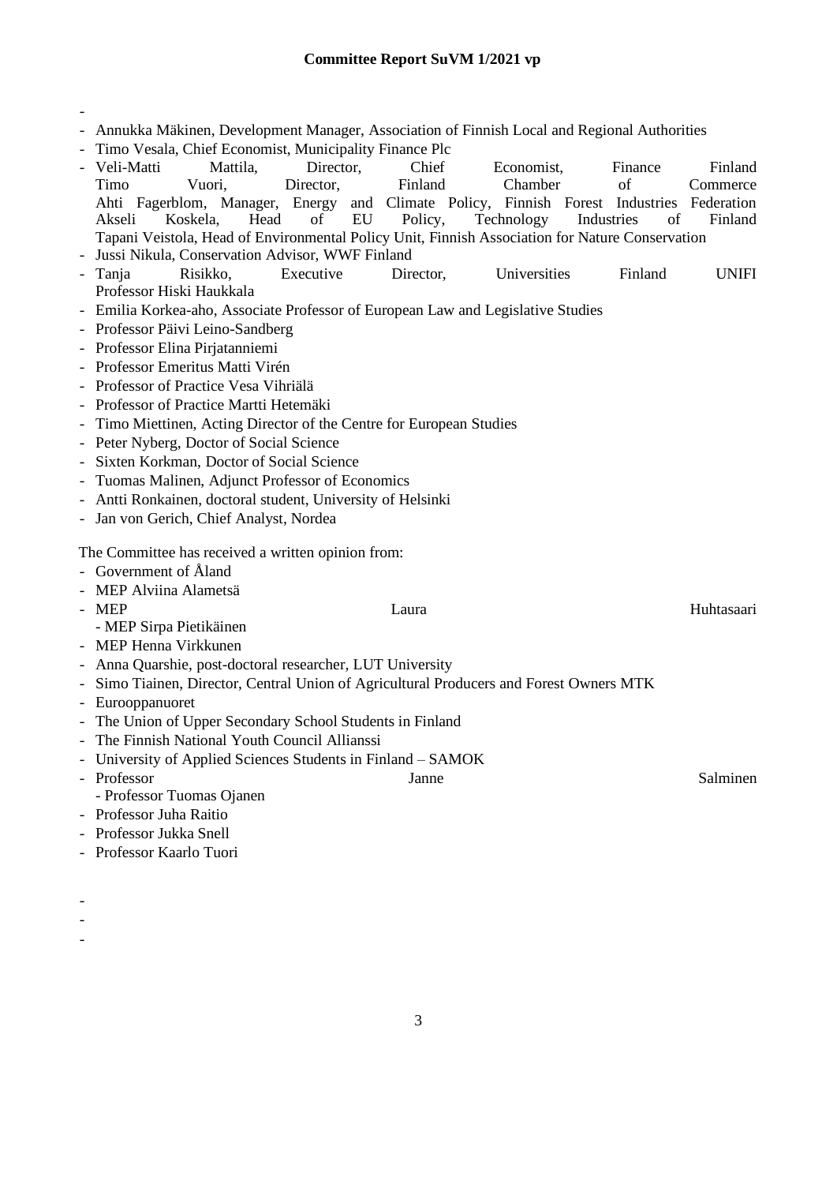- Annukka Mäkinen, Development Manager, Association of Finnish Local and Regional Authorities
- Timo Vesala, Chief Economist, Municipality Finance Plc
- Veli-Matti Mattila, Director, Chief Economist, Finance Finland
- Timo Vuori, Director, Finland Chamber of Commerce
- Ahti Fagerblom, Manager, Energy and Climate Policy, Finnish Forest Industries Federation
- Akseli Koskela, Head of EU Policy, Technology Industries of Finland
- Tapani Veistola, Head of Environmental Policy Unit, Finnish Association for Nature Conservation
- Jussi Nikula, Conservation Advisor, WWF Finland
- Tanja Risikko, Executive Director, Universities Finland UNIFI
- Professor Hiski Haukkala
- Emilia Korkea-aho, Associate Professor of European Law and Legislative Studies
- Professor Päivi Leino-Sandberg
- Professor Elina Pirjatanniemi
- Professor Emeritus Matti Virén
- Professor of Practice Vesa Vihriälä
- Professor of Practice Martti Hetemäki
- Timo Miettinen, Acting Director of the Centre for European Studies
- Peter Nyberg, Doctor of Social Science
- Sixten Korkman, Doctor of Social Science
- Tuomas Malinen, Adjunct Professor of Economics
- Antti Ronkainen, doctoral student, University of Helsinki
- Jan von Gerich, Chief Analyst, Nordea

The Committee has received a written opinion from:

- Government of Åland
- MEP Alviina Alametsä
- MEP Laura Huhtasaari
- MEP Sirpa Pietikäinen
- MEP Henna Virkkunen
- Anna Quarshie, post-doctoral researcher, LUT University
- Simo Tiainen, Director, Central Union of Agricultural Producers and Forest Owners MTK
- Eurooppanuoret
- The Union of Upper Secondary School Students in Finland
- The Finnish National Youth Council Allianssi
- University of Applied Sciences Students in Finland – SAMOK
- Professor Janne Salminen
- Professor Tuomas Ojanen
- Professor Juha Raitio
- Professor Jukka Snell
- Professor Kaarlo Tuori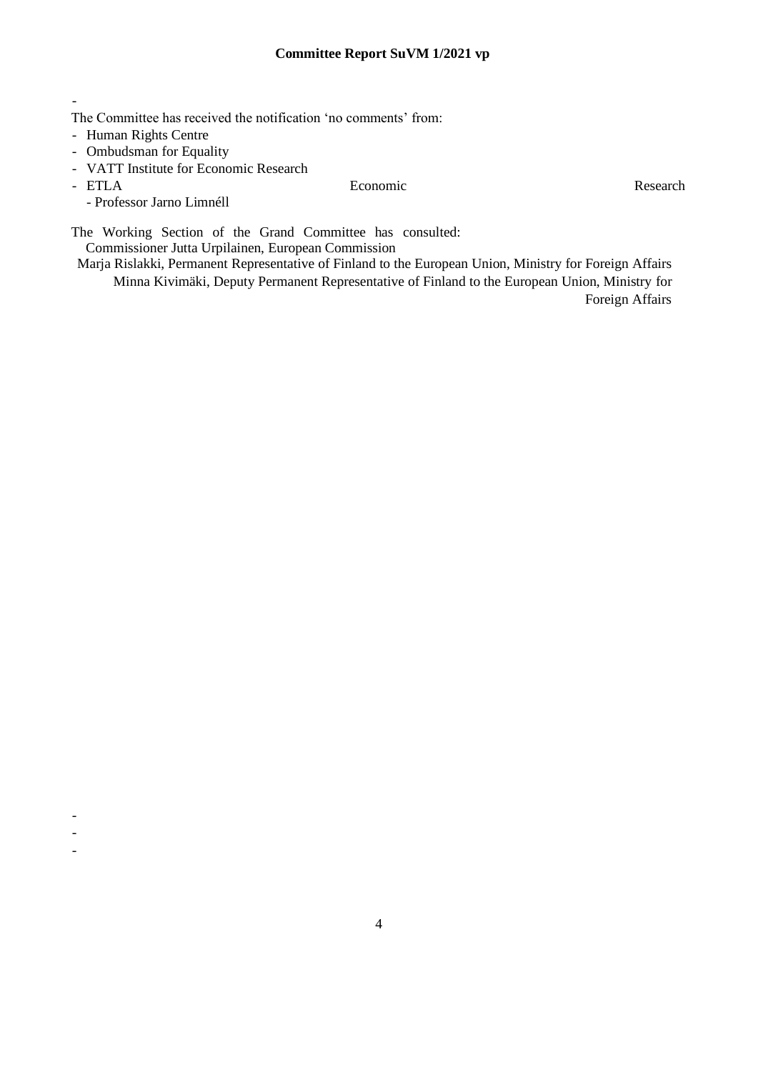-

The Committee has received the notification 'no comments' from:

- Human Rights Centre
- Ombudsman for Equality
- VATT Institute for Economic Research
- ETLA Economic Research
  - Professor Jarno Limnéll

The Working Section of the Grand Committee has consulted:

Commissioner Jutta Urpilainen, European Commission

Marja Rislakki, Permanent Representative of Finland to the European Union, Ministry for Foreign Affairs

Minna Kivimäki, Deputy Permanent Representative of Finland to the European Union, Ministry for Foreign Affairs

-
-
-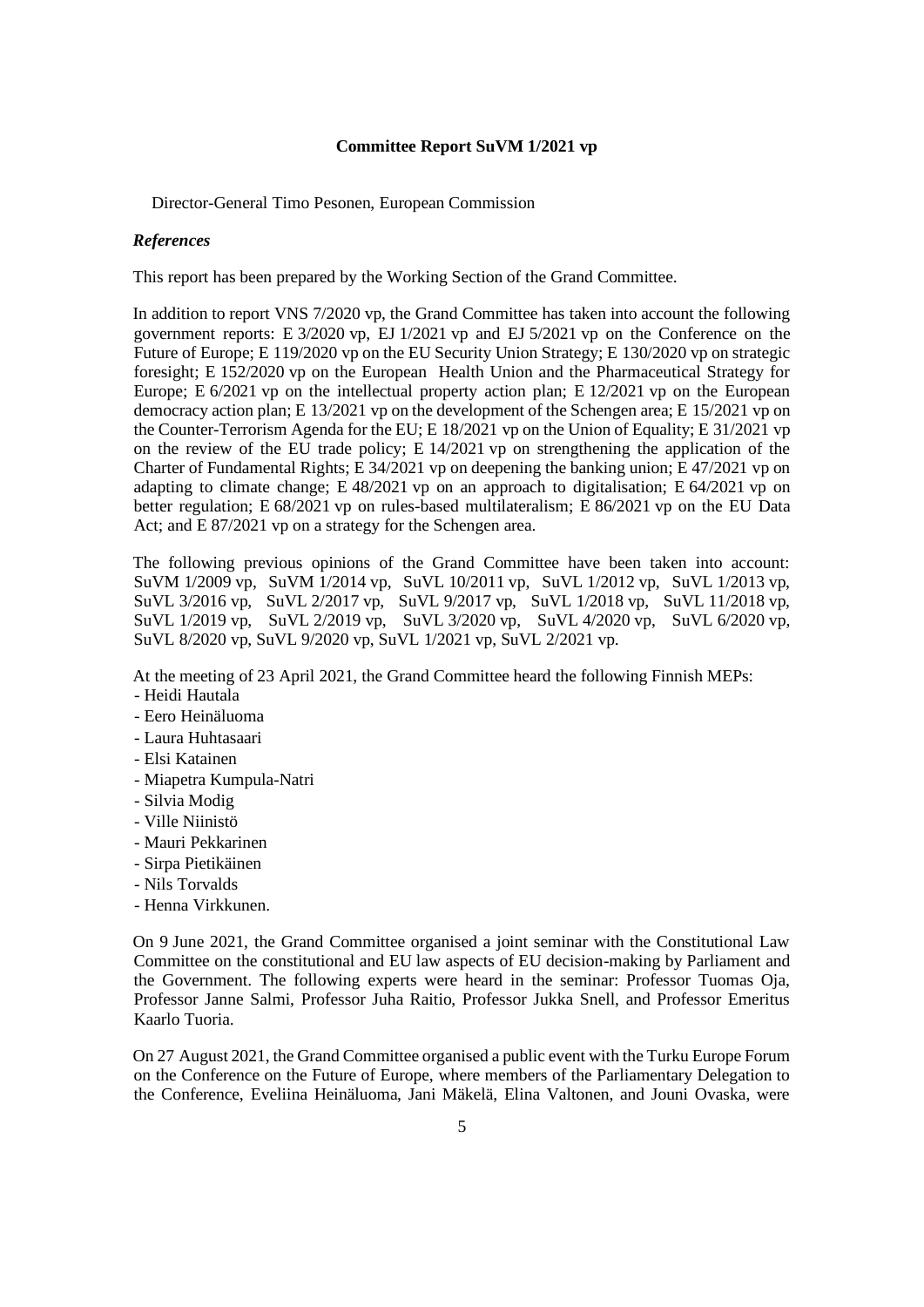**Committee Report SuVM 1/2021 vp**

Director-General Timo Pesonen, European Commission

***References***

This report has been prepared by the Working Section of the Grand Committee.

In addition to report VNS 7/2020 vp, the Grand Committee has taken into account the following government reports: E 3/2020 vp, EJ 1/2021 vp and EJ 5/2021 vp on the Conference on the Future of Europe; E 119/2020 vp on the EU Security Union Strategy; E 130/2020 vp on strategic foresight; E 152/2020 vp on the European Health Union and the Pharmaceutical Strategy for Europe; E 6/2021 vp on the intellectual property action plan; E 12/2021 vp on the European democracy action plan; E 13/2021 vp on the development of the Schengen area; E 15/2021 vp on the Counter-Terrorism Agenda for the EU; E 18/2021 vp on the Union of Equality; E 31/2021 vp on the review of the EU trade policy; E 14/2021 vp on strengthening the application of the Charter of Fundamental Rights; E 34/2021 vp on deepening the banking union; E 47/2021 vp on adapting to climate change; E 48/2021 vp on an approach to digitalisation; E 64/2021 vp on better regulation; E 68/2021 vp on rules-based multilateralism; E 86/2021 vp on the EU Data Act; and E 87/2021 vp on a strategy for the Schengen area.

The following previous opinions of the Grand Committee have been taken into account: SuVM 1/2009 vp, SuVM 1/2014 vp, SuVL 10/2011 vp, SuVL 1/2012 vp, SuVL 1/2013 vp, SuVL 3/2016 vp, SuVL 2/2017 vp, SuVL 9/2017 vp, SuVL 1/2018 vp, SuVL 11/2018 vp, SuVL 1/2019 vp, SuVL 2/2019 vp, SuVL 3/2020 vp, SuVL 4/2020 vp, SuVL 6/2020 vp, SuVL 8/2020 vp, SuVL 9/2020 vp, SuVL 1/2021 vp, SuVL 2/2021 vp.

At the meeting of 23 April 2021, the Grand Committee heard the following Finnish MEPs:
- Heidi Hautala
- Eero Heinäluoma
- Laura Huhtasaari
- Elsi Katainen
- Miapetra Kumpula-Natri
- Silvia Modig
- Ville Niinistö
- Mauri Pekkarinen
- Sirpa Pietikäinen
- Nils Torvalds
- Henna Virkkunen.

On 9 June 2021, the Grand Committee organised a joint seminar with the Constitutional Law Committee on the constitutional and EU law aspects of EU decision-making by Parliament and the Government. The following experts were heard in the seminar: Professor Tuomas Oja, Professor Janne Salmi, Professor Juha Raitio, Professor Jukka Snell, and Professor Emeritus Kaarlo Tuori.

On 27 August 2021, the Grand Committee organised a public event with the Turku Europe Forum on the Conference on the Future of Europe, where members of the Parliamentary Delegation to the Conference, Eveliina Heinäluoma, Jani Mäkelä, Elina Valtonen, and Jouni Ovaska, were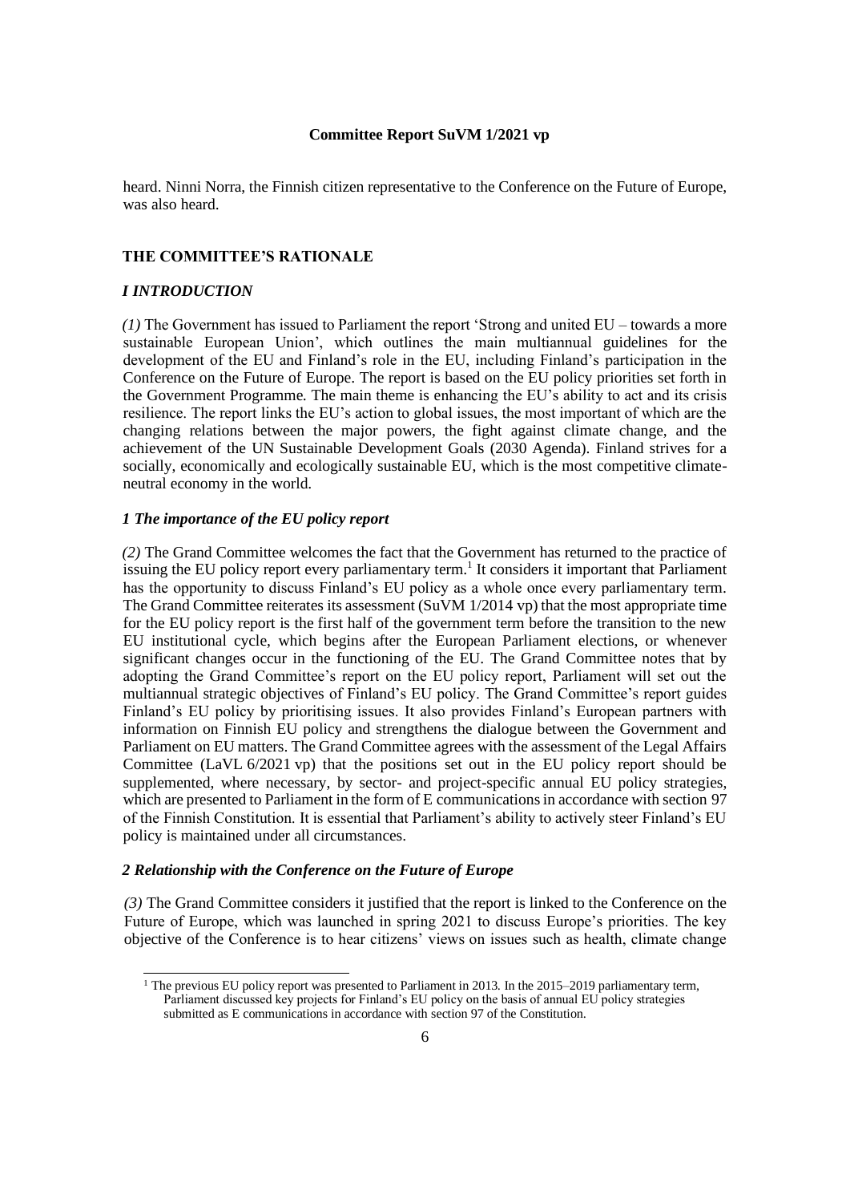heard. Ninni Norra, the Finnish citizen representative to the Conference on the Future of Europe, was also heard.

## THE COMMITTEE'S RATIONALE

### *I INTRODUCTION*

*(1)* The Government has issued to Parliament the report 'Strong and united EU – towards a more sustainable European Union', which outlines the main multiannual guidelines for the development of the EU and Finland's role in the EU, including Finland's participation in the Conference on the Future of Europe. The report is based on the EU policy priorities set forth in the Government Programme. The main theme is enhancing the EU's ability to act and its crisis resilience. The report links the EU's action to global issues, the most important of which are the changing relations between the major powers, the fight against climate change, and the achievement of the UN Sustainable Development Goals (2030 Agenda). Finland strives for a socially, economically and ecologically sustainable EU, which is the most competitive climate-neutral economy in the world.

#### *1 The importance of the EU policy report*

*(2)* The Grand Committee welcomes the fact that the Government has returned to the practice of issuing the EU policy report every parliamentary term.[1] It considers it important that Parliament has the opportunity to discuss Finland's EU policy as a whole once every parliamentary term. The Grand Committee reiterates its assessment (SuVM 1/2014 vp) that the most appropriate time for the EU policy report is the first half of the government term before the transition to the new EU institutional cycle, which begins after the European Parliament elections, or whenever significant changes occur in the functioning of the EU. The Grand Committee notes that by adopting the Grand Committee's report on the EU policy report, Parliament will set out the multiannual strategic objectives of Finland's EU policy. The Grand Committee's report guides Finland's EU policy by prioritising issues. It also provides Finland's European partners with information on Finnish EU policy and strengthens the dialogue between the Government and Parliament on EU matters. The Grand Committee agrees with the assessment of the Legal Affairs Committee (LaVL 6/2021 vp) that the positions set out in the EU policy report should be supplemented, where necessary, by sector- and project-specific annual EU policy strategies, which are presented to Parliament in the form of E communications in accordance with section 97 of the Finnish Constitution. It is essential that Parliament's ability to actively steer Finland's EU policy is maintained under all circumstances.

#### *2 Relationship with the Conference on the Future of Europe*

*(3)* The Grand Committee considers it justified that the report is linked to the Conference on the Future of Europe, which was launched in spring 2021 to discuss Europe's priorities. The key objective of the Conference is to hear citizens' views on issues such as health, climate change

---

[1] The previous EU policy report was presented to Parliament in 2013. In the 2015–2019 parliamentary term, Parliament discussed key projects for Finland's EU policy on the basis of annual EU policy strategies submitted as E communications in accordance with section 97 of the Constitution.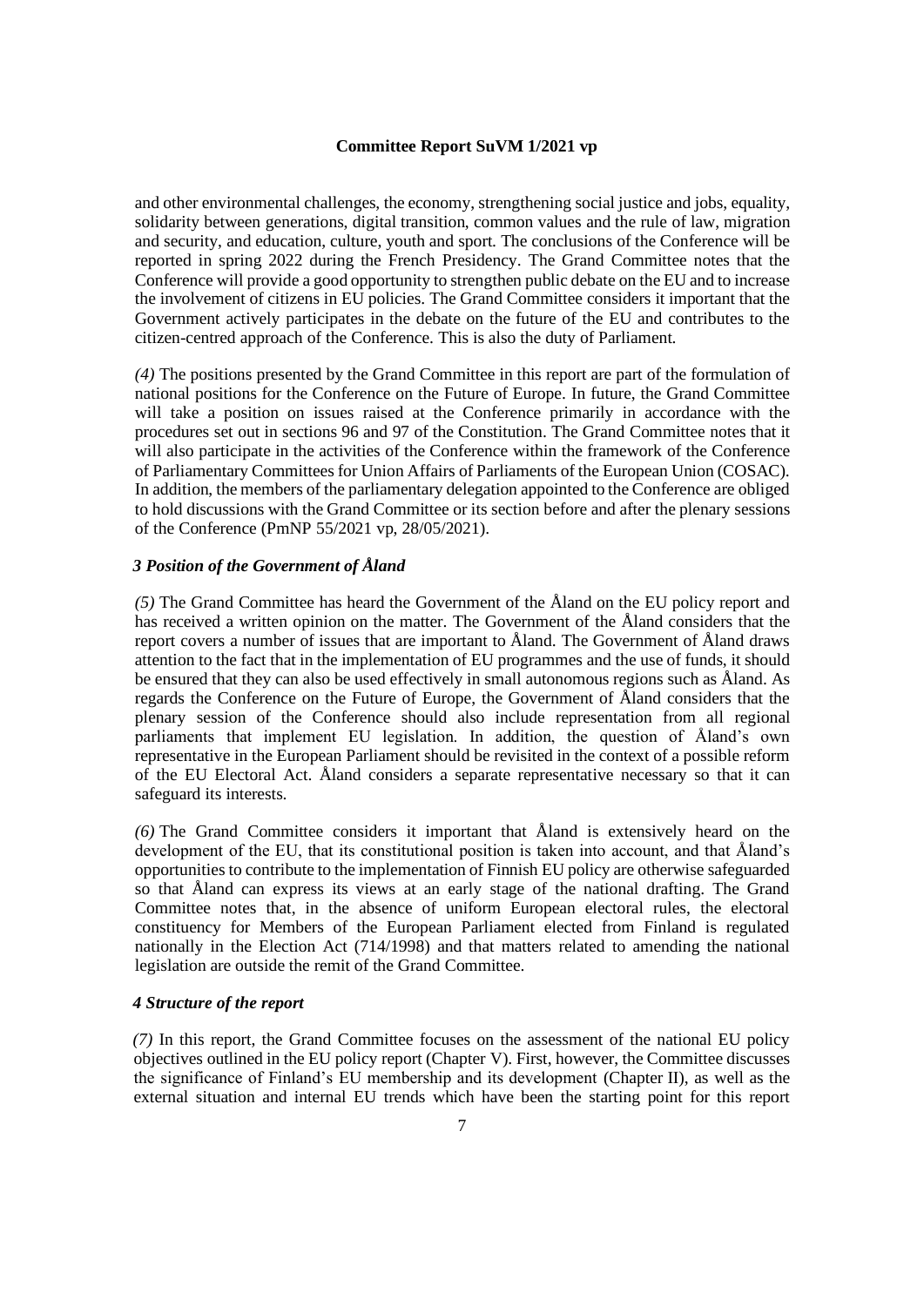and other environmental challenges, the economy, strengthening social justice and jobs, equality, solidarity between generations, digital transition, common values and the rule of law, migration and security, and education, culture, youth and sport. The conclusions of the Conference will be reported in spring 2022 during the French Presidency. The Grand Committee notes that the Conference will provide a good opportunity to strengthen public debate on the EU and to increase the involvement of citizens in EU policies. The Grand Committee considers it important that the Government actively participates in the debate on the future of the EU and contributes to the citizen-centred approach of the Conference. This is also the duty of Parliament.

*(4)* The positions presented by the Grand Committee in this report are part of the formulation of national positions for the Conference on the Future of Europe. In future, the Grand Committee will take a position on issues raised at the Conference primarily in accordance with the procedures set out in sections 96 and 97 of the Constitution. The Grand Committee notes that it will also participate in the activities of the Conference within the framework of the Conference of Parliamentary Committees for Union Affairs of Parliaments of the European Union (COSAC). In addition, the members of the parliamentary delegation appointed to the Conference are obliged to hold discussions with the Grand Committee or its section before and after the plenary sessions of the Conference (PmNP 55/2021 vp, 28/05/2021).

### *3 Position of the Government of Åland*

*(5)* The Grand Committee has heard the Government of the Åland on the EU policy report and has received a written opinion on the matter. The Government of the Åland considers that the report covers a number of issues that are important to Åland. The Government of Åland draws attention to the fact that in the implementation of EU programmes and the use of funds, it should be ensured that they can also be used effectively in small autonomous regions such as Åland. As regards the Conference on the Future of Europe, the Government of Åland considers that the plenary session of the Conference should also include representation from all regional parliaments that implement EU legislation. In addition, the question of Åland's own representative in the European Parliament should be revisited in the context of a possible reform of the EU Electoral Act. Åland considers a separate representative necessary so that it can safeguard its interests.

*(6)* The Grand Committee considers it important that Åland is extensively heard on the development of the EU, that its constitutional position is taken into account, and that Åland's opportunities to contribute to the implementation of Finnish EU policy are otherwise safeguarded so that Åland can express its views at an early stage of the national drafting. The Grand Committee notes that, in the absence of uniform European electoral rules, the electoral constituency for Members of the European Parliament elected from Finland is regulated nationally in the Election Act (714/1998) and that matters related to amending the national legislation are outside the remit of the Grand Committee.

### *4 Structure of the report*

*(7)* In this report, the Grand Committee focuses on the assessment of the national EU policy objectives outlined in the EU policy report (Chapter V). First, however, the Committee discusses the significance of Finland's EU membership and its development (Chapter II), as well as the external situation and internal EU trends which have been the starting point for this report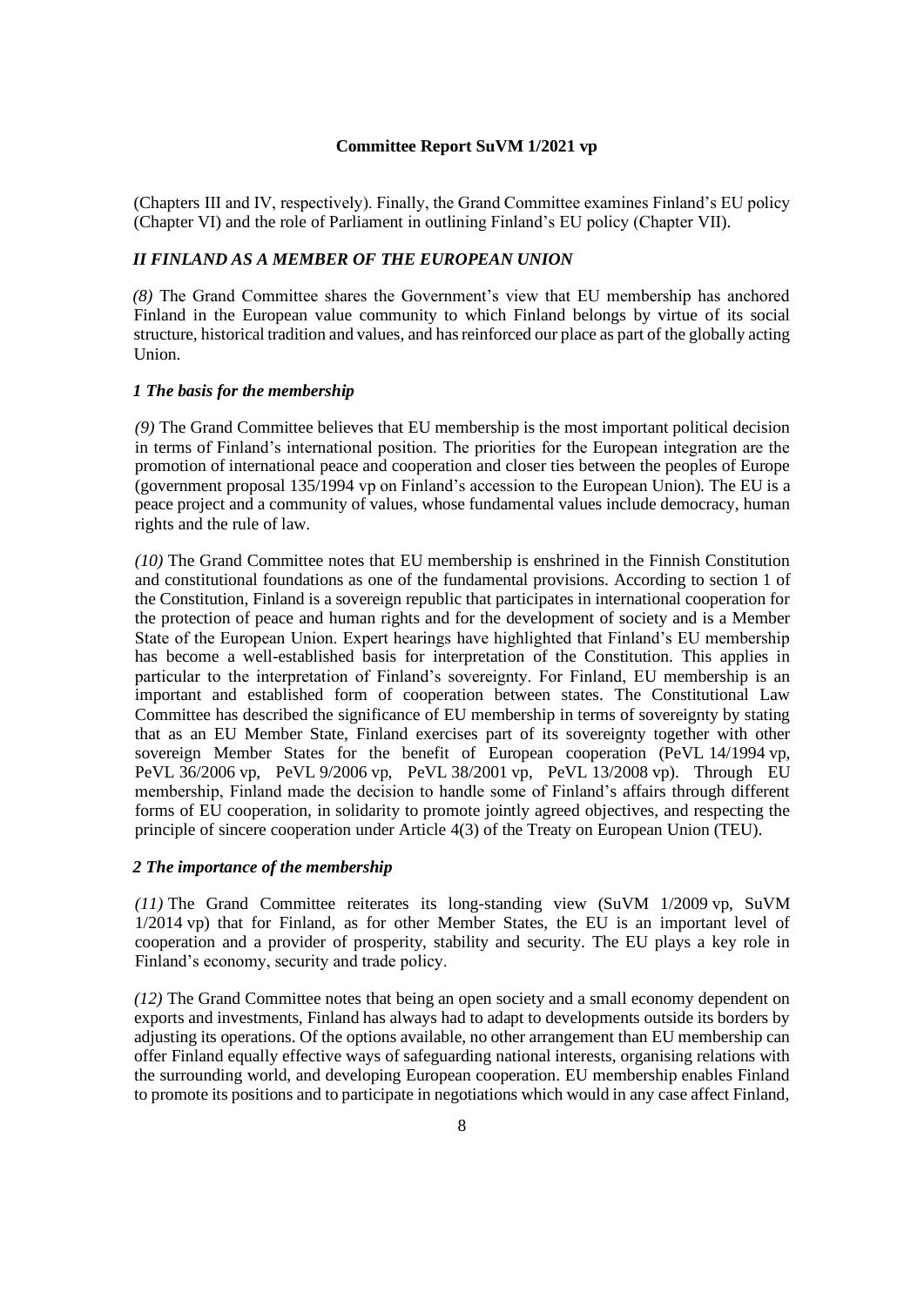(Chapters III and IV, respectively). Finally, the Grand Committee examines Finland's EU policy (Chapter VI) and the role of Parliament in outlining Finland's EU policy (Chapter VII).

## *II FINLAND AS A MEMBER OF THE EUROPEAN UNION*

*(8)* The Grand Committee shares the Government's view that EU membership has anchored Finland in the European value community to which Finland belongs by virtue of its social structure, historical tradition and values, and has reinforced our place as part of the globally acting Union.

### *1 The basis for the membership*

*(9)* The Grand Committee believes that EU membership is the most important political decision in terms of Finland's international position. The priorities for the European integration are the promotion of international peace and cooperation and closer ties between the peoples of Europe (government proposal 135/1994 vp on Finland's accession to the European Union). The EU is a peace project and a community of values, whose fundamental values include democracy, human rights and the rule of law.

*(10)* The Grand Committee notes that EU membership is enshrined in the Finnish Constitution and constitutional foundations as one of the fundamental provisions. According to section 1 of the Constitution, Finland is a sovereign republic that participates in international cooperation for the protection of peace and human rights and for the development of society and is a Member State of the European Union. Expert hearings have highlighted that Finland's EU membership has become a well-established basis for interpretation of the Constitution. This applies in particular to the interpretation of Finland's sovereignty. For Finland, EU membership is an important and established form of cooperation between states. The Constitutional Law Committee has described the significance of EU membership in terms of sovereignty by stating that as an EU Member State, Finland exercises part of its sovereignty together with other sovereign Member States for the benefit of European cooperation (PeVL 14/1994 vp, PeVL 36/2006 vp, PeVL 9/2006 vp, PeVL 38/2001 vp, PeVL 13/2008 vp). Through EU membership, Finland made the decision to handle some of Finland's affairs through different forms of EU cooperation, in solidarity to promote jointly agreed objectives, and respecting the principle of sincere cooperation under Article 4(3) of the Treaty on European Union (TEU).

### *2 The importance of the membership*

*(11)* The Grand Committee reiterates its long-standing view (SuVM 1/2009 vp, SuVM 1/2014 vp) that for Finland, as for other Member States, the EU is an important level of cooperation and a provider of prosperity, stability and security. The EU plays a key role in Finland's economy, security and trade policy.

*(12)* The Grand Committee notes that being an open society and a small economy dependent on exports and investments, Finland has always had to adapt to developments outside its borders by adjusting its operations. Of the options available, no other arrangement than EU membership can offer Finland equally effective ways of safeguarding national interests, organising relations with the surrounding world, and developing European cooperation. EU membership enables Finland to promote its positions and to participate in negotiations which would in any case affect Finland,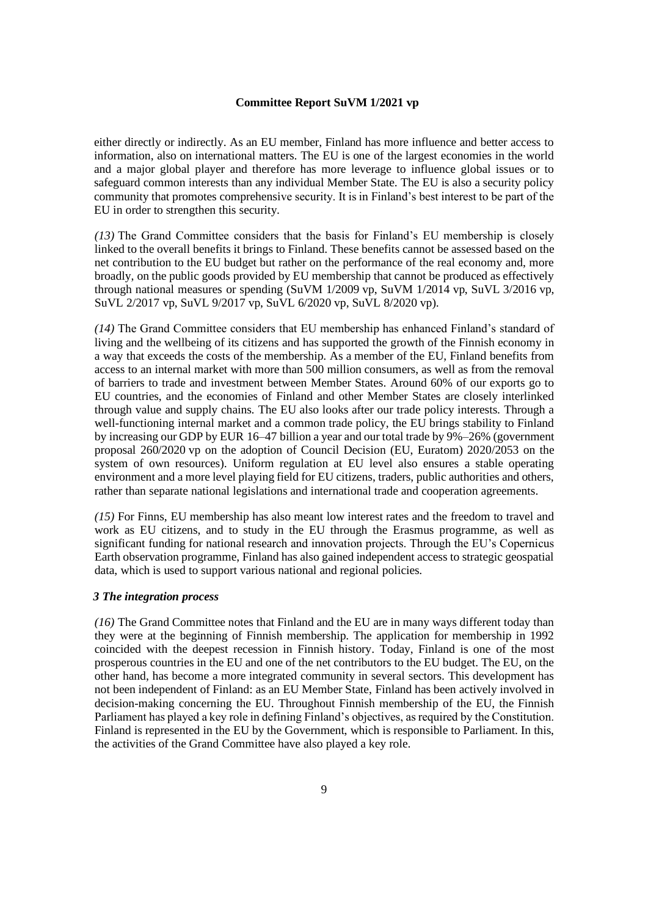either directly or indirectly. As an EU member, Finland has more influence and better access to information, also on international matters. The EU is one of the largest economies in the world and a major global player and therefore has more leverage to influence global issues or to safeguard common interests than any individual Member State. The EU is also a security policy community that promotes comprehensive security. It is in Finland's best interest to be part of the EU in order to strengthen this security.

*(13)* The Grand Committee considers that the basis for Finland's EU membership is closely linked to the overall benefits it brings to Finland. These benefits cannot be assessed based on the net contribution to the EU budget but rather on the performance of the real economy and, more broadly, on the public goods provided by EU membership that cannot be produced as effectively through national measures or spending (SuVM 1/2009 vp, SuVM 1/2014 vp, SuVL 3/2016 vp, SuVL 2/2017 vp, SuVL 9/2017 vp, SuVL 6/2020 vp, SuVL 8/2020 vp).

*(14)* The Grand Committee considers that EU membership has enhanced Finland's standard of living and the wellbeing of its citizens and has supported the growth of the Finnish economy in a way that exceeds the costs of the membership. As a member of the EU, Finland benefits from access to an internal market with more than 500 million consumers, as well as from the removal of barriers to trade and investment between Member States. Around 60% of our exports go to EU countries, and the economies of Finland and other Member States are closely interlinked through value and supply chains. The EU also looks after our trade policy interests. Through a well-functioning internal market and a common trade policy, the EU brings stability to Finland by increasing our GDP by EUR 16–47 billion a year and our total trade by 9%–26% (government proposal 260/2020 vp on the adoption of Council Decision (EU, Euratom) 2020/2053 on the system of own resources). Uniform regulation at EU level also ensures a stable operating environment and a more level playing field for EU citizens, traders, public authorities and others, rather than separate national legislations and international trade and cooperation agreements.

*(15)* For Finns, EU membership has also meant low interest rates and the freedom to travel and work as EU citizens, and to study in the EU through the Erasmus programme, as well as significant funding for national research and innovation projects. Through the EU's Copernicus Earth observation programme, Finland has also gained independent access to strategic geospatial data, which is used to support various national and regional policies.

### *3 The integration process*

*(16)* The Grand Committee notes that Finland and the EU are in many ways different today than they were at the beginning of Finnish membership. The application for membership in 1992 coincided with the deepest recession in Finnish history. Today, Finland is one of the most prosperous countries in the EU and one of the net contributors to the EU budget. The EU, on the other hand, has become a more integrated community in several sectors. This development has not been independent of Finland: as an EU Member State, Finland has been actively involved in decision-making concerning the EU. Throughout Finnish membership of the EU, the Finnish Parliament has played a key role in defining Finland's objectives, as required by the Constitution. Finland is represented in the EU by the Government, which is responsible to Parliament. In this, the activities of the Grand Committee have also played a key role.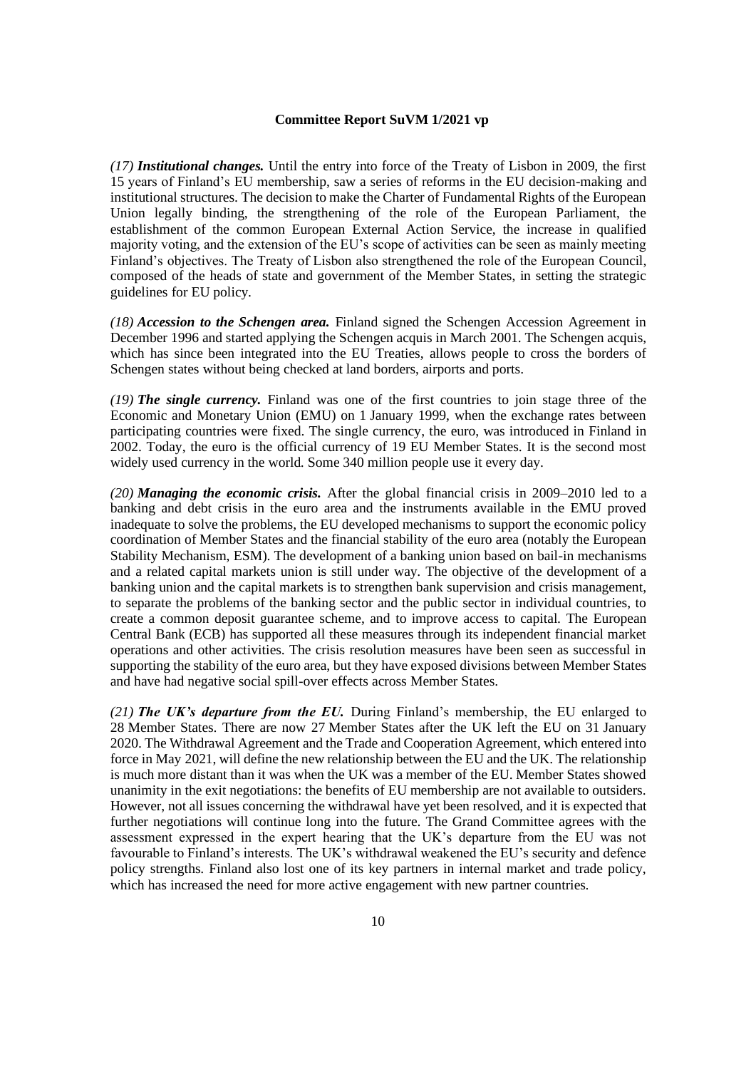**Committee Report SuVM 1/2021 vp**

*(17)* ***Institutional changes.*** Until the entry into force of the Treaty of Lisbon in 2009, the first 15 years of Finland's EU membership, saw a series of reforms in the EU decision-making and institutional structures. The decision to make the Charter of Fundamental Rights of the European Union legally binding, the strengthening of the role of the European Parliament, the establishment of the common European External Action Service, the increase in qualified majority voting, and the extension of the EU's scope of activities can be seen as mainly meeting Finland's objectives. The Treaty of Lisbon also strengthened the role of the European Council, composed of the heads of state and government of the Member States, in setting the strategic guidelines for EU policy.

*(18)* ***Accession to the Schengen area.*** Finland signed the Schengen Accession Agreement in December 1996 and started applying the Schengen acquis in March 2001. The Schengen acquis, which has since been integrated into the EU Treaties, allows people to cross the borders of Schengen states without being checked at land borders, airports and ports.

*(19)* ***The single currency.*** Finland was one of the first countries to join stage three of the Economic and Monetary Union (EMU) on 1 January 1999, when the exchange rates between participating countries were fixed. The single currency, the euro, was introduced in Finland in 2002. Today, the euro is the official currency of 19 EU Member States. It is the second most widely used currency in the world. Some 340 million people use it every day.

*(20)* ***Managing the economic crisis.*** After the global financial crisis in 2009–2010 led to a banking and debt crisis in the euro area and the instruments available in the EMU proved inadequate to solve the problems, the EU developed mechanisms to support the economic policy coordination of Member States and the financial stability of the euro area (notably the European Stability Mechanism, ESM). The development of a banking union based on bail-in mechanisms and a related capital markets union is still under way. The objective of the development of a banking union and the capital markets is to strengthen bank supervision and crisis management, to separate the problems of the banking sector and the public sector in individual countries, to create a common deposit guarantee scheme, and to improve access to capital. The European Central Bank (ECB) has supported all these measures through its independent financial market operations and other activities. The crisis resolution measures have been seen as successful in supporting the stability of the euro area, but they have exposed divisions between Member States and have had negative social spill-over effects across Member States.

*(21)* ***The UK's departure from the EU.*** During Finland's membership, the EU enlarged to 28 Member States. There are now 27 Member States after the UK left the EU on 31 January 2020. The Withdrawal Agreement and the Trade and Cooperation Agreement, which entered into force in May 2021, will define the new relationship between the EU and the UK. The relationship is much more distant than it was when the UK was a member of the EU. Member States showed unanimity in the exit negotiations: the benefits of EU membership are not available to outsiders. However, not all issues concerning the withdrawal have yet been resolved, and it is expected that further negotiations will continue long into the future. The Grand Committee agrees with the assessment expressed in the expert hearing that the UK's departure from the EU was not favourable to Finland's interests. The UK's withdrawal weakened the EU's security and defence policy strengths. Finland also lost one of its key partners in internal market and trade policy, which has increased the need for more active engagement with new partner countries.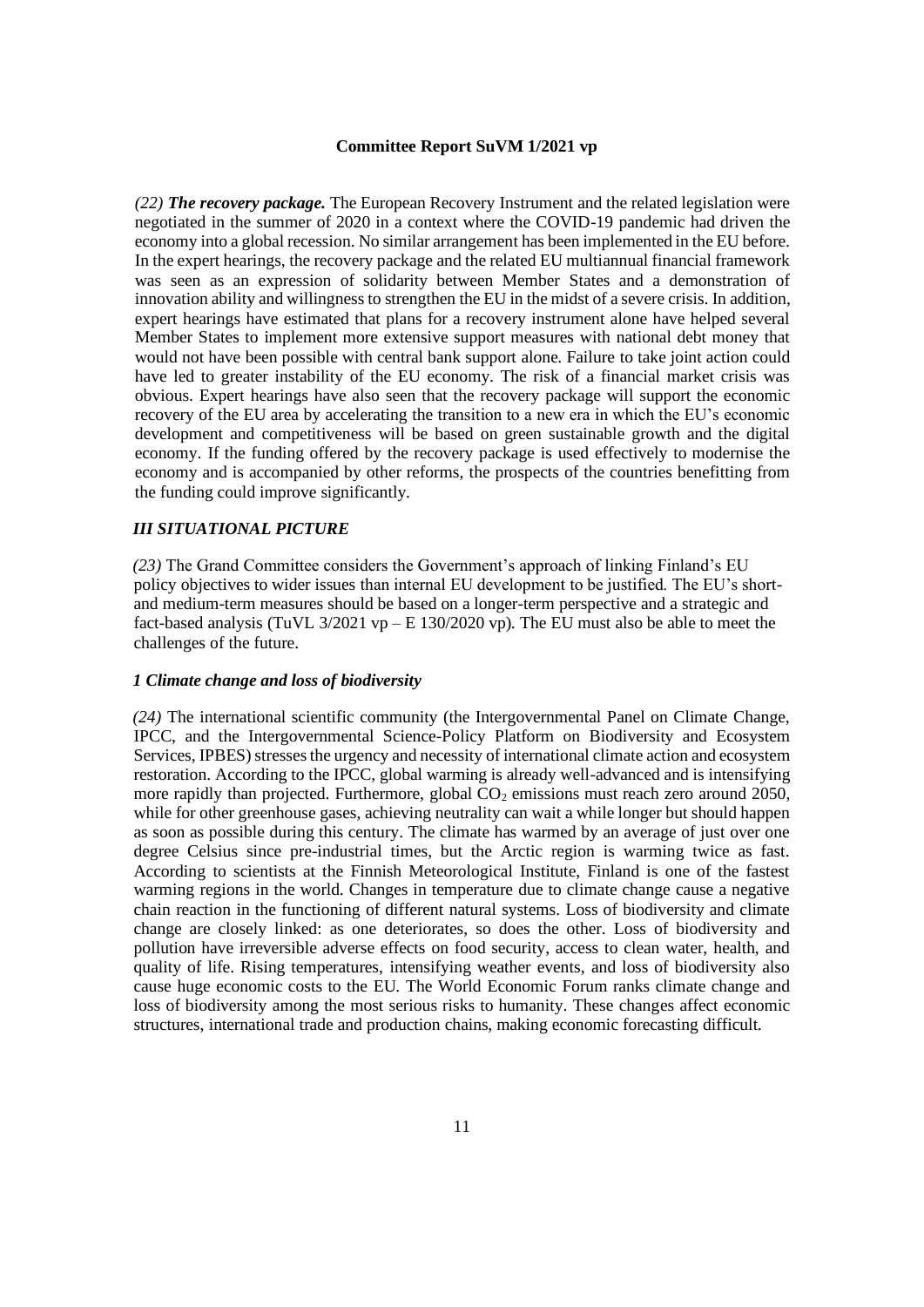*(22)* ***The recovery package.*** The European Recovery Instrument and the related legislation were negotiated in the summer of 2020 in a context where the COVID-19 pandemic had driven the economy into a global recession. No similar arrangement has been implemented in the EU before. In the expert hearings, the recovery package and the related EU multiannual financial framework was seen as an expression of solidarity between Member States and a demonstration of innovation ability and willingness to strengthen the EU in the midst of a severe crisis. In addition, expert hearings have estimated that plans for a recovery instrument alone have helped several Member States to implement more extensive support measures with national debt money that would not have been possible with central bank support alone. Failure to take joint action could have led to greater instability of the EU economy. The risk of a financial market crisis was obvious. Expert hearings have also seen that the recovery package will support the economic recovery of the EU area by accelerating the transition to a new era in which the EU's economic development and competitiveness will be based on green sustainable growth and the digital economy. If the funding offered by the recovery package is used effectively to modernise the economy and is accompanied by other reforms, the prospects of the countries benefitting from the funding could improve significantly.

## *III SITUATIONAL PICTURE*

*(23)* The Grand Committee considers the Government's approach of linking Finland's EU policy objectives to wider issues than internal EU development to be justified. The EU's short- and medium-term measures should be based on a longer-term perspective and a strategic and fact-based analysis (TuVL 3/2021 vp – E 130/2020 vp). The EU must also be able to meet the challenges of the future.

### *1 Climate change and loss of biodiversity*

*(24)* The international scientific community (the Intergovernmental Panel on Climate Change, IPCC, and the Intergovernmental Science-Policy Platform on Biodiversity and Ecosystem Services, IPBES) stresses the urgency and necessity of international climate action and ecosystem restoration. According to the IPCC, global warming is already well-advanced and is intensifying more rapidly than projected. Furthermore, global $CO_2$ emissions must reach zero around 2050, while for other greenhouse gases, achieving neutrality can wait a while longer but should happen as soon as possible during this century. The climate has warmed by an average of just over one degree Celsius since pre-industrial times, but the Arctic region is warming twice as fast. According to scientists at the Finnish Meteorological Institute, Finland is one of the fastest warming regions in the world. Changes in temperature due to climate change cause a negative chain reaction in the functioning of different natural systems. Loss of biodiversity and climate change are closely linked: as one deteriorates, so does the other. Loss of biodiversity and pollution have irreversible adverse effects on food security, access to clean water, health, and quality of life. Rising temperatures, intensifying weather events, and loss of biodiversity also cause huge economic costs to the EU. The World Economic Forum ranks climate change and loss of biodiversity among the most serious risks to humanity. These changes affect economic structures, international trade and production chains, making economic forecasting difficult.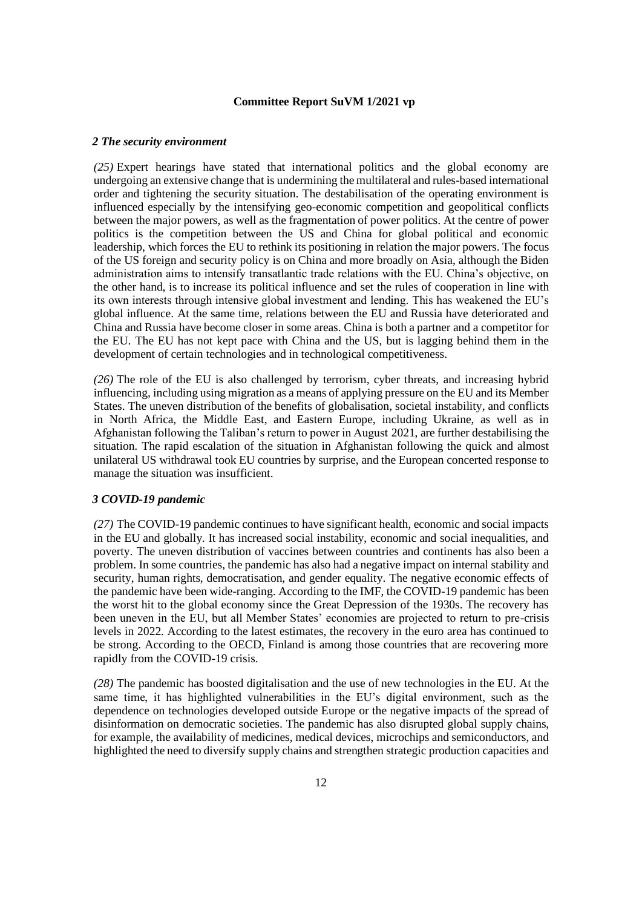#### 2 The security environment

*(25)* Expert hearings have stated that international politics and the global economy are undergoing an extensive change that is undermining the multilateral and rules-based international order and tightening the security situation. The destabilisation of the operating environment is influenced especially by the intensifying geo-economic competition and geopolitical conflicts between the major powers, as well as the fragmentation of power politics. At the centre of power politics is the competition between the US and China for global political and economic leadership, which forces the EU to rethink its positioning in relation the major powers. The focus of the US foreign and security policy is on China and more broadly on Asia, although the Biden administration aims to intensify transatlantic trade relations with the EU. China's objective, on the other hand, is to increase its political influence and set the rules of cooperation in line with its own interests through intensive global investment and lending. This has weakened the EU's global influence. At the same time, relations between the EU and Russia have deteriorated and China and Russia have become closer in some areas. China is both a partner and a competitor for the EU. The EU has not kept pace with China and the US, but is lagging behind them in the development of certain technologies and in technological competitiveness.

*(26)* The role of the EU is also challenged by terrorism, cyber threats, and increasing hybrid influencing, including using migration as a means of applying pressure on the EU and its Member States. The uneven distribution of the benefits of globalisation, societal instability, and conflicts in North Africa, the Middle East, and Eastern Europe, including Ukraine, as well as in Afghanistan following the Taliban's return to power in August 2021, are further destabilising the situation. The rapid escalation of the situation in Afghanistan following the quick and almost unilateral US withdrawal took EU countries by surprise, and the European concerted response to manage the situation was insufficient.

#### 3 COVID-19 pandemic

*(27)* The COVID-19 pandemic continues to have significant health, economic and social impacts in the EU and globally. It has increased social instability, economic and social inequalities, and poverty. The uneven distribution of vaccines between countries and continents has also been a problem. In some countries, the pandemic has also had a negative impact on internal stability and security, human rights, democratisation, and gender equality. The negative economic effects of the pandemic have been wide-ranging. According to the IMF, the COVID-19 pandemic has been the worst hit to the global economy since the Great Depression of the 1930s. The recovery has been uneven in the EU, but all Member States' economies are projected to return to pre-crisis levels in 2022. According to the latest estimates, the recovery in the euro area has continued to be strong. According to the OECD, Finland is among those countries that are recovering more rapidly from the COVID-19 crisis.

*(28)* The pandemic has boosted digitalisation and the use of new technologies in the EU. At the same time, it has highlighted vulnerabilities in the EU's digital environment, such as the dependence on technologies developed outside Europe or the negative impacts of the spread of disinformation on democratic societies. The pandemic has also disrupted global supply chains, for example, the availability of medicines, medical devices, microchips and semiconductors, and highlighted the need to diversify supply chains and strengthen strategic production capacities and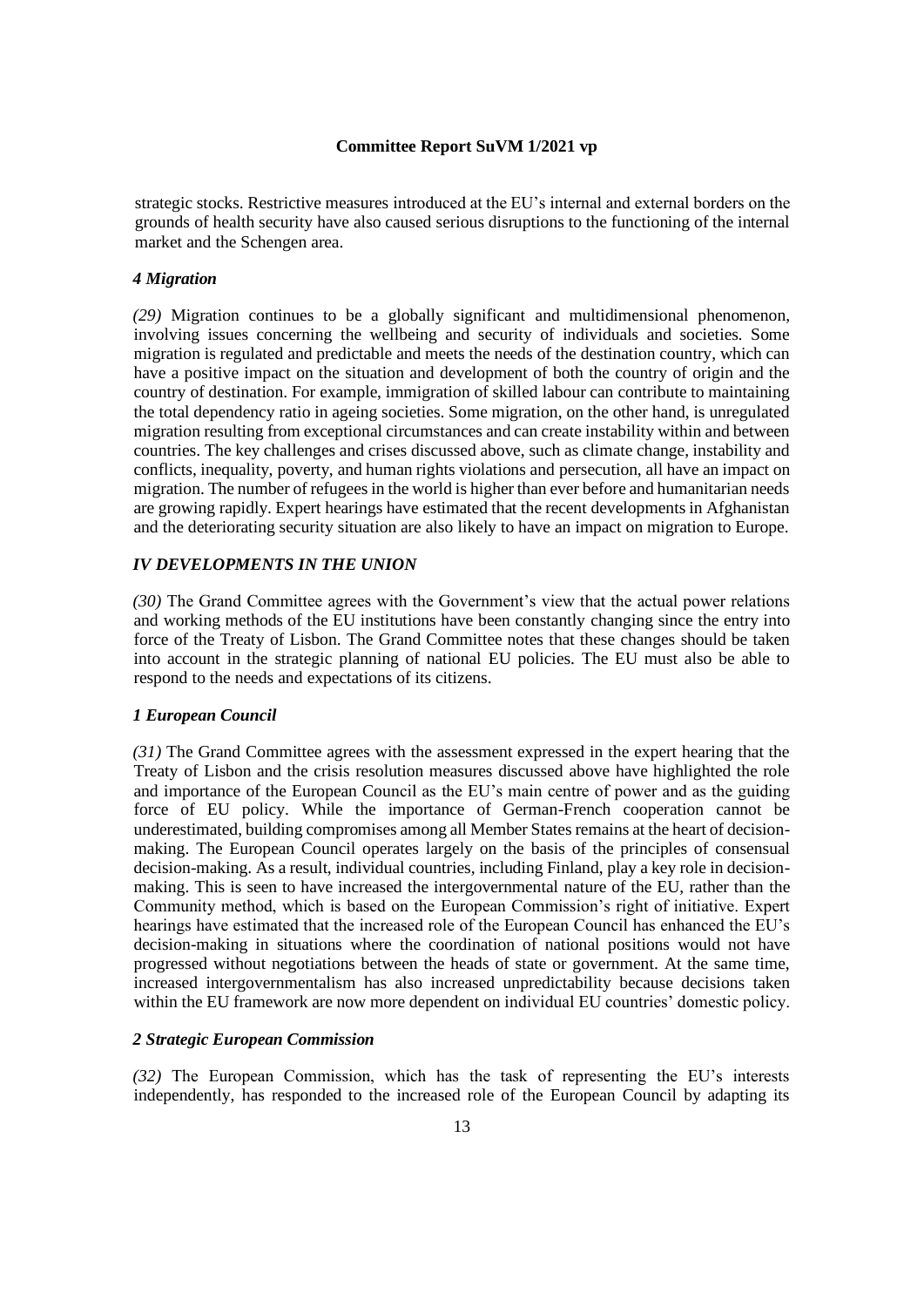strategic stocks. Restrictive measures introduced at the EU's internal and external borders on the grounds of health security have also caused serious disruptions to the functioning of the internal market and the Schengen area.

### *4 Migration*

*(29)* Migration continues to be a globally significant and multidimensional phenomenon, involving issues concerning the wellbeing and security of individuals and societies. Some migration is regulated and predictable and meets the needs of the destination country, which can have a positive impact on the situation and development of both the country of origin and the country of destination. For example, immigration of skilled labour can contribute to maintaining the total dependency ratio in ageing societies. Some migration, on the other hand, is unregulated migration resulting from exceptional circumstances and can create instability within and between countries. The key challenges and crises discussed above, such as climate change, instability and conflicts, inequality, poverty, and human rights violations and persecution, all have an impact on migration. The number of refugees in the world is higher than ever before and humanitarian needs are growing rapidly. Expert hearings have estimated that the recent developments in Afghanistan and the deteriorating security situation are also likely to have an impact on migration to Europe.

## *IV DEVELOPMENTS IN THE UNION*

*(30)* The Grand Committee agrees with the Government's view that the actual power relations and working methods of the EU institutions have been constantly changing since the entry into force of the Treaty of Lisbon. The Grand Committee notes that these changes should be taken into account in the strategic planning of national EU policies. The EU must also be able to respond to the needs and expectations of its citizens.

### *1 European Council*

*(31)* The Grand Committee agrees with the assessment expressed in the expert hearing that the Treaty of Lisbon and the crisis resolution measures discussed above have highlighted the role and importance of the European Council as the EU's main centre of power and as the guiding force of EU policy. While the importance of German-French cooperation cannot be underestimated, building compromises among all Member States remains at the heart of decision-making. The European Council operates largely on the basis of the principles of consensual decision-making. As a result, individual countries, including Finland, play a key role in decision-making. This is seen to have increased the intergovernmental nature of the EU, rather than the Community method, which is based on the European Commission's right of initiative. Expert hearings have estimated that the increased role of the European Council has enhanced the EU's decision-making in situations where the coordination of national positions would not have progressed without negotiations between the heads of state or government. At the same time, increased intergovernmentalism has also increased unpredictability because decisions taken within the EU framework are now more dependent on individual EU countries' domestic policy.

### *2 Strategic European Commission*

*(32)* The European Commission, which has the task of representing the EU's interests independently, has responded to the increased role of the European Council by adapting its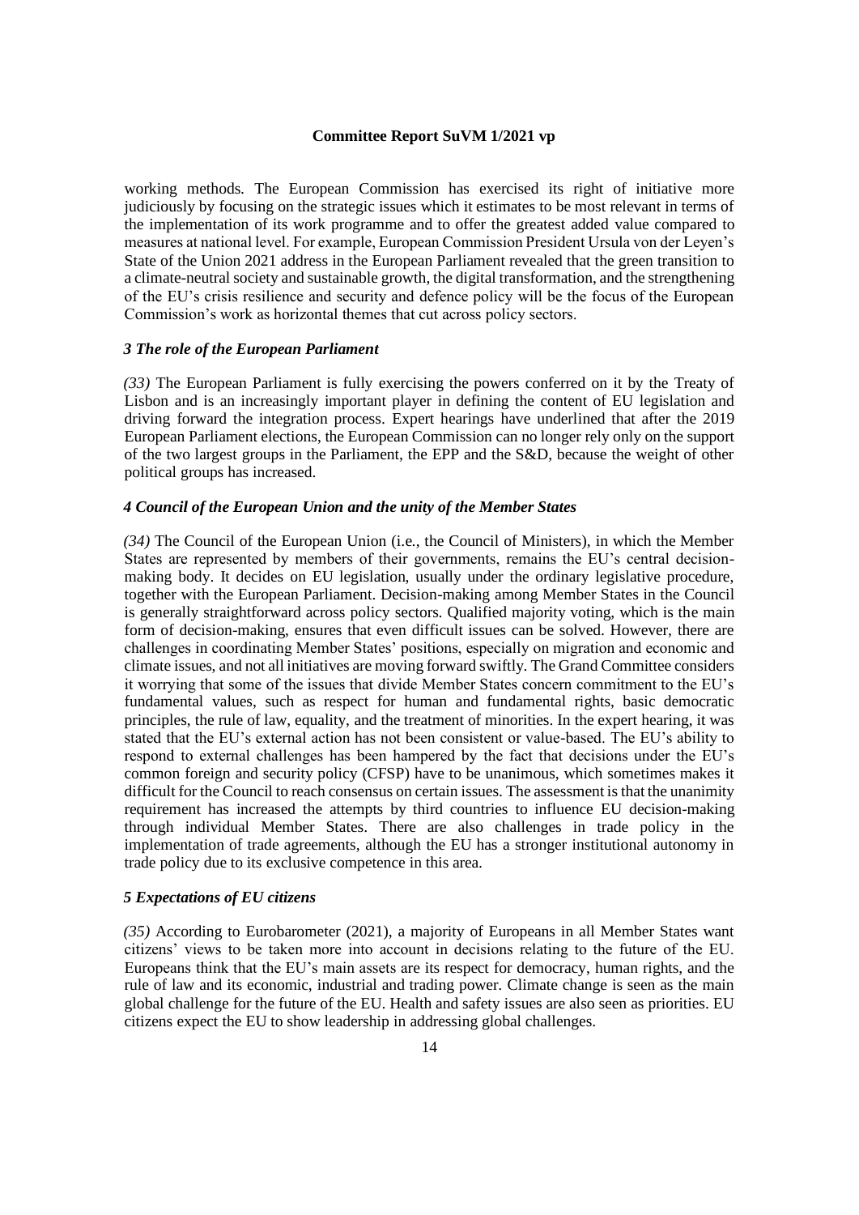working methods. The European Commission has exercised its right of initiative more judiciously by focusing on the strategic issues which it estimates to be most relevant in terms of the implementation of its work programme and to offer the greatest added value compared to measures at national level. For example, European Commission President Ursula von der Leyen's State of the Union 2021 address in the European Parliament revealed that the green transition to a climate-neutral society and sustainable growth, the digital transformation, and the strengthening of the EU's crisis resilience and security and defence policy will be the focus of the European Commission's work as horizontal themes that cut across policy sectors.

### *3 The role of the European Parliament*

*(33)* The European Parliament is fully exercising the powers conferred on it by the Treaty of Lisbon and is an increasingly important player in defining the content of EU legislation and driving forward the integration process. Expert hearings have underlined that after the 2019 European Parliament elections, the European Commission can no longer rely only on the support of the two largest groups in the Parliament, the EPP and the S&D, because the weight of other political groups has increased.

### *4 Council of the European Union and the unity of the Member States*

*(34)* The Council of the European Union (i.e., the Council of Ministers), in which the Member States are represented by members of their governments, remains the EU's central decision-making body. It decides on EU legislation, usually under the ordinary legislative procedure, together with the European Parliament. Decision-making among Member States in the Council is generally straightforward across policy sectors. Qualified majority voting, which is the main form of decision-making, ensures that even difficult issues can be solved. However, there are challenges in coordinating Member States' positions, especially on migration and economic and climate issues, and not all initiatives are moving forward swiftly. The Grand Committee considers it worrying that some of the issues that divide Member States concern commitment to the EU's fundamental values, such as respect for human and fundamental rights, basic democratic principles, the rule of law, equality, and the treatment of minorities. In the expert hearing, it was stated that the EU's external action has not been consistent or value-based. The EU's ability to respond to external challenges has been hampered by the fact that decisions under the EU's common foreign and security policy (CFSP) have to be unanimous, which sometimes makes it difficult for the Council to reach consensus on certain issues. The assessment is that the unanimity requirement has increased the attempts by third countries to influence EU decision-making through individual Member States. There are also challenges in trade policy in the implementation of trade agreements, although the EU has a stronger institutional autonomy in trade policy due to its exclusive competence in this area.

### *5 Expectations of EU citizens*

*(35)* According to Eurobarometer (2021), a majority of Europeans in all Member States want citizens' views to be taken more into account in decisions relating to the future of the EU. Europeans think that the EU's main assets are its respect for democracy, human rights, and the rule of law and its economic, industrial and trading power. Climate change is seen as the main global challenge for the future of the EU. Health and safety issues are also seen as priorities. EU citizens expect the EU to show leadership in addressing global challenges.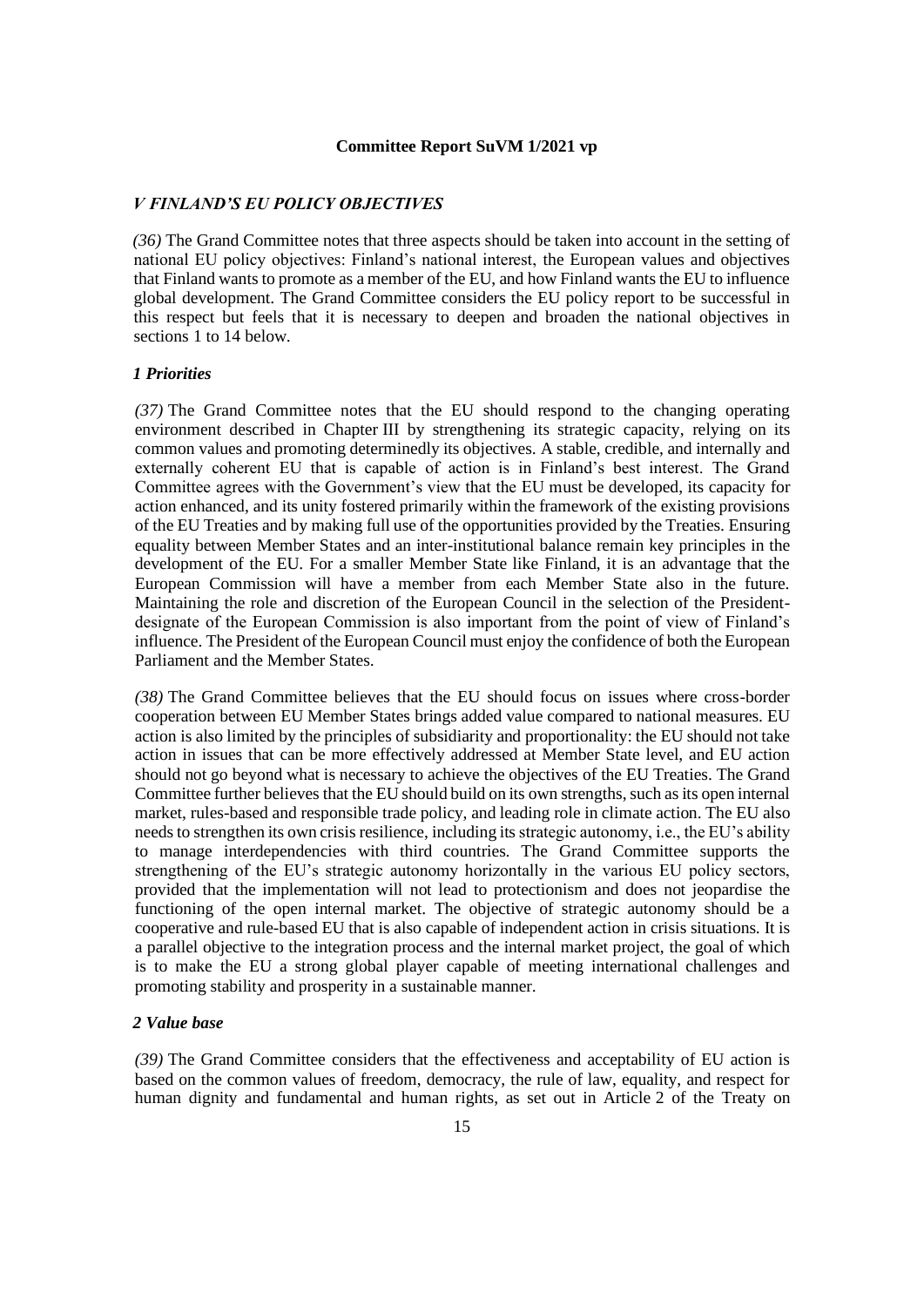**Committee Report SuVM 1/2021 vp**

## *V FINLAND'S EU POLICY OBJECTIVES*

*(36)* The Grand Committee notes that three aspects should be taken into account in the setting of national EU policy objectives: Finland's national interest, the European values and objectives that Finland wants to promote as a member of the EU, and how Finland wants the EU to influence global development. The Grand Committee considers the EU policy report to be successful in this respect but feels that it is necessary to deepen and broaden the national objectives in sections 1 to 14 below.

### *1 Priorities*

*(37)* The Grand Committee notes that the EU should respond to the changing operating environment described in Chapter III by strengthening its strategic capacity, relying on its common values and promoting determinedly its objectives. A stable, credible, and internally and externally coherent EU that is capable of action is in Finland's best interest. The Grand Committee agrees with the Government's view that the EU must be developed, its capacity for action enhanced, and its unity fostered primarily within the framework of the existing provisions of the EU Treaties and by making full use of the opportunities provided by the Treaties. Ensuring equality between Member States and an inter-institutional balance remain key principles in the development of the EU. For a smaller Member State like Finland, it is an advantage that the European Commission will have a member from each Member State also in the future. Maintaining the role and discretion of the European Council in the selection of the President-designate of the European Commission is also important from the point of view of Finland's influence. The President of the European Council must enjoy the confidence of both the European Parliament and the Member States.

*(38)* The Grand Committee believes that the EU should focus on issues where cross-border cooperation between EU Member States brings added value compared to national measures. EU action is also limited by the principles of subsidiarity and proportionality: the EU should not take action in issues that can be more effectively addressed at Member State level, and EU action should not go beyond what is necessary to achieve the objectives of the EU Treaties. The Grand Committee further believes that the EU should build on its own strengths, such as its open internal market, rules-based and responsible trade policy, and leading role in climate action. The EU also needs to strengthen its own crisis resilience, including its strategic autonomy, i.e., the EU's ability to manage interdependencies with third countries. The Grand Committee supports the strengthening of the EU's strategic autonomy horizontally in the various EU policy sectors, provided that the implementation will not lead to protectionism and does not jeopardise the functioning of the open internal market. The objective of strategic autonomy should be a cooperative and rule-based EU that is also capable of independent action in crisis situations. It is a parallel objective to the integration process and the internal market project, the goal of which is to make the EU a strong global player capable of meeting international challenges and promoting stability and prosperity in a sustainable manner.

### *2 Value base*

*(39)* The Grand Committee considers that the effectiveness and acceptability of EU action is based on the common values of freedom, democracy, the rule of law, equality, and respect for human dignity and fundamental and human rights, as set out in Article 2 of the Treaty on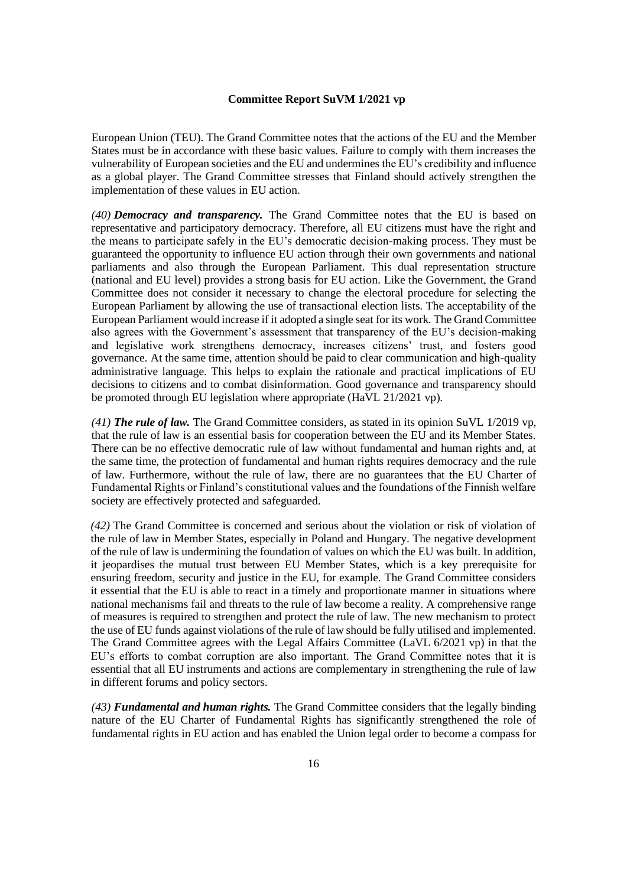European Union (TEU). The Grand Committee notes that the actions of the EU and the Member States must be in accordance with these basic values. Failure to comply with them increases the vulnerability of European societies and the EU and undermines the EU's credibility and influence as a global player. The Grand Committee stresses that Finland should actively strengthen the implementation of these values in EU action.

*(40)* ***Democracy and transparency.*** The Grand Committee notes that the EU is based on representative and participatory democracy. Therefore, all EU citizens must have the right and the means to participate safely in the EU's democratic decision-making process. They must be guaranteed the opportunity to influence EU action through their own governments and national parliaments and also through the European Parliament. This dual representation structure (national and EU level) provides a strong basis for EU action. Like the Government, the Grand Committee does not consider it necessary to change the electoral procedure for selecting the European Parliament by allowing the use of transactional election lists. The acceptability of the European Parliament would increase if it adopted a single seat for its work. The Grand Committee also agrees with the Government's assessment that transparency of the EU's decision-making and legislative work strengthens democracy, increases citizens' trust, and fosters good governance. At the same time, attention should be paid to clear communication and high-quality administrative language. This helps to explain the rationale and practical implications of EU decisions to citizens and to combat disinformation. Good governance and transparency should be promoted through EU legislation where appropriate (HaVL 21/2021 vp).

*(41)* ***The rule of law.*** The Grand Committee considers, as stated in its opinion SuVL 1/2019 vp, that the rule of law is an essential basis for cooperation between the EU and its Member States. There can be no effective democratic rule of law without fundamental and human rights and, at the same time, the protection of fundamental and human rights requires democracy and the rule of law. Furthermore, without the rule of law, there are no guarantees that the EU Charter of Fundamental Rights or Finland's constitutional values and the foundations of the Finnish welfare society are effectively protected and safeguarded.

*(42)* The Grand Committee is concerned and serious about the violation or risk of violation of the rule of law in Member States, especially in Poland and Hungary. The negative development of the rule of law is undermining the foundation of values on which the EU was built. In addition, it jeopardises the mutual trust between EU Member States, which is a key prerequisite for ensuring freedom, security and justice in the EU, for example. The Grand Committee considers it essential that the EU is able to react in a timely and proportionate manner in situations where national mechanisms fail and threats to the rule of law become a reality. A comprehensive range of measures is required to strengthen and protect the rule of law. The new mechanism to protect the use of EU funds against violations of the rule of law should be fully utilised and implemented. The Grand Committee agrees with the Legal Affairs Committee (LaVL 6/2021 vp) in that the EU's efforts to combat corruption are also important. The Grand Committee notes that it is essential that all EU instruments and actions are complementary in strengthening the rule of law in different forums and policy sectors.

*(43)* ***Fundamental and human rights.*** The Grand Committee considers that the legally binding nature of the EU Charter of Fundamental Rights has significantly strengthened the role of fundamental rights in EU action and has enabled the Union legal order to become a compass for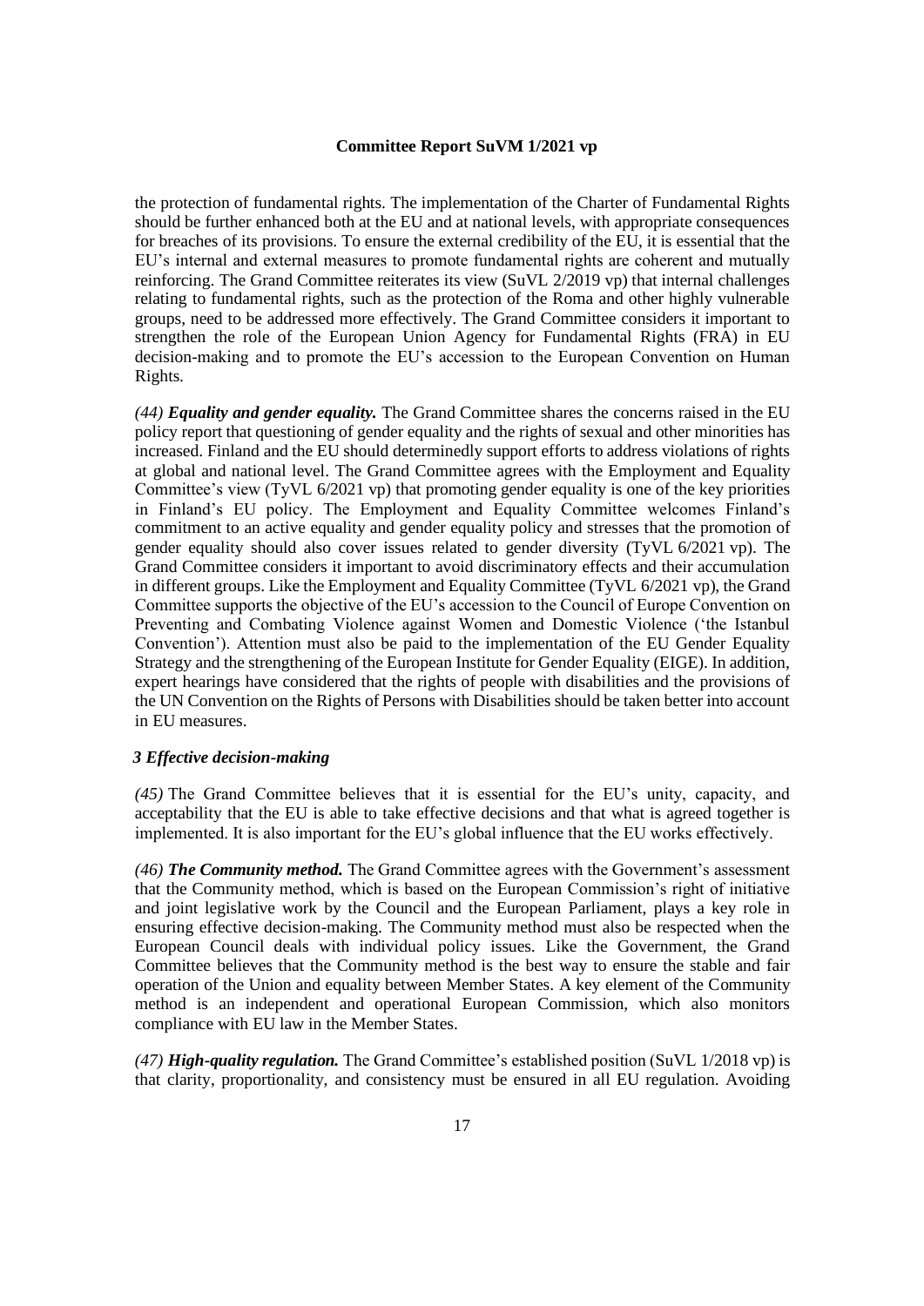the protection of fundamental rights. The implementation of the Charter of Fundamental Rights should be further enhanced both at the EU and at national levels, with appropriate consequences for breaches of its provisions. To ensure the external credibility of the EU, it is essential that the EU's internal and external measures to promote fundamental rights are coherent and mutually reinforcing. The Grand Committee reiterates its view (SuVL 2/2019 vp) that internal challenges relating to fundamental rights, such as the protection of the Roma and other highly vulnerable groups, need to be addressed more effectively. The Grand Committee considers it important to strengthen the role of the European Union Agency for Fundamental Rights (FRA) in EU decision-making and to promote the EU's accession to the European Convention on Human Rights.

*(44)* ***Equality and gender equality.*** The Grand Committee shares the concerns raised in the EU policy report that questioning of gender equality and the rights of sexual and other minorities has increased. Finland and the EU should determinedly support efforts to address violations of rights at global and national level. The Grand Committee agrees with the Employment and Equality Committee's view (TyVL 6/2021 vp) that promoting gender equality is one of the key priorities in Finland's EU policy. The Employment and Equality Committee welcomes Finland's commitment to an active equality and gender equality policy and stresses that the promotion of gender equality should also cover issues related to gender diversity (TyVL 6/2021 vp). The Grand Committee considers it important to avoid discriminatory effects and their accumulation in different groups. Like the Employment and Equality Committee (TyVL 6/2021 vp), the Grand Committee supports the objective of the EU's accession to the Council of Europe Convention on Preventing and Combating Violence against Women and Domestic Violence ('the Istanbul Convention'). Attention must also be paid to the implementation of the EU Gender Equality Strategy and the strengthening of the European Institute for Gender Equality (EIGE). In addition, expert hearings have considered that the rights of people with disabilities and the provisions of the UN Convention on the Rights of Persons with Disabilities should be taken better into account in EU measures.

### *3 Effective decision-making*

*(45)* The Grand Committee believes that it is essential for the EU's unity, capacity, and acceptability that the EU is able to take effective decisions and that what is agreed together is implemented. It is also important for the EU's global influence that the EU works effectively.

*(46)* ***The Community method.*** The Grand Committee agrees with the Government's assessment that the Community method, which is based on the European Commission's right of initiative and joint legislative work by the Council and the European Parliament, plays a key role in ensuring effective decision-making. The Community method must also be respected when the European Council deals with individual policy issues. Like the Government, the Grand Committee believes that the Community method is the best way to ensure the stable and fair operation of the Union and equality between Member States. A key element of the Community method is an independent and operational European Commission, which also monitors compliance with EU law in the Member States.

*(47)* ***High-quality regulation.*** The Grand Committee's established position (SuVL 1/2018 vp) is that clarity, proportionality, and consistency must be ensured in all EU regulation. Avoiding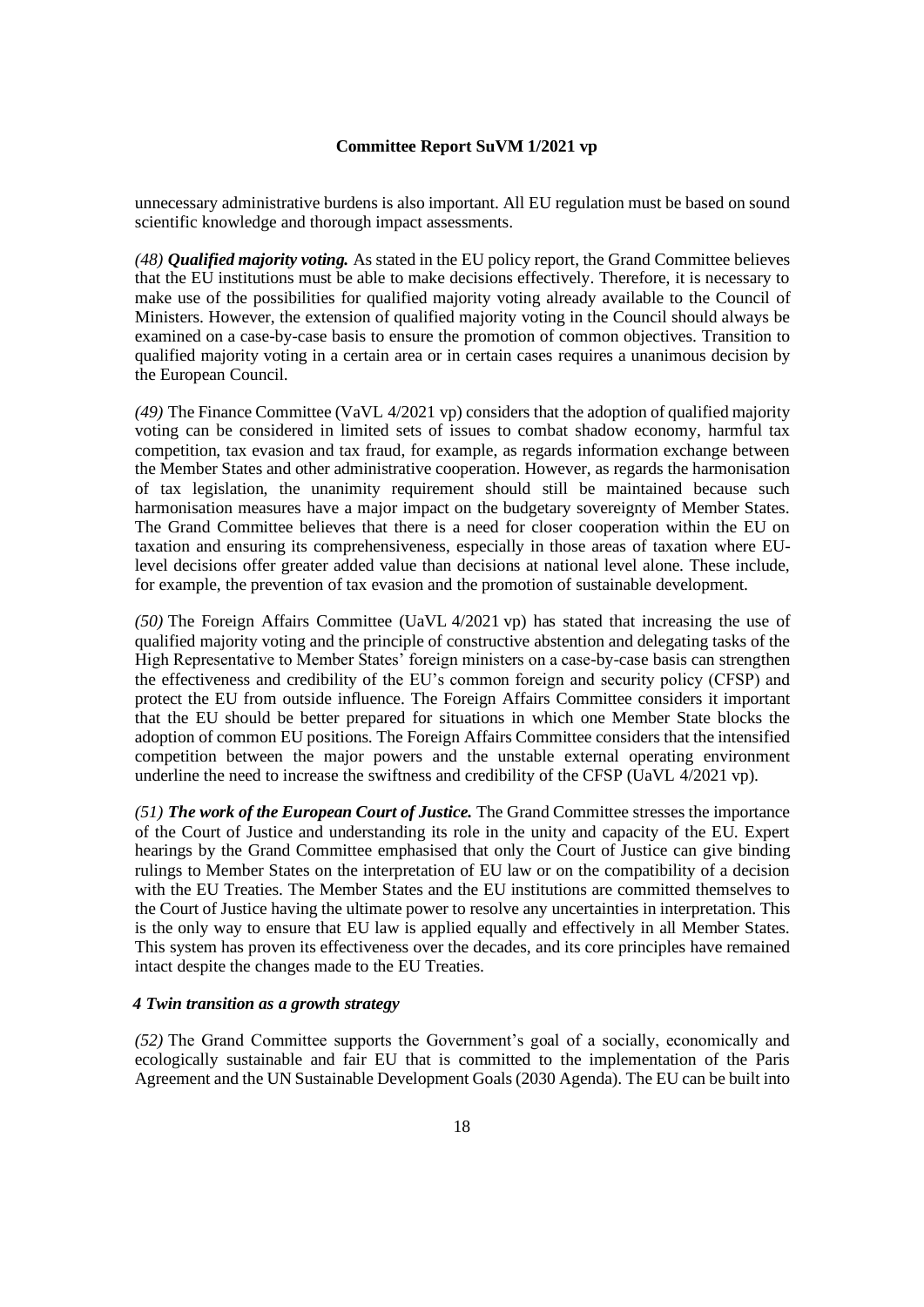unnecessary administrative burdens is also important. All EU regulation must be based on sound scientific knowledge and thorough impact assessments.

*(48)* ***Qualified majority voting.*** As stated in the EU policy report, the Grand Committee believes that the EU institutions must be able to make decisions effectively. Therefore, it is necessary to make use of the possibilities for qualified majority voting already available to the Council of Ministers. However, the extension of qualified majority voting in the Council should always be examined on a case-by-case basis to ensure the promotion of common objectives. Transition to qualified majority voting in a certain area or in certain cases requires a unanimous decision by the European Council.

*(49)* The Finance Committee (VaVL 4/2021 vp) considers that the adoption of qualified majority voting can be considered in limited sets of issues to combat shadow economy, harmful tax competition, tax evasion and tax fraud, for example, as regards information exchange between the Member States and other administrative cooperation. However, as regards the harmonisation of tax legislation, the unanimity requirement should still be maintained because such harmonisation measures have a major impact on the budgetary sovereignty of Member States. The Grand Committee believes that there is a need for closer cooperation within the EU on taxation and ensuring its comprehensiveness, especially in those areas of taxation where EU-level decisions offer greater added value than decisions at national level alone. These include, for example, the prevention of tax evasion and the promotion of sustainable development.

*(50)* The Foreign Affairs Committee (UaVL 4/2021 vp) has stated that increasing the use of qualified majority voting and the principle of constructive abstention and delegating tasks of the High Representative to Member States' foreign ministers on a case-by-case basis can strengthen the effectiveness and credibility of the EU's common foreign and security policy (CFSP) and protect the EU from outside influence. The Foreign Affairs Committee considers it important that the EU should be better prepared for situations in which one Member State blocks the adoption of common EU positions. The Foreign Affairs Committee considers that the intensified competition between the major powers and the unstable external operating environment underline the need to increase the swiftness and credibility of the CFSP (UaVL 4/2021 vp).

*(51)* ***The work of the European Court of Justice.*** The Grand Committee stresses the importance of the Court of Justice and understanding its role in the unity and capacity of the EU. Expert hearings by the Grand Committee emphasised that only the Court of Justice can give binding rulings to Member States on the interpretation of EU law or on the compatibility of a decision with the EU Treaties. The Member States and the EU institutions are committed themselves to the Court of Justice having the ultimate power to resolve any uncertainties in interpretation. This is the only way to ensure that EU law is applied equally and effectively in all Member States. This system has proven its effectiveness over the decades, and its core principles have remained intact despite the changes made to the EU Treaties.

### *4 Twin transition as a growth strategy*

*(52)* The Grand Committee supports the Government's goal of a socially, economically and ecologically sustainable and fair EU that is committed to the implementation of the Paris Agreement and the UN Sustainable Development Goals (2030 Agenda). The EU can be built into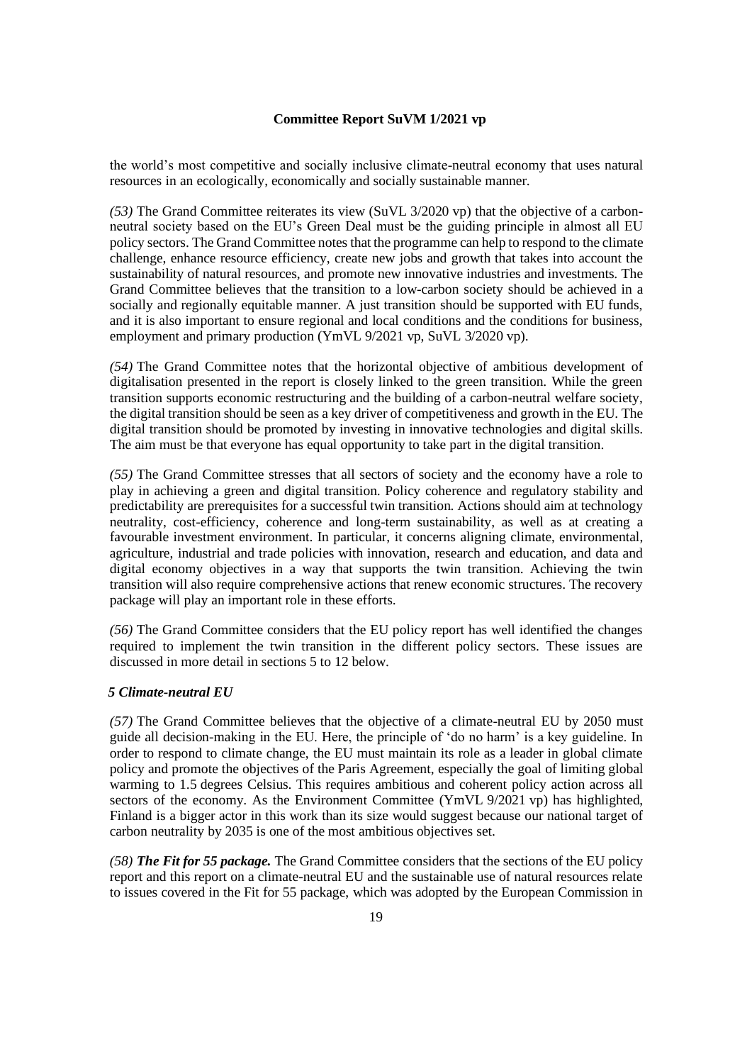the world's most competitive and socially inclusive climate-neutral economy that uses natural resources in an ecologically, economically and socially sustainable manner.

*(53)* The Grand Committee reiterates its view (SuVL 3/2020 vp) that the objective of a carbon-neutral society based on the EU's Green Deal must be the guiding principle in almost all EU policy sectors. The Grand Committee notes that the programme can help to respond to the climate challenge, enhance resource efficiency, create new jobs and growth that takes into account the sustainability of natural resources, and promote new innovative industries and investments. The Grand Committee believes that the transition to a low-carbon society should be achieved in a socially and regionally equitable manner. A just transition should be supported with EU funds, and it is also important to ensure regional and local conditions and the conditions for business, employment and primary production (YmVL 9/2021 vp, SuVL 3/2020 vp).

*(54)* The Grand Committee notes that the horizontal objective of ambitious development of digitalisation presented in the report is closely linked to the green transition. While the green transition supports economic restructuring and the building of a carbon-neutral welfare society, the digital transition should be seen as a key driver of competitiveness and growth in the EU. The digital transition should be promoted by investing in innovative technologies and digital skills. The aim must be that everyone has equal opportunity to take part in the digital transition.

*(55)* The Grand Committee stresses that all sectors of society and the economy have a role to play in achieving a green and digital transition. Policy coherence and regulatory stability and predictability are prerequisites for a successful twin transition. Actions should aim at technology neutrality, cost-efficiency, coherence and long-term sustainability, as well as at creating a favourable investment environment. In particular, it concerns aligning climate, environmental, agriculture, industrial and trade policies with innovation, research and education, and data and digital economy objectives in a way that supports the twin transition. Achieving the twin transition will also require comprehensive actions that renew economic structures. The recovery package will play an important role in these efforts.

*(56)* The Grand Committee considers that the EU policy report has well identified the changes required to implement the twin transition in the different policy sectors. These issues are discussed in more detail in sections 5 to 12 below.

### *5 Climate-neutral EU*

*(57)* The Grand Committee believes that the objective of a climate-neutral EU by 2050 must guide all decision-making in the EU. Here, the principle of 'do no harm' is a key guideline. In order to respond to climate change, the EU must maintain its role as a leader in global climate policy and promote the objectives of the Paris Agreement, especially the goal of limiting global warming to 1.5 degrees Celsius. This requires ambitious and coherent policy action across all sectors of the economy. As the Environment Committee (YmVL 9/2021 vp) has highlighted, Finland is a bigger actor in this work than its size would suggest because our national target of carbon neutrality by 2035 is one of the most ambitious objectives set.

*(58)* ***The Fit for 55 package.*** The Grand Committee considers that the sections of the EU policy report and this report on a climate-neutral EU and the sustainable use of natural resources relate to issues covered in the Fit for 55 package, which was adopted by the European Commission in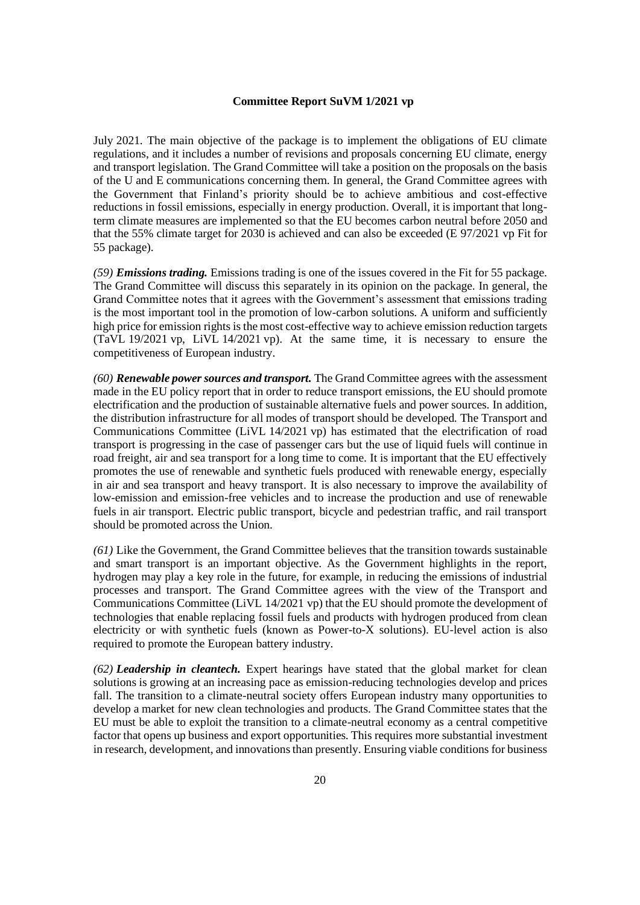July 2021. The main objective of the package is to implement the obligations of EU climate regulations, and it includes a number of revisions and proposals concerning EU climate, energy and transport legislation. The Grand Committee will take a position on the proposals on the basis of the U and E communications concerning them. In general, the Grand Committee agrees with the Government that Finland's priority should be to achieve ambitious and cost-effective reductions in fossil emissions, especially in energy production. Overall, it is important that long-term climate measures are implemented so that the EU becomes carbon neutral before 2050 and that the 55% climate target for 2030 is achieved and can also be exceeded (E 97/2021 vp Fit for 55 package).

*(59)* ***Emissions trading.*** Emissions trading is one of the issues covered in the Fit for 55 package. The Grand Committee will discuss this separately in its opinion on the package. In general, the Grand Committee notes that it agrees with the Government's assessment that emissions trading is the most important tool in the promotion of low-carbon solutions. A uniform and sufficiently high price for emission rights is the most cost-effective way to achieve emission reduction targets (TaVL 19/2021 vp, LiVL 14/2021 vp). At the same time, it is necessary to ensure the competitiveness of European industry.

*(60)* ***Renewable power sources and transport.*** The Grand Committee agrees with the assessment made in the EU policy report that in order to reduce transport emissions, the EU should promote electrification and the production of sustainable alternative fuels and power sources. In addition, the distribution infrastructure for all modes of transport should be developed. The Transport and Communications Committee (LiVL 14/2021 vp) has estimated that the electrification of road transport is progressing in the case of passenger cars but the use of liquid fuels will continue in road freight, air and sea transport for a long time to come. It is important that the EU effectively promotes the use of renewable and synthetic fuels produced with renewable energy, especially in air and sea transport and heavy transport. It is also necessary to improve the availability of low-emission and emission-free vehicles and to increase the production and use of renewable fuels in air transport. Electric public transport, bicycle and pedestrian traffic, and rail transport should be promoted across the Union.

*(61)* Like the Government, the Grand Committee believes that the transition towards sustainable and smart transport is an important objective. As the Government highlights in the report, hydrogen may play a key role in the future, for example, in reducing the emissions of industrial processes and transport. The Grand Committee agrees with the view of the Transport and Communications Committee (LiVL 14/2021 vp) that the EU should promote the development of technologies that enable replacing fossil fuels and products with hydrogen produced from clean electricity or with synthetic fuels (known as Power-to-X solutions). EU-level action is also required to promote the European battery industry.

*(62)* ***Leadership in cleantech.*** Expert hearings have stated that the global market for clean solutions is growing at an increasing pace as emission-reducing technologies develop and prices fall. The transition to a climate-neutral society offers European industry many opportunities to develop a market for new clean technologies and products. The Grand Committee states that the EU must be able to exploit the transition to a climate-neutral economy as a central competitive factor that opens up business and export opportunities. This requires more substantial investment in research, development, and innovations than presently. Ensuring viable conditions for business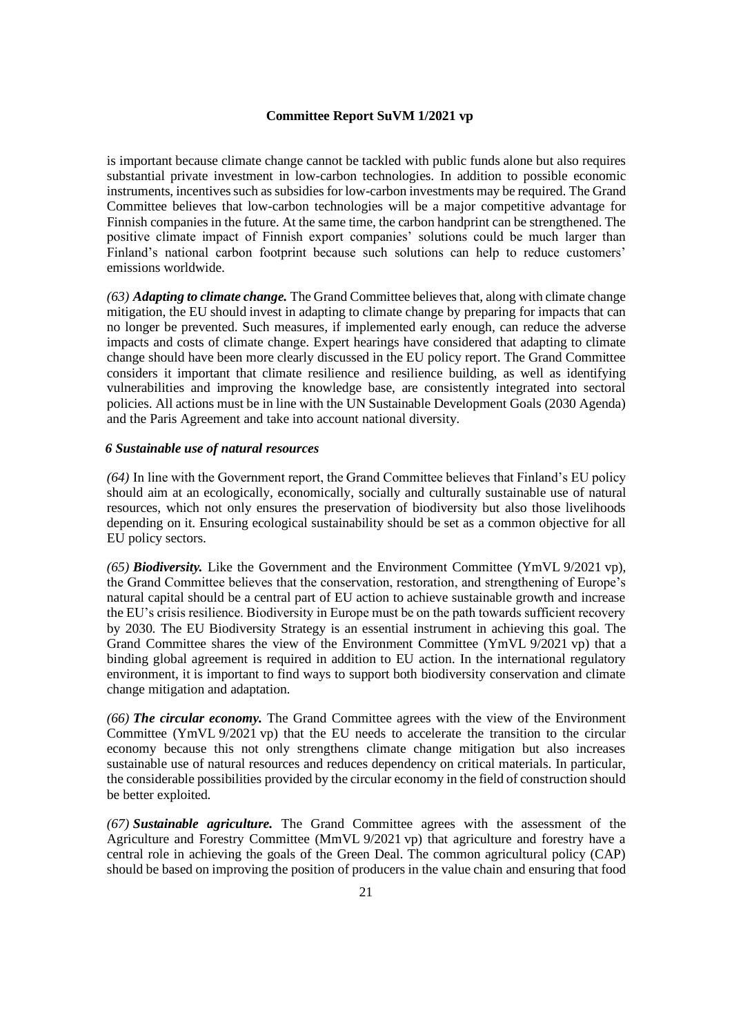is important because climate change cannot be tackled with public funds alone but also requires substantial private investment in low-carbon technologies. In addition to possible economic instruments, incentives such as subsidies for low-carbon investments may be required. The Grand Committee believes that low-carbon technologies will be a major competitive advantage for Finnish companies in the future. At the same time, the carbon handprint can be strengthened. The positive climate impact of Finnish export companies' solutions could be much larger than Finland's national carbon footprint because such solutions can help to reduce customers' emissions worldwide.

*(63)* ***Adapting to climate change.*** The Grand Committee believes that, along with climate change mitigation, the EU should invest in adapting to climate change by preparing for impacts that can no longer be prevented. Such measures, if implemented early enough, can reduce the adverse impacts and costs of climate change. Expert hearings have considered that adapting to climate change should have been more clearly discussed in the EU policy report. The Grand Committee considers it important that climate resilience and resilience building, as well as identifying vulnerabilities and improving the knowledge base, are consistently integrated into sectoral policies. All actions must be in line with the UN Sustainable Development Goals (2030 Agenda) and the Paris Agreement and take into account national diversity.

### *6 Sustainable use of natural resources*

*(64)* In line with the Government report, the Grand Committee believes that Finland's EU policy should aim at an ecologically, economically, socially and culturally sustainable use of natural resources, which not only ensures the preservation of biodiversity but also those livelihoods depending on it. Ensuring ecological sustainability should be set as a common objective for all EU policy sectors.

*(65)* ***Biodiversity.*** Like the Government and the Environment Committee (YmVL 9/2021 vp), the Grand Committee believes that the conservation, restoration, and strengthening of Europe's natural capital should be a central part of EU action to achieve sustainable growth and increase the EU's crisis resilience. Biodiversity in Europe must be on the path towards sufficient recovery by 2030. The EU Biodiversity Strategy is an essential instrument in achieving this goal. The Grand Committee shares the view of the Environment Committee (YmVL 9/2021 vp) that a binding global agreement is required in addition to EU action. In the international regulatory environment, it is important to find ways to support both biodiversity conservation and climate change mitigation and adaptation.

*(66)* ***The circular economy.*** The Grand Committee agrees with the view of the Environment Committee (YmVL 9/2021 vp) that the EU needs to accelerate the transition to the circular economy because this not only strengthens climate change mitigation but also increases sustainable use of natural resources and reduces dependency on critical materials. In particular, the considerable possibilities provided by the circular economy in the field of construction should be better exploited.

*(67)* ***Sustainable agriculture.*** The Grand Committee agrees with the assessment of the Agriculture and Forestry Committee (MmVL 9/2021 vp) that agriculture and forestry have a central role in achieving the goals of the Green Deal. The common agricultural policy (CAP) should be based on improving the position of producers in the value chain and ensuring that food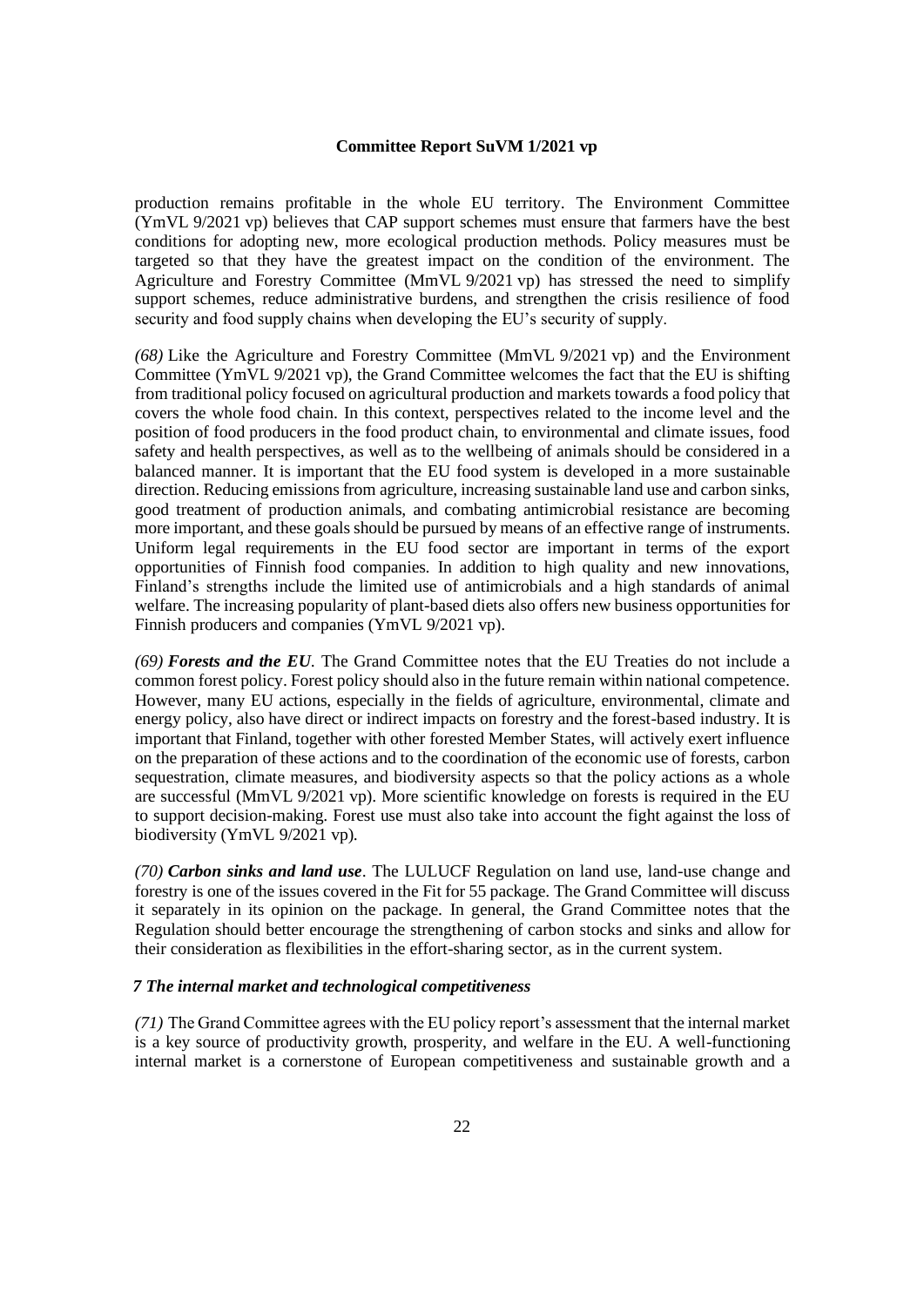production remains profitable in the whole EU territory. The Environment Committee (YmVL 9/2021 vp) believes that CAP support schemes must ensure that farmers have the best conditions for adopting new, more ecological production methods. Policy measures must be targeted so that they have the greatest impact on the condition of the environment. The Agriculture and Forestry Committee (MmVL 9/2021 vp) has stressed the need to simplify support schemes, reduce administrative burdens, and strengthen the crisis resilience of food security and food supply chains when developing the EU's security of supply.

*(68)* Like the Agriculture and Forestry Committee (MmVL 9/2021 vp) and the Environment Committee (YmVL 9/2021 vp), the Grand Committee welcomes the fact that the EU is shifting from traditional policy focused on agricultural production and markets towards a food policy that covers the whole food chain. In this context, perspectives related to the income level and the position of food producers in the food product chain, to environmental and climate issues, food safety and health perspectives, as well as to the wellbeing of animals should be considered in a balanced manner. It is important that the EU food system is developed in a more sustainable direction. Reducing emissions from agriculture, increasing sustainable land use and carbon sinks, good treatment of production animals, and combating antimicrobial resistance are becoming more important, and these goals should be pursued by means of an effective range of instruments. Uniform legal requirements in the EU food sector are important in terms of the export opportunities of Finnish food companies. In addition to high quality and new innovations, Finland's strengths include the limited use of antimicrobials and a high standards of animal welfare. The increasing popularity of plant-based diets also offers new business opportunities for Finnish producers and companies (YmVL 9/2021 vp).

*(69)* ***Forests and the EU***. The Grand Committee notes that the EU Treaties do not include a common forest policy. Forest policy should also in the future remain within national competence. However, many EU actions, especially in the fields of agriculture, environmental, climate and energy policy, also have direct or indirect impacts on forestry and the forest-based industry. It is important that Finland, together with other forested Member States, will actively exert influence on the preparation of these actions and to the coordination of the economic use of forests, carbon sequestration, climate measures, and biodiversity aspects so that the policy actions as a whole are successful (MmVL 9/2021 vp). More scientific knowledge on forests is required in the EU to support decision-making. Forest use must also take into account the fight against the loss of biodiversity (YmVL 9/2021 vp).

*(70)* ***Carbon sinks and land use***. The LULUCF Regulation on land use, land-use change and forestry is one of the issues covered in the Fit for 55 package. The Grand Committee will discuss it separately in its opinion on the package. In general, the Grand Committee notes that the Regulation should better encourage the strengthening of carbon stocks and sinks and allow for their consideration as flexibilities in the effort-sharing sector, as in the current system.

### *7 The internal market and technological competitiveness*

*(71)* The Grand Committee agrees with the EU policy report's assessment that the internal market is a key source of productivity growth, prosperity, and welfare in the EU. A well-functioning internal market is a cornerstone of European competitiveness and sustainable growth and a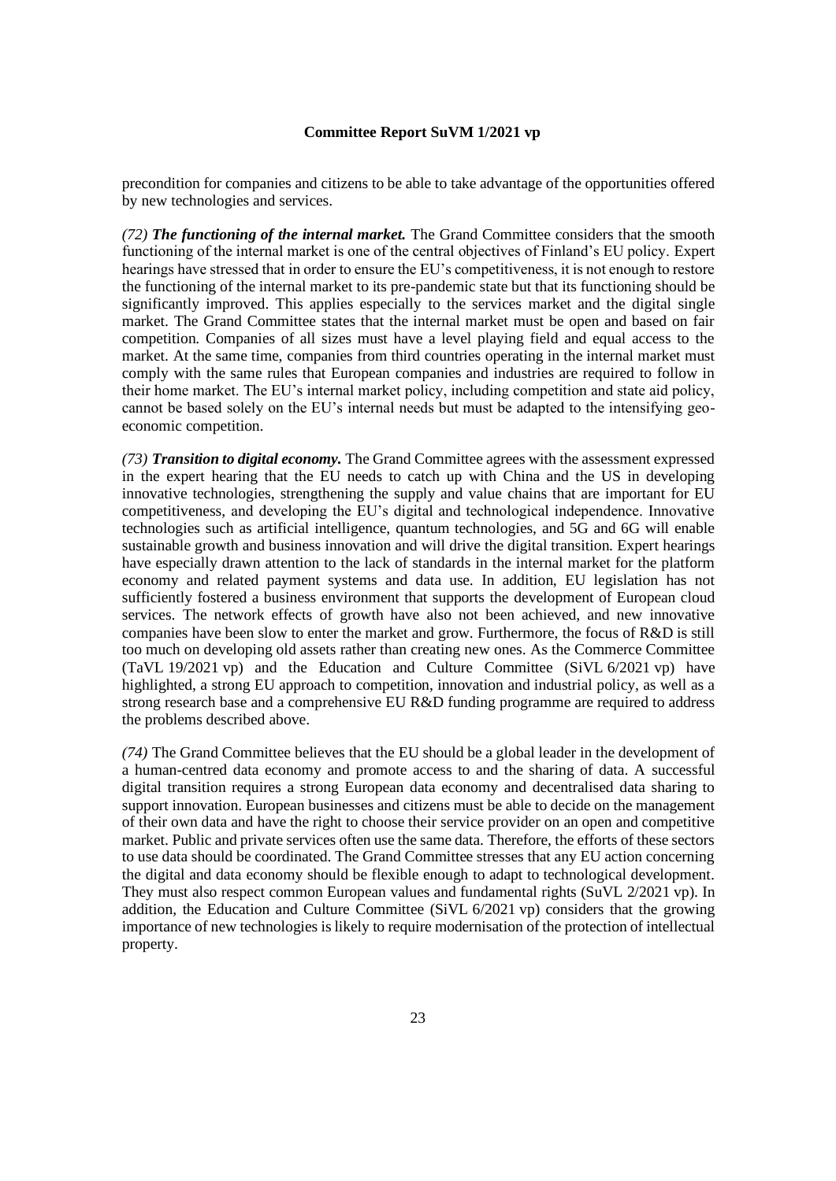precondition for companies and citizens to be able to take advantage of the opportunities offered by new technologies and services.

*(72)* ***The functioning of the internal market.*** The Grand Committee considers that the smooth functioning of the internal market is one of the central objectives of Finland's EU policy. Expert hearings have stressed that in order to ensure the EU's competitiveness, it is not enough to restore the functioning of the internal market to its pre-pandemic state but that its functioning should be significantly improved. This applies especially to the services market and the digital single market. The Grand Committee states that the internal market must be open and based on fair competition. Companies of all sizes must have a level playing field and equal access to the market. At the same time, companies from third countries operating in the internal market must comply with the same rules that European companies and industries are required to follow in their home market. The EU's internal market policy, including competition and state aid policy, cannot be based solely on the EU's internal needs but must be adapted to the intensifying geo-economic competition.

*(73)* ***Transition to digital economy.*** The Grand Committee agrees with the assessment expressed in the expert hearing that the EU needs to catch up with China and the US in developing innovative technologies, strengthening the supply and value chains that are important for EU competitiveness, and developing the EU's digital and technological independence. Innovative technologies such as artificial intelligence, quantum technologies, and 5G and 6G will enable sustainable growth and business innovation and will drive the digital transition. Expert hearings have especially drawn attention to the lack of standards in the internal market for the platform economy and related payment systems and data use. In addition, EU legislation has not sufficiently fostered a business environment that supports the development of European cloud services. The network effects of growth have also not been achieved, and new innovative companies have been slow to enter the market and grow. Furthermore, the focus of R&D is still too much on developing old assets rather than creating new ones. As the Commerce Committee (TaVL 19/2021 vp) and the Education and Culture Committee (SiVL 6/2021 vp) have highlighted, a strong EU approach to competition, innovation and industrial policy, as well as a strong research base and a comprehensive EU R&D funding programme are required to address the problems described above.

*(74)* The Grand Committee believes that the EU should be a global leader in the development of a human-centred data economy and promote access to and the sharing of data. A successful digital transition requires a strong European data economy and decentralised data sharing to support innovation. European businesses and citizens must be able to decide on the management of their own data and have the right to choose their service provider on an open and competitive market. Public and private services often use the same data. Therefore, the efforts of these sectors to use data should be coordinated. The Grand Committee stresses that any EU action concerning the digital and data economy should be flexible enough to adapt to technological development. They must also respect common European values and fundamental rights (SuVL 2/2021 vp). In addition, the Education and Culture Committee (SiVL 6/2021 vp) considers that the growing importance of new technologies is likely to require modernisation of the protection of intellectual property.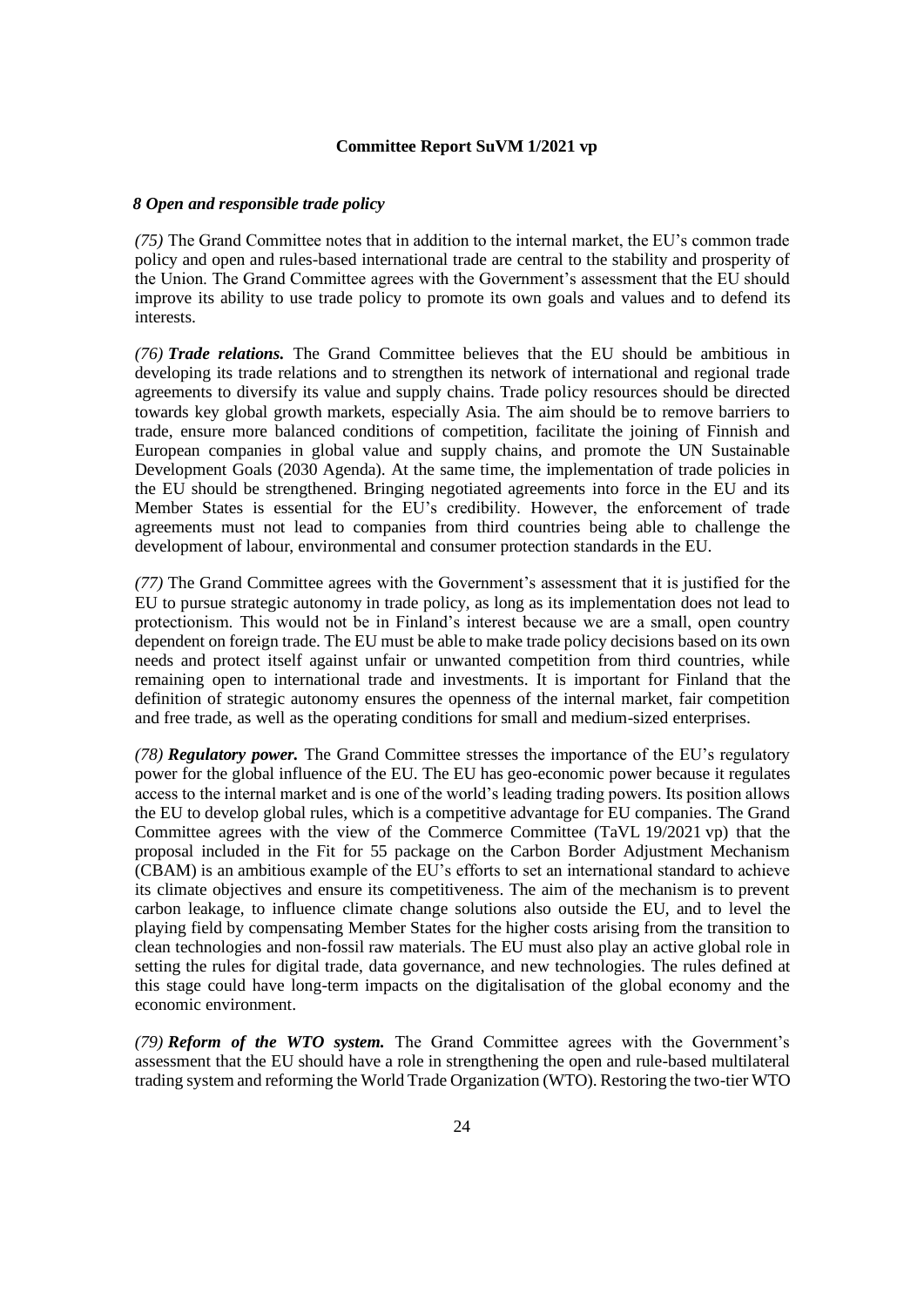## 8 Open and responsible trade policy

*(75)* The Grand Committee notes that in addition to the internal market, the EU's common trade policy and open and rules-based international trade are central to the stability and prosperity of the Union. The Grand Committee agrees with the Government's assessment that the EU should improve its ability to use trade policy to promote its own goals and values and to defend its interests.

*(76)* ***Trade relations.*** The Grand Committee believes that the EU should be ambitious in developing its trade relations and to strengthen its network of international and regional trade agreements to diversify its value and supply chains. Trade policy resources should be directed towards key global growth markets, especially Asia. The aim should be to remove barriers to trade, ensure more balanced conditions of competition, facilitate the joining of Finnish and European companies in global value and supply chains, and promote the UN Sustainable Development Goals (2030 Agenda). At the same time, the implementation of trade policies in the EU should be strengthened. Bringing negotiated agreements into force in the EU and its Member States is essential for the EU's credibility. However, the enforcement of trade agreements must not lead to companies from third countries being able to challenge the development of labour, environmental and consumer protection standards in the EU.

*(77)* The Grand Committee agrees with the Government's assessment that it is justified for the EU to pursue strategic autonomy in trade policy, as long as its implementation does not lead to protectionism. This would not be in Finland's interest because we are a small, open country dependent on foreign trade. The EU must be able to make trade policy decisions based on its own needs and protect itself against unfair or unwanted competition from third countries, while remaining open to international trade and investments. It is important for Finland that the definition of strategic autonomy ensures the openness of the internal market, fair competition and free trade, as well as the operating conditions for small and medium-sized enterprises.

*(78)* ***Regulatory power.*** The Grand Committee stresses the importance of the EU's regulatory power for the global influence of the EU. The EU has geo-economic power because it regulates access to the internal market and is one of the world's leading trading powers. Its position allows the EU to develop global rules, which is a competitive advantage for EU companies. The Grand Committee agrees with the view of the Commerce Committee (TaVL 19/2021 vp) that the proposal included in the Fit for 55 package on the Carbon Border Adjustment Mechanism (CBAM) is an ambitious example of the EU's efforts to set an international standard to achieve its climate objectives and ensure its competitiveness. The aim of the mechanism is to prevent carbon leakage, to influence climate change solutions also outside the EU, and to level the playing field by compensating Member States for the higher costs arising from the transition to clean technologies and non-fossil raw materials. The EU must also play an active global role in setting the rules for digital trade, data governance, and new technologies. The rules defined at this stage could have long-term impacts on the digitalisation of the global economy and the economic environment.

*(79)* ***Reform of the WTO system.*** The Grand Committee agrees with the Government's assessment that the EU should have a role in strengthening the open and rule-based multilateral trading system and reforming the World Trade Organization (WTO). Restoring the two-tier WTO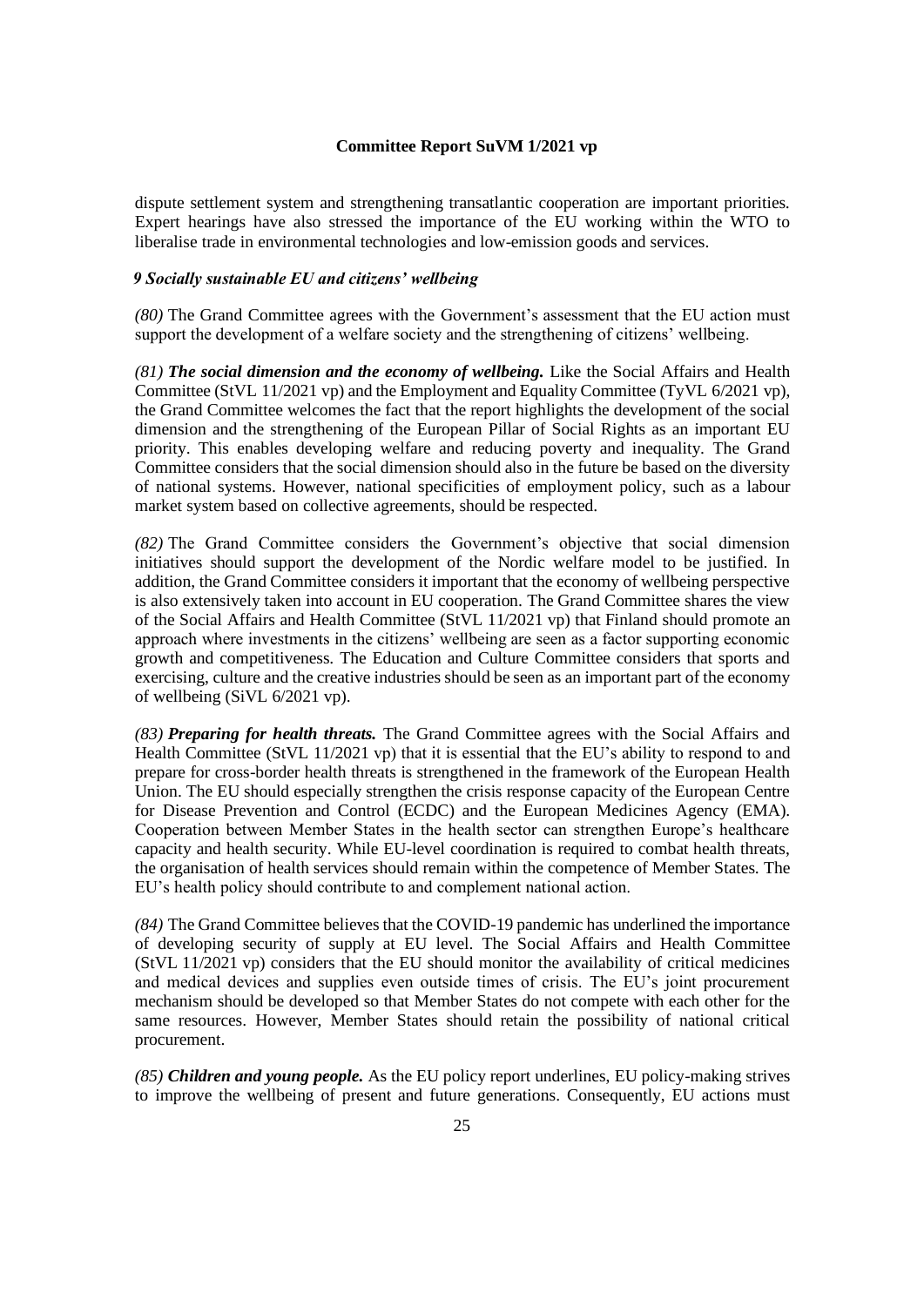dispute settlement system and strengthening transatlantic cooperation are important priorities. Expert hearings have also stressed the importance of the EU working within the WTO to liberalise trade in environmental technologies and low-emission goods and services.

### *9 Socially sustainable EU and citizens' wellbeing*

*(80)* The Grand Committee agrees with the Government's assessment that the EU action must support the development of a welfare society and the strengthening of citizens' wellbeing.

*(81)* ***The social dimension and the economy of wellbeing.*** Like the Social Affairs and Health Committee (StVL 11/2021 vp) and the Employment and Equality Committee (TyVL 6/2021 vp), the Grand Committee welcomes the fact that the report highlights the development of the social dimension and the strengthening of the European Pillar of Social Rights as an important EU priority. This enables developing welfare and reducing poverty and inequality. The Grand Committee considers that the social dimension should also in the future be based on the diversity of national systems. However, national specificities of employment policy, such as a labour market system based on collective agreements, should be respected.

*(82)* The Grand Committee considers the Government's objective that social dimension initiatives should support the development of the Nordic welfare model to be justified. In addition, the Grand Committee considers it important that the economy of wellbeing perspective is also extensively taken into account in EU cooperation. The Grand Committee shares the view of the Social Affairs and Health Committee (StVL 11/2021 vp) that Finland should promote an approach where investments in the citizens' wellbeing are seen as a factor supporting economic growth and competitiveness. The Education and Culture Committee considers that sports and exercising, culture and the creative industries should be seen as an important part of the economy of wellbeing (SiVL 6/2021 vp).

*(83)* ***Preparing for health threats.*** The Grand Committee agrees with the Social Affairs and Health Committee (StVL 11/2021 vp) that it is essential that the EU's ability to respond to and prepare for cross-border health threats is strengthened in the framework of the European Health Union. The EU should especially strengthen the crisis response capacity of the European Centre for Disease Prevention and Control (ECDC) and the European Medicines Agency (EMA). Cooperation between Member States in the health sector can strengthen Europe's healthcare capacity and health security. While EU-level coordination is required to combat health threats, the organisation of health services should remain within the competence of Member States. The EU's health policy should contribute to and complement national action.

*(84)* The Grand Committee believes that the COVID-19 pandemic has underlined the importance of developing security of supply at EU level. The Social Affairs and Health Committee (StVL 11/2021 vp) considers that the EU should monitor the availability of critical medicines and medical devices and supplies even outside times of crisis. The EU's joint procurement mechanism should be developed so that Member States do not compete with each other for the same resources. However, Member States should retain the possibility of national critical procurement.

*(85)* ***Children and young people.*** As the EU policy report underlines, EU policy-making strives to improve the wellbeing of present and future generations. Consequently, EU actions must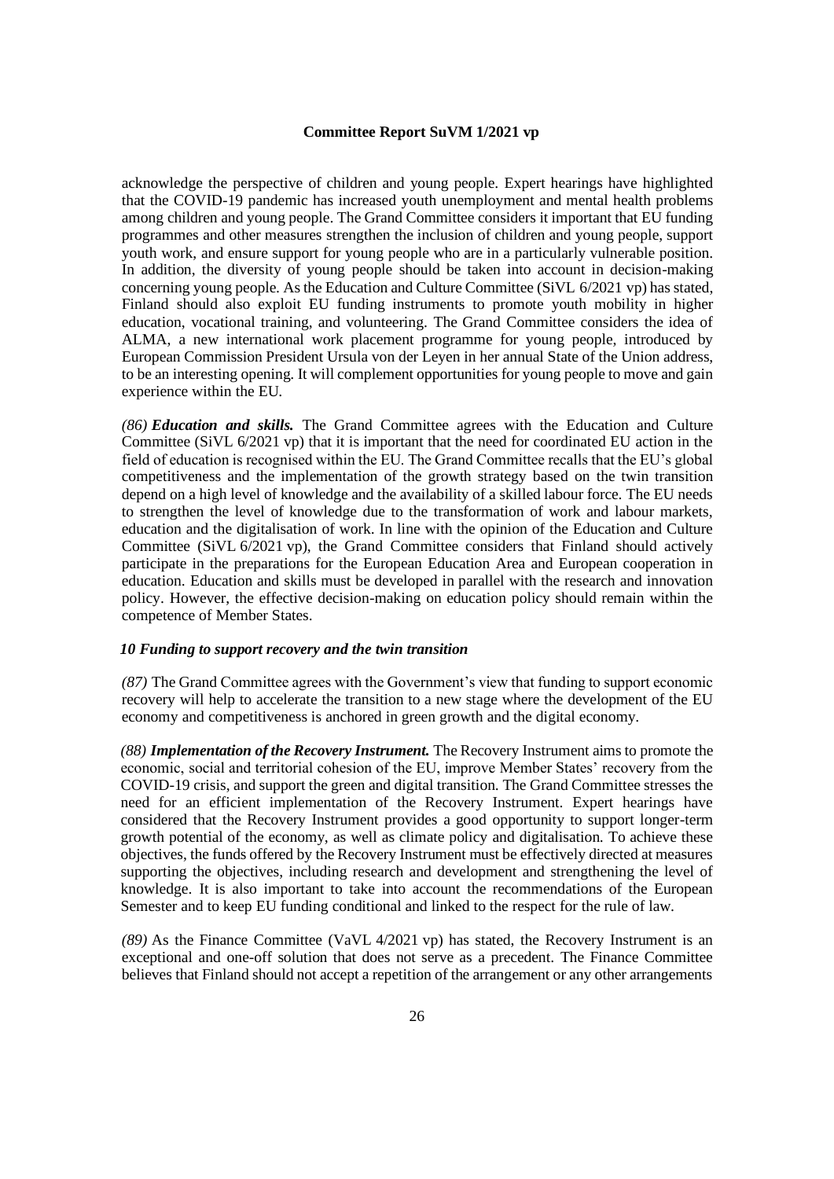acknowledge the perspective of children and young people. Expert hearings have highlighted that the COVID-19 pandemic has increased youth unemployment and mental health problems among children and young people. The Grand Committee considers it important that EU funding programmes and other measures strengthen the inclusion of children and young people, support youth work, and ensure support for young people who are in a particularly vulnerable position. In addition, the diversity of young people should be taken into account in decision-making concerning young people. As the Education and Culture Committee (SiVL 6/2021 vp) has stated, Finland should also exploit EU funding instruments to promote youth mobility in higher education, vocational training, and volunteering. The Grand Committee considers the idea of ALMA, a new international work placement programme for young people, introduced by European Commission President Ursula von der Leyen in her annual State of the Union address, to be an interesting opening. It will complement opportunities for young people to move and gain experience within the EU.

*(86)* ***Education and skills.*** The Grand Committee agrees with the Education and Culture Committee (SiVL 6/2021 vp) that it is important that the need for coordinated EU action in the field of education is recognised within the EU. The Grand Committee recalls that the EU's global competitiveness and the implementation of the growth strategy based on the twin transition depend on a high level of knowledge and the availability of a skilled labour force. The EU needs to strengthen the level of knowledge due to the transformation of work and labour markets, education and the digitalisation of work. In line with the opinion of the Education and Culture Committee (SiVL 6/2021 vp), the Grand Committee considers that Finland should actively participate in the preparations for the European Education Area and European cooperation in education. Education and skills must be developed in parallel with the research and innovation policy. However, the effective decision-making on education policy should remain within the competence of Member States.

### *10 Funding to support recovery and the twin transition*

*(87)* The Grand Committee agrees with the Government's view that funding to support economic recovery will help to accelerate the transition to a new stage where the development of the EU economy and competitiveness is anchored in green growth and the digital economy.

*(88)* ***Implementation of the Recovery Instrument.*** The Recovery Instrument aims to promote the economic, social and territorial cohesion of the EU, improve Member States' recovery from the COVID-19 crisis, and support the green and digital transition. The Grand Committee stresses the need for an efficient implementation of the Recovery Instrument. Expert hearings have considered that the Recovery Instrument provides a good opportunity to support longer-term growth potential of the economy, as well as climate policy and digitalisation. To achieve these objectives, the funds offered by the Recovery Instrument must be effectively directed at measures supporting the objectives, including research and development and strengthening the level of knowledge. It is also important to take into account the recommendations of the European Semester and to keep EU funding conditional and linked to the respect for the rule of law.

*(89)* As the Finance Committee (VaVL 4/2021 vp) has stated, the Recovery Instrument is an exceptional and one-off solution that does not serve as a precedent. The Finance Committee believes that Finland should not accept a repetition of the arrangement or any other arrangements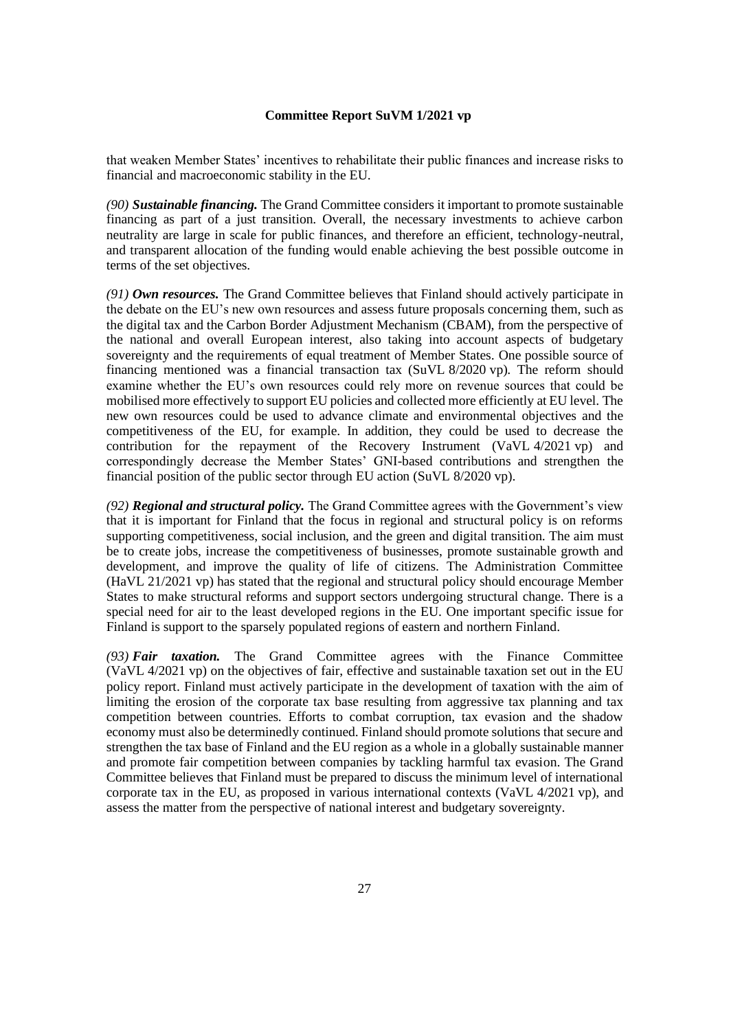that weaken Member States' incentives to rehabilitate their public finances and increase risks to financial and macroeconomic stability in the EU.

*(90)* ***Sustainable financing.*** The Grand Committee considers it important to promote sustainable financing as part of a just transition. Overall, the necessary investments to achieve carbon neutrality are large in scale for public finances, and therefore an efficient, technology-neutral, and transparent allocation of the funding would enable achieving the best possible outcome in terms of the set objectives.

*(91)* ***Own resources.*** The Grand Committee believes that Finland should actively participate in the debate on the EU's new own resources and assess future proposals concerning them, such as the digital tax and the Carbon Border Adjustment Mechanism (CBAM), from the perspective of the national and overall European interest, also taking into account aspects of budgetary sovereignty and the requirements of equal treatment of Member States. One possible source of financing mentioned was a financial transaction tax (SuVL 8/2020 vp). The reform should examine whether the EU's own resources could rely more on revenue sources that could be mobilised more effectively to support EU policies and collected more efficiently at EU level. The new own resources could be used to advance climate and environmental objectives and the competitiveness of the EU, for example. In addition, they could be used to decrease the contribution for the repayment of the Recovery Instrument (VaVL 4/2021 vp) and correspondingly decrease the Member States' GNI-based contributions and strengthen the financial position of the public sector through EU action (SuVL 8/2020 vp).

*(92)* ***Regional and structural policy.*** The Grand Committee agrees with the Government's view that it is important for Finland that the focus in regional and structural policy is on reforms supporting competitiveness, social inclusion, and the green and digital transition. The aim must be to create jobs, increase the competitiveness of businesses, promote sustainable growth and development, and improve the quality of life of citizens. The Administration Committee (HaVL 21/2021 vp) has stated that the regional and structural policy should encourage Member States to make structural reforms and support sectors undergoing structural change. There is a special need for air to the least developed regions in the EU. One important specific issue for Finland is support to the sparsely populated regions of eastern and northern Finland.

*(93)* ***Fair taxation.*** The Grand Committee agrees with the Finance Committee (VaVL 4/2021 vp) on the objectives of fair, effective and sustainable taxation set out in the EU policy report. Finland must actively participate in the development of taxation with the aim of limiting the erosion of the corporate tax base resulting from aggressive tax planning and tax competition between countries. Efforts to combat corruption, tax evasion and the shadow economy must also be determinedly continued. Finland should promote solutions that secure and strengthen the tax base of Finland and the EU region as a whole in a globally sustainable manner and promote fair competition between companies by tackling harmful tax evasion. The Grand Committee believes that Finland must be prepared to discuss the minimum level of international corporate tax in the EU, as proposed in various international contexts (VaVL 4/2021 vp), and assess the matter from the perspective of national interest and budgetary sovereignty.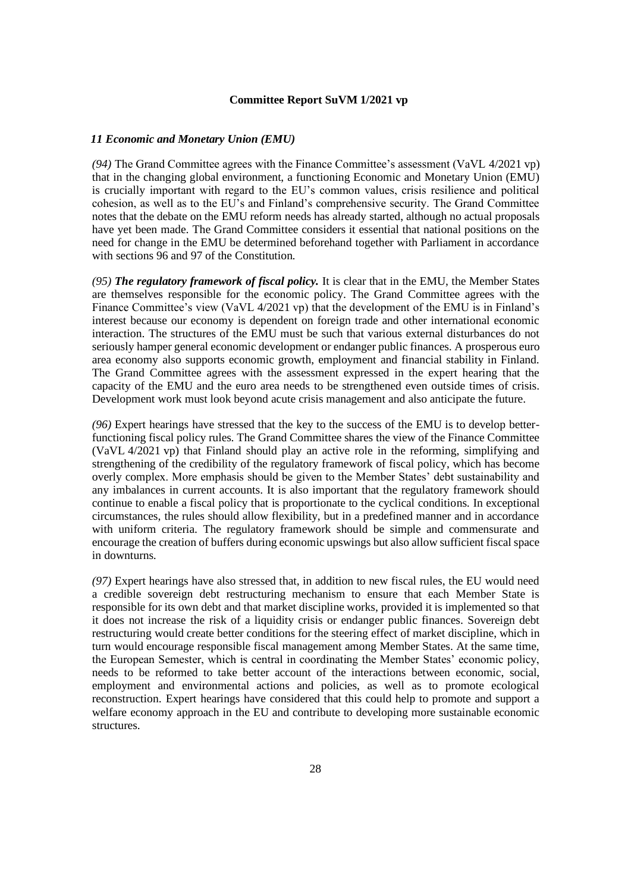**Committee Report SuVM 1/2021 vp**

### *11 Economic and Monetary Union (EMU)*

*(94)* The Grand Committee agrees with the Finance Committee's assessment (VaVL 4/2021 vp) that in the changing global environment, a functioning Economic and Monetary Union (EMU) is crucially important with regard to the EU's common values, crisis resilience and political cohesion, as well as to the EU's and Finland's comprehensive security. The Grand Committee notes that the debate on the EMU reform needs has already started, although no actual proposals have yet been made. The Grand Committee considers it essential that national positions on the need for change in the EMU be determined beforehand together with Parliament in accordance with sections 96 and 97 of the Constitution.

*(95)* ***The regulatory framework of fiscal policy.*** It is clear that in the EMU, the Member States are themselves responsible for the economic policy. The Grand Committee agrees with the Finance Committee's view (VaVL 4/2021 vp) that the development of the EMU is in Finland's interest because our economy is dependent on foreign trade and other international economic interaction. The structures of the EMU must be such that various external disturbances do not seriously hamper general economic development or endanger public finances. A prosperous euro area economy also supports economic growth, employment and financial stability in Finland. The Grand Committee agrees with the assessment expressed in the expert hearing that the capacity of the EMU and the euro area needs to be strengthened even outside times of crisis. Development work must look beyond acute crisis management and also anticipate the future.

*(96)* Expert hearings have stressed that the key to the success of the EMU is to develop better-functioning fiscal policy rules. The Grand Committee shares the view of the Finance Committee (VaVL 4/2021 vp) that Finland should play an active role in the reforming, simplifying and strengthening of the credibility of the regulatory framework of fiscal policy, which has become overly complex. More emphasis should be given to the Member States' debt sustainability and any imbalances in current accounts. It is also important that the regulatory framework should continue to enable a fiscal policy that is proportionate to the cyclical conditions. In exceptional circumstances, the rules should allow flexibility, but in a predefined manner and in accordance with uniform criteria. The regulatory framework should be simple and commensurate and encourage the creation of buffers during economic upswings but also allow sufficient fiscal space in downturns.

*(97)* Expert hearings have also stressed that, in addition to new fiscal rules, the EU would need a credible sovereign debt restructuring mechanism to ensure that each Member State is responsible for its own debt and that market discipline works, provided it is implemented so that it does not increase the risk of a liquidity crisis or endanger public finances. Sovereign debt restructuring would create better conditions for the steering effect of market discipline, which in turn would encourage responsible fiscal management among Member States. At the same time, the European Semester, which is central in coordinating the Member States' economic policy, needs to be reformed to take better account of the interactions between economic, social, employment and environmental actions and policies, as well as to promote ecological reconstruction. Expert hearings have considered that this could help to promote and support a welfare economy approach in the EU and contribute to developing more sustainable economic structures.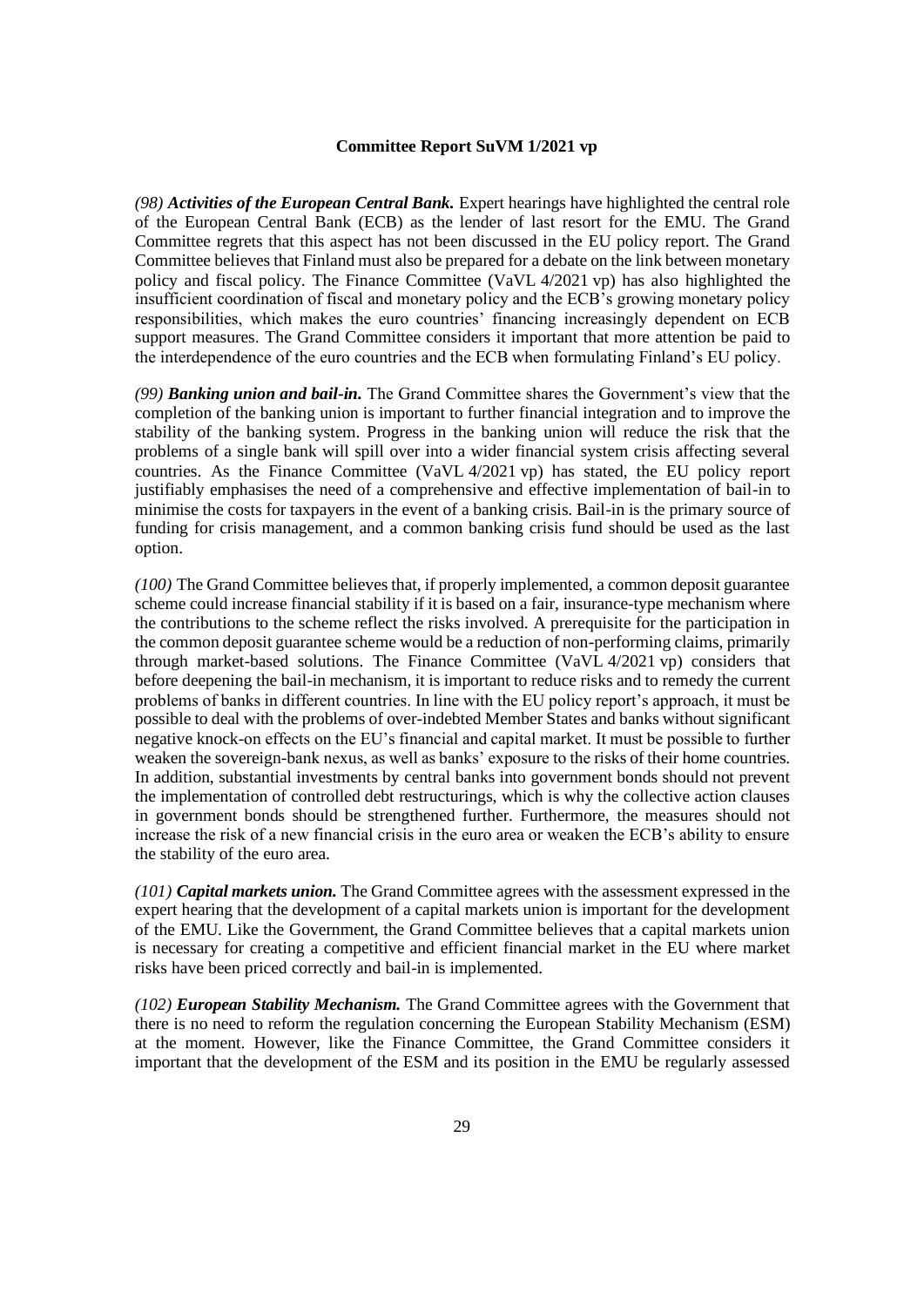**Committee Report SuVM 1/2021 vp**

*(98)* ***Activities of the European Central Bank.*** Expert hearings have highlighted the central role of the European Central Bank (ECB) as the lender of last resort for the EMU. The Grand Committee regrets that this aspect has not been discussed in the EU policy report. The Grand Committee believes that Finland must also be prepared for a debate on the link between monetary policy and fiscal policy. The Finance Committee (VaVL 4/2021 vp) has also highlighted the insufficient coordination of fiscal and monetary policy and the ECB's growing monetary policy responsibilities, which makes the euro countries' financing increasingly dependent on ECB support measures. The Grand Committee considers it important that more attention be paid to the interdependence of the euro countries and the ECB when formulating Finland's EU policy.

*(99)* ***Banking union and bail-in.*** The Grand Committee shares the Government's view that the completion of the banking union is important to further financial integration and to improve the stability of the banking system. Progress in the banking union will reduce the risk that the problems of a single bank will spill over into a wider financial system crisis affecting several countries. As the Finance Committee (VaVL 4/2021 vp) has stated, the EU policy report justifiably emphasises the need of a comprehensive and effective implementation of bail-in to minimise the costs for taxpayers in the event of a banking crisis. Bail-in is the primary source of funding for crisis management, and a common banking crisis fund should be used as the last option.

*(100)* The Grand Committee believes that, if properly implemented, a common deposit guarantee scheme could increase financial stability if it is based on a fair, insurance-type mechanism where the contributions to the scheme reflect the risks involved. A prerequisite for the participation in the common deposit guarantee scheme would be a reduction of non-performing claims, primarily through market-based solutions. The Finance Committee (VaVL 4/2021 vp) considers that before deepening the bail-in mechanism, it is important to reduce risks and to remedy the current problems of banks in different countries. In line with the EU policy report's approach, it must be possible to deal with the problems of over-indebted Member States and banks without significant negative knock-on effects on the EU's financial and capital market. It must be possible to further weaken the sovereign-bank nexus, as well as banks' exposure to the risks of their home countries. In addition, substantial investments by central banks into government bonds should not prevent the implementation of controlled debt restructurings, which is why the collective action clauses in government bonds should be strengthened further. Furthermore, the measures should not increase the risk of a new financial crisis in the euro area or weaken the ECB's ability to ensure the stability of the euro area.

*(101)* ***Capital markets union.*** The Grand Committee agrees with the assessment expressed in the expert hearing that the development of a capital markets union is important for the development of the EMU. Like the Government, the Grand Committee believes that a capital markets union is necessary for creating a competitive and efficient financial market in the EU where market risks have been priced correctly and bail-in is implemented.

*(102)* ***European Stability Mechanism.*** The Grand Committee agrees with the Government that there is no need to reform the regulation concerning the European Stability Mechanism (ESM) at the moment. However, like the Finance Committee, the Grand Committee considers it important that the development of the ESM and its position in the EMU be regularly assessed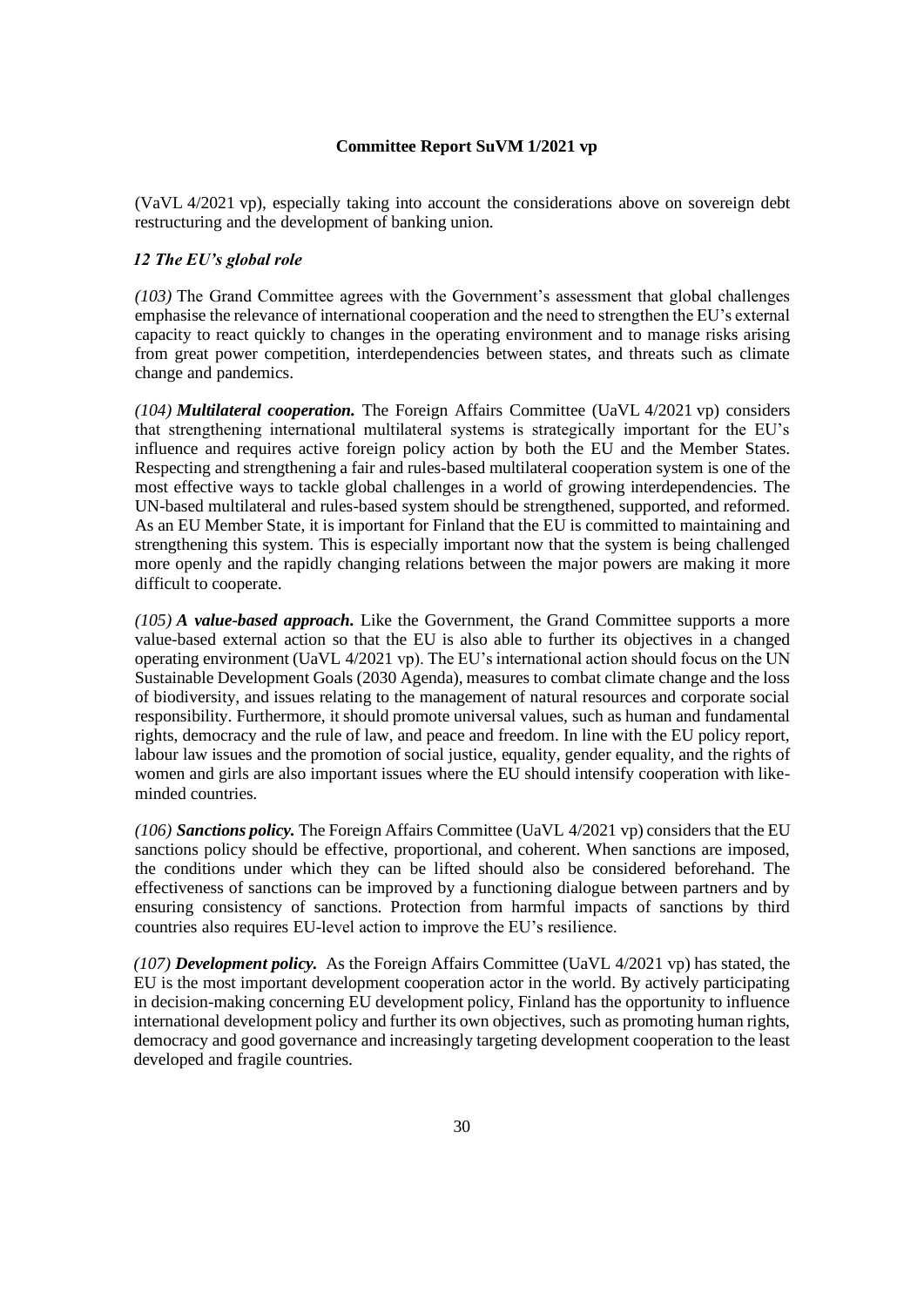(VaVL 4/2021 vp), especially taking into account the considerations above on sovereign debt restructuring and the development of banking union.

### *12 The EU's global role*

*(103)* The Grand Committee agrees with the Government's assessment that global challenges emphasise the relevance of international cooperation and the need to strengthen the EU's external capacity to react quickly to changes in the operating environment and to manage risks arising from great power competition, interdependencies between states, and threats such as climate change and pandemics.

*(104)* ***Multilateral cooperation.*** The Foreign Affairs Committee (UaVL 4/2021 vp) considers that strengthening international multilateral systems is strategically important for the EU's influence and requires active foreign policy action by both the EU and the Member States. Respecting and strengthening a fair and rules-based multilateral cooperation system is one of the most effective ways to tackle global challenges in a world of growing interdependencies. The UN-based multilateral and rules-based system should be strengthened, supported, and reformed. As an EU Member State, it is important for Finland that the EU is committed to maintaining and strengthening this system. This is especially important now that the system is being challenged more openly and the rapidly changing relations between the major powers are making it more difficult to cooperate.

*(105)* ***A value-based approach.*** Like the Government, the Grand Committee supports a more value-based external action so that the EU is also able to further its objectives in a changed operating environment (UaVL 4/2021 vp). The EU's international action should focus on the UN Sustainable Development Goals (2030 Agenda), measures to combat climate change and the loss of biodiversity, and issues relating to the management of natural resources and corporate social responsibility. Furthermore, it should promote universal values, such as human and fundamental rights, democracy and the rule of law, and peace and freedom. In line with the EU policy report, labour law issues and the promotion of social justice, equality, gender equality, and the rights of women and girls are also important issues where the EU should intensify cooperation with like-minded countries.

*(106)* ***Sanctions policy.*** The Foreign Affairs Committee (UaVL 4/2021 vp) considers that the EU sanctions policy should be effective, proportional, and coherent. When sanctions are imposed, the conditions under which they can be lifted should also be considered beforehand. The effectiveness of sanctions can be improved by a functioning dialogue between partners and by ensuring consistency of sanctions. Protection from harmful impacts of sanctions by third countries also requires EU-level action to improve the EU's resilience.

*(107)* ***Development policy.*** As the Foreign Affairs Committee (UaVL 4/2021 vp) has stated, the EU is the most important development cooperation actor in the world. By actively participating in decision-making concerning EU development policy, Finland has the opportunity to influence international development policy and further its own objectives, such as promoting human rights, democracy and good governance and increasingly targeting development cooperation to the least developed and fragile countries.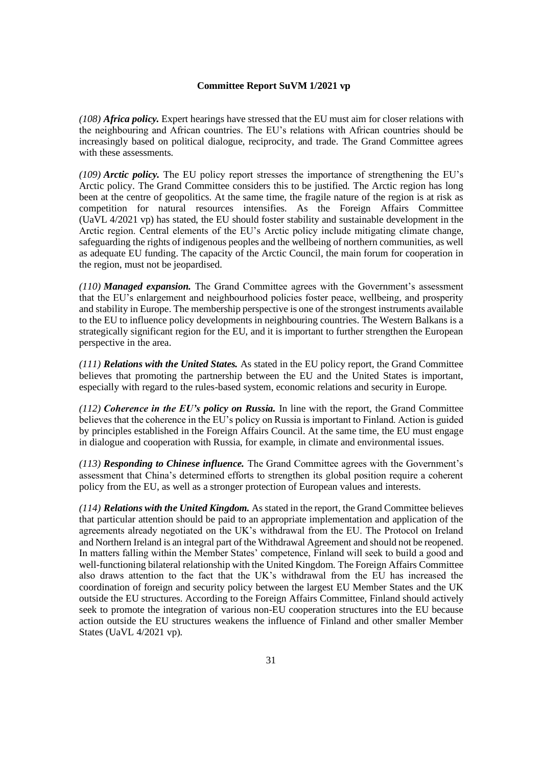*(108)* ***Africa policy.*** Expert hearings have stressed that the EU must aim for closer relations with the neighbouring and African countries. The EU's relations with African countries should be increasingly based on political dialogue, reciprocity, and trade. The Grand Committee agrees with these assessments.

*(109)* ***Arctic policy.*** The EU policy report stresses the importance of strengthening the EU's Arctic policy. The Grand Committee considers this to be justified. The Arctic region has long been at the centre of geopolitics. At the same time, the fragile nature of the region is at risk as competition for natural resources intensifies. As the Foreign Affairs Committee (UaVL 4/2021 vp) has stated, the EU should foster stability and sustainable development in the Arctic region. Central elements of the EU's Arctic policy include mitigating climate change, safeguarding the rights of indigenous peoples and the wellbeing of northern communities, as well as adequate EU funding. The capacity of the Arctic Council, the main forum for cooperation in the region, must not be jeopardised.

*(110)* ***Managed expansion.*** The Grand Committee agrees with the Government's assessment that the EU's enlargement and neighbourhood policies foster peace, wellbeing, and prosperity and stability in Europe. The membership perspective is one of the strongest instruments available to the EU to influence policy developments in neighbouring countries. The Western Balkans is a strategically significant region for the EU, and it is important to further strengthen the European perspective in the area.

*(111)* ***Relations with the United States.*** As stated in the EU policy report, the Grand Committee believes that promoting the partnership between the EU and the United States is important, especially with regard to the rules-based system, economic relations and security in Europe.

*(112)* ***Coherence in the EU's policy on Russia.*** In line with the report, the Grand Committee believes that the coherence in the EU's policy on Russia is important to Finland. Action is guided by principles established in the Foreign Affairs Council. At the same time, the EU must engage in dialogue and cooperation with Russia, for example, in climate and environmental issues.

*(113)* ***Responding to Chinese influence.*** The Grand Committee agrees with the Government's assessment that China's determined efforts to strengthen its global position require a coherent policy from the EU, as well as a stronger protection of European values and interests.

*(114)* ***Relations with the United Kingdom.*** As stated in the report, the Grand Committee believes that particular attention should be paid to an appropriate implementation and application of the agreements already negotiated on the UK's withdrawal from the EU. The Protocol on Ireland and Northern Ireland is an integral part of the Withdrawal Agreement and should not be reopened. In matters falling within the Member States' competence, Finland will seek to build a good and well-functioning bilateral relationship with the United Kingdom. The Foreign Affairs Committee also draws attention to the fact that the UK's withdrawal from the EU has increased the coordination of foreign and security policy between the largest EU Member States and the UK outside the EU structures. According to the Foreign Affairs Committee, Finland should actively seek to promote the integration of various non-EU cooperation structures into the EU because action outside the EU structures weakens the influence of Finland and other smaller Member States (UaVL 4/2021 vp).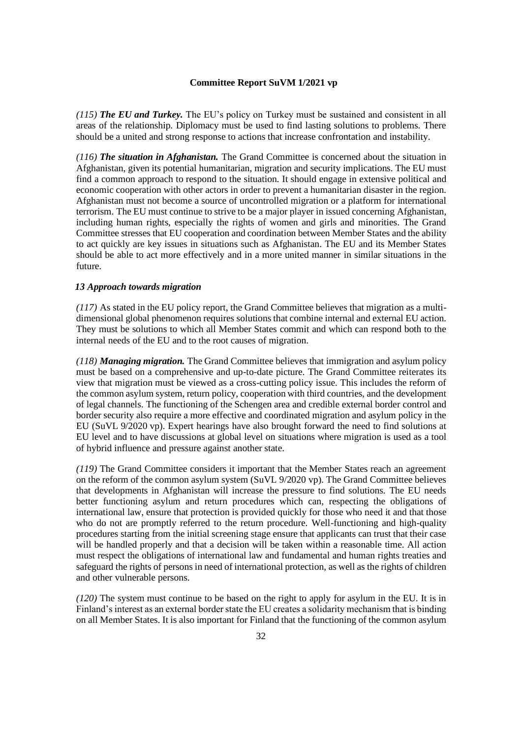*(115)* ***The EU and Turkey.*** The EU's policy on Turkey must be sustained and consistent in all areas of the relationship. Diplomacy must be used to find lasting solutions to problems. There should be a united and strong response to actions that increase confrontation and instability.

*(116)* ***The situation in Afghanistan.*** The Grand Committee is concerned about the situation in Afghanistan, given its potential humanitarian, migration and security implications. The EU must find a common approach to respond to the situation. It should engage in extensive political and economic cooperation with other actors in order to prevent a humanitarian disaster in the region. Afghanistan must not become a source of uncontrolled migration or a platform for international terrorism. The EU must continue to strive to be a major player in issued concerning Afghanistan, including human rights, especially the rights of women and girls and minorities. The Grand Committee stresses that EU cooperation and coordination between Member States and the ability to act quickly are key issues in situations such as Afghanistan. The EU and its Member States should be able to act more effectively and in a more united manner in similar situations in the future.

### *13 Approach towards migration*

*(117)* As stated in the EU policy report, the Grand Committee believes that migration as a multi-dimensional global phenomenon requires solutions that combine internal and external EU action. They must be solutions to which all Member States commit and which can respond both to the internal needs of the EU and to the root causes of migration.

*(118)* ***Managing migration.*** The Grand Committee believes that immigration and asylum policy must be based on a comprehensive and up-to-date picture. The Grand Committee reiterates its view that migration must be viewed as a cross-cutting policy issue. This includes the reform of the common asylum system, return policy, cooperation with third countries, and the development of legal channels. The functioning of the Schengen area and credible external border control and border security also require a more effective and coordinated migration and asylum policy in the EU (SuVL 9/2020 vp). Expert hearings have also brought forward the need to find solutions at EU level and to have discussions at global level on situations where migration is used as a tool of hybrid influence and pressure against another state.

*(119)* The Grand Committee considers it important that the Member States reach an agreement on the reform of the common asylum system (SuVL 9/2020 vp). The Grand Committee believes that developments in Afghanistan will increase the pressure to find solutions. The EU needs better functioning asylum and return procedures which can, respecting the obligations of international law, ensure that protection is provided quickly for those who need it and that those who do not are promptly referred to the return procedure. Well-functioning and high-quality procedures starting from the initial screening stage ensure that applicants can trust that their case will be handled properly and that a decision will be taken within a reasonable time. All action must respect the obligations of international law and fundamental and human rights treaties and safeguard the rights of persons in need of international protection, as well as the rights of children and other vulnerable persons.

*(120)* The system must continue to be based on the right to apply for asylum in the EU. It is in Finland's interest as an external border state the EU creates a solidarity mechanism that is binding on all Member States. It is also important for Finland that the functioning of the common asylum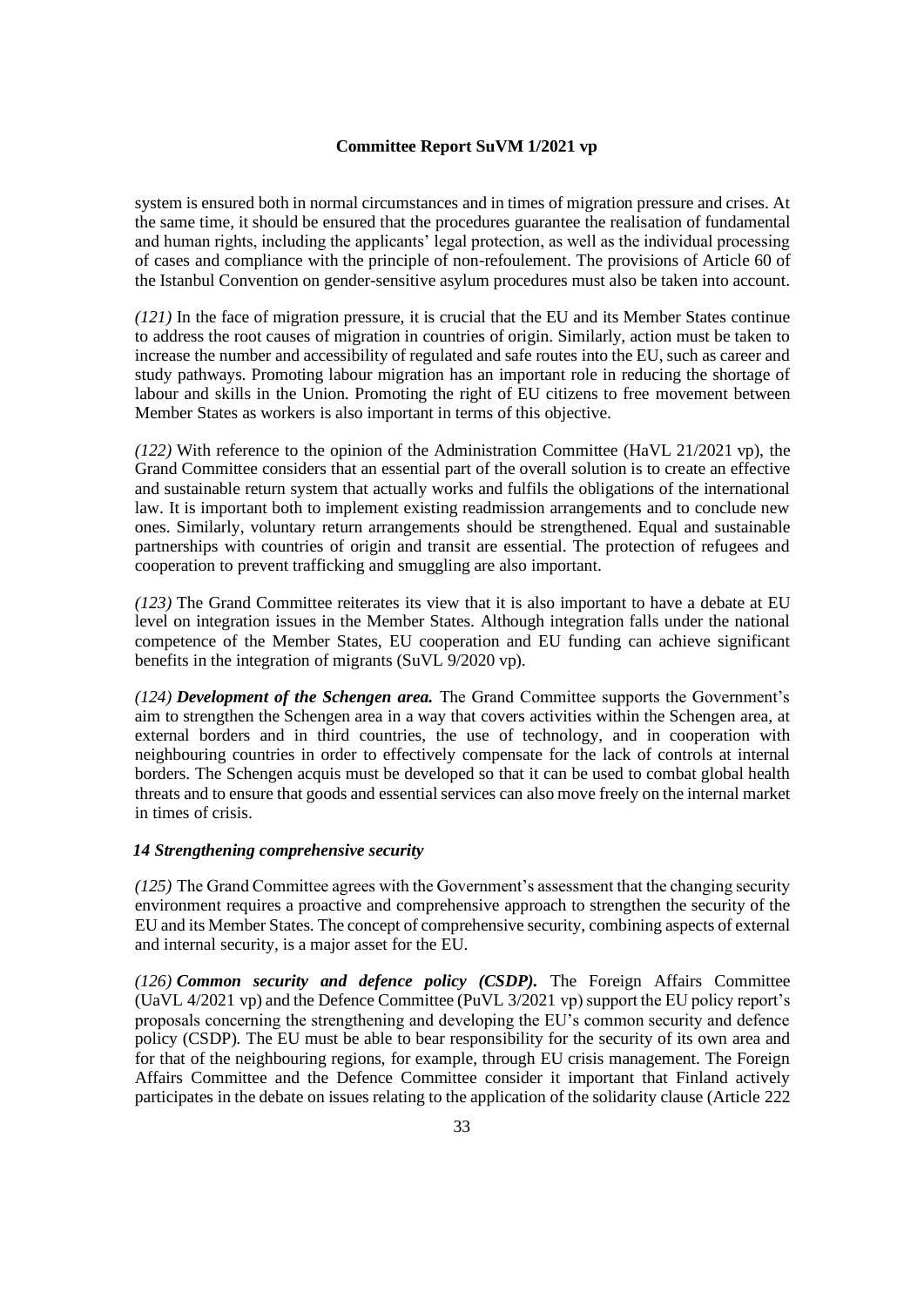system is ensured both in normal circumstances and in times of migration pressure and crises. At the same time, it should be ensured that the procedures guarantee the realisation of fundamental and human rights, including the applicants' legal protection, as well as the individual processing of cases and compliance with the principle of non-refoulement. The provisions of Article 60 of the Istanbul Convention on gender-sensitive asylum procedures must also be taken into account.

*(121)* In the face of migration pressure, it is crucial that the EU and its Member States continue to address the root causes of migration in countries of origin. Similarly, action must be taken to increase the number and accessibility of regulated and safe routes into the EU, such as career and study pathways. Promoting labour migration has an important role in reducing the shortage of labour and skills in the Union. Promoting the right of EU citizens to free movement between Member States as workers is also important in terms of this objective.

*(122)* With reference to the opinion of the Administration Committee (HaVL 21/2021 vp), the Grand Committee considers that an essential part of the overall solution is to create an effective and sustainable return system that actually works and fulfils the obligations of the international law. It is important both to implement existing readmission arrangements and to conclude new ones. Similarly, voluntary return arrangements should be strengthened. Equal and sustainable partnerships with countries of origin and transit are essential. The protection of refugees and cooperation to prevent trafficking and smuggling are also important.

*(123)* The Grand Committee reiterates its view that it is also important to have a debate at EU level on integration issues in the Member States. Although integration falls under the national competence of the Member States, EU cooperation and EU funding can achieve significant benefits in the integration of migrants (SuVL 9/2020 vp).

*(124)* ***Development of the Schengen area.*** The Grand Committee supports the Government's aim to strengthen the Schengen area in a way that covers activities within the Schengen area, at external borders and in third countries, the use of technology, and in cooperation with neighbouring countries in order to effectively compensate for the lack of controls at internal borders. The Schengen acquis must be developed so that it can be used to combat global health threats and to ensure that goods and essential services can also move freely on the internal market in times of crisis.

### *14 Strengthening comprehensive security*

*(125)* The Grand Committee agrees with the Government's assessment that the changing security environment requires a proactive and comprehensive approach to strengthen the security of the EU and its Member States. The concept of comprehensive security, combining aspects of external and internal security, is a major asset for the EU.

*(126)* ***Common security and defence policy (CSDP).*** The Foreign Affairs Committee (UaVL 4/2021 vp) and the Defence Committee (PuVL 3/2021 vp) support the EU policy report's proposals concerning the strengthening and developing the EU's common security and defence policy (CSDP). The EU must be able to bear responsibility for the security of its own area and for that of the neighbouring regions, for example, through EU crisis management. The Foreign Affairs Committee and the Defence Committee consider it important that Finland actively participates in the debate on issues relating to the application of the solidarity clause (Article 222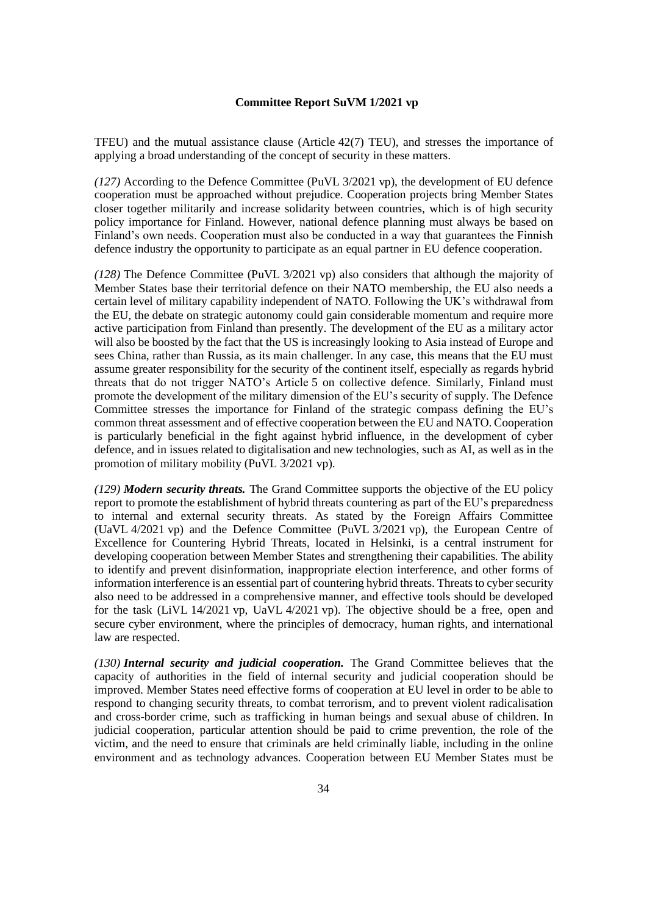TFEU) and the mutual assistance clause (Article 42(7) TEU), and stresses the importance of applying a broad understanding of the concept of security in these matters.

*(127)* According to the Defence Committee (PuVL 3/2021 vp), the development of EU defence cooperation must be approached without prejudice. Cooperation projects bring Member States closer together militarily and increase solidarity between countries, which is of high security policy importance for Finland. However, national defence planning must always be based on Finland's own needs. Cooperation must also be conducted in a way that guarantees the Finnish defence industry the opportunity to participate as an equal partner in EU defence cooperation.

*(128)* The Defence Committee (PuVL 3/2021 vp) also considers that although the majority of Member States base their territorial defence on their NATO membership, the EU also needs a certain level of military capability independent of NATO. Following the UK's withdrawal from the EU, the debate on strategic autonomy could gain considerable momentum and require more active participation from Finland than presently. The development of the EU as a military actor will also be boosted by the fact that the US is increasingly looking to Asia instead of Europe and sees China, rather than Russia, as its main challenger. In any case, this means that the EU must assume greater responsibility for the security of the continent itself, especially as regards hybrid threats that do not trigger NATO's Article 5 on collective defence. Similarly, Finland must promote the development of the military dimension of the EU's security of supply. The Defence Committee stresses the importance for Finland of the strategic compass defining the EU's common threat assessment and of effective cooperation between the EU and NATO. Cooperation is particularly beneficial in the fight against hybrid influence, in the development of cyber defence, and in issues related to digitalisation and new technologies, such as AI, as well as in the promotion of military mobility (PuVL 3/2021 vp).

*(129)* ***Modern security threats.*** The Grand Committee supports the objective of the EU policy report to promote the establishment of hybrid threats countering as part of the EU's preparedness to internal and external security threats. As stated by the Foreign Affairs Committee (UaVL 4/2021 vp) and the Defence Committee (PuVL 3/2021 vp), the European Centre of Excellence for Countering Hybrid Threats, located in Helsinki, is a central instrument for developing cooperation between Member States and strengthening their capabilities. The ability to identify and prevent disinformation, inappropriate election interference, and other forms of information interference is an essential part of countering hybrid threats. Threats to cyber security also need to be addressed in a comprehensive manner, and effective tools should be developed for the task (LiVL 14/2021 vp, UaVL 4/2021 vp). The objective should be a free, open and secure cyber environment, where the principles of democracy, human rights, and international law are respected.

*(130)* ***Internal security and judicial cooperation.*** The Grand Committee believes that the capacity of authorities in the field of internal security and judicial cooperation should be improved. Member States need effective forms of cooperation at EU level in order to be able to respond to changing security threats, to combat terrorism, and to prevent violent radicalisation and cross-border crime, such as trafficking in human beings and sexual abuse of children. In judicial cooperation, particular attention should be paid to crime prevention, the role of the victim, and the need to ensure that criminals are held criminally liable, including in the online environment and as technology advances. Cooperation between EU Member States must be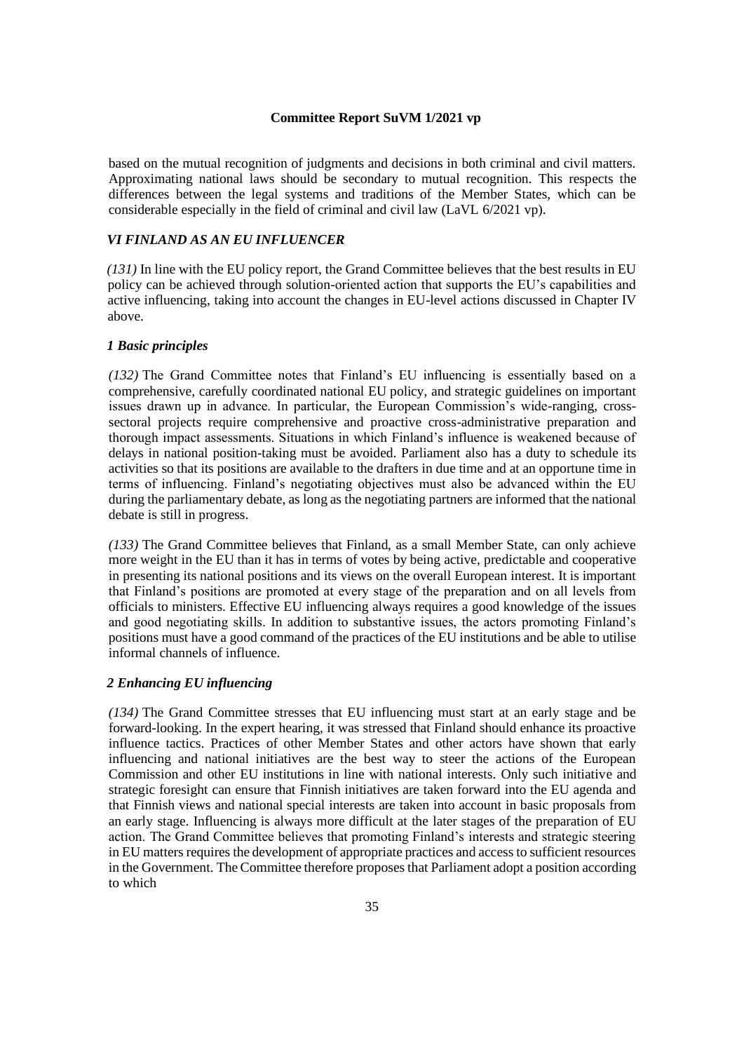based on the mutual recognition of judgments and decisions in both criminal and civil matters. Approximating national laws should be secondary to mutual recognition. This respects the differences between the legal systems and traditions of the Member States, which can be considerable especially in the field of criminal and civil law (LaVL 6/2021 vp).

## *VI FINLAND AS AN EU INFLUENCER*

*(131)* In line with the EU policy report, the Grand Committee believes that the best results in EU policy can be achieved through solution-oriented action that supports the EU's capabilities and active influencing, taking into account the changes in EU-level actions discussed in Chapter IV above.

### *1 Basic principles*

*(132)* The Grand Committee notes that Finland's EU influencing is essentially based on a comprehensive, carefully coordinated national EU policy, and strategic guidelines on important issues drawn up in advance. In particular, the European Commission's wide-ranging, cross-sectoral projects require comprehensive and proactive cross-administrative preparation and thorough impact assessments. Situations in which Finland's influence is weakened because of delays in national position-taking must be avoided. Parliament also has a duty to schedule its activities so that its positions are available to the drafters in due time and at an opportune time in terms of influencing. Finland's negotiating objectives must also be advanced within the EU during the parliamentary debate, as long as the negotiating partners are informed that the national debate is still in progress.

*(133)* The Grand Committee believes that Finland, as a small Member State, can only achieve more weight in the EU than it has in terms of votes by being active, predictable and cooperative in presenting its national positions and its views on the overall European interest. It is important that Finland's positions are promoted at every stage of the preparation and on all levels from officials to ministers. Effective EU influencing always requires a good knowledge of the issues and good negotiating skills. In addition to substantive issues, the actors promoting Finland's positions must have a good command of the practices of the EU institutions and be able to utilise informal channels of influence.

### *2 Enhancing EU influencing*

*(134)* The Grand Committee stresses that EU influencing must start at an early stage and be forward-looking. In the expert hearing, it was stressed that Finland should enhance its proactive influence tactics. Practices of other Member States and other actors have shown that early influencing and national initiatives are the best way to steer the actions of the European Commission and other EU institutions in line with national interests. Only such initiative and strategic foresight can ensure that Finnish initiatives are taken forward into the EU agenda and that Finnish views and national special interests are taken into account in basic proposals from an early stage. Influencing is always more difficult at the later stages of the preparation of EU action. The Grand Committee believes that promoting Finland's interests and strategic steering in EU matters requires the development of appropriate practices and access to sufficient resources in the Government. The Committee therefore proposes that Parliament adopt a position according to which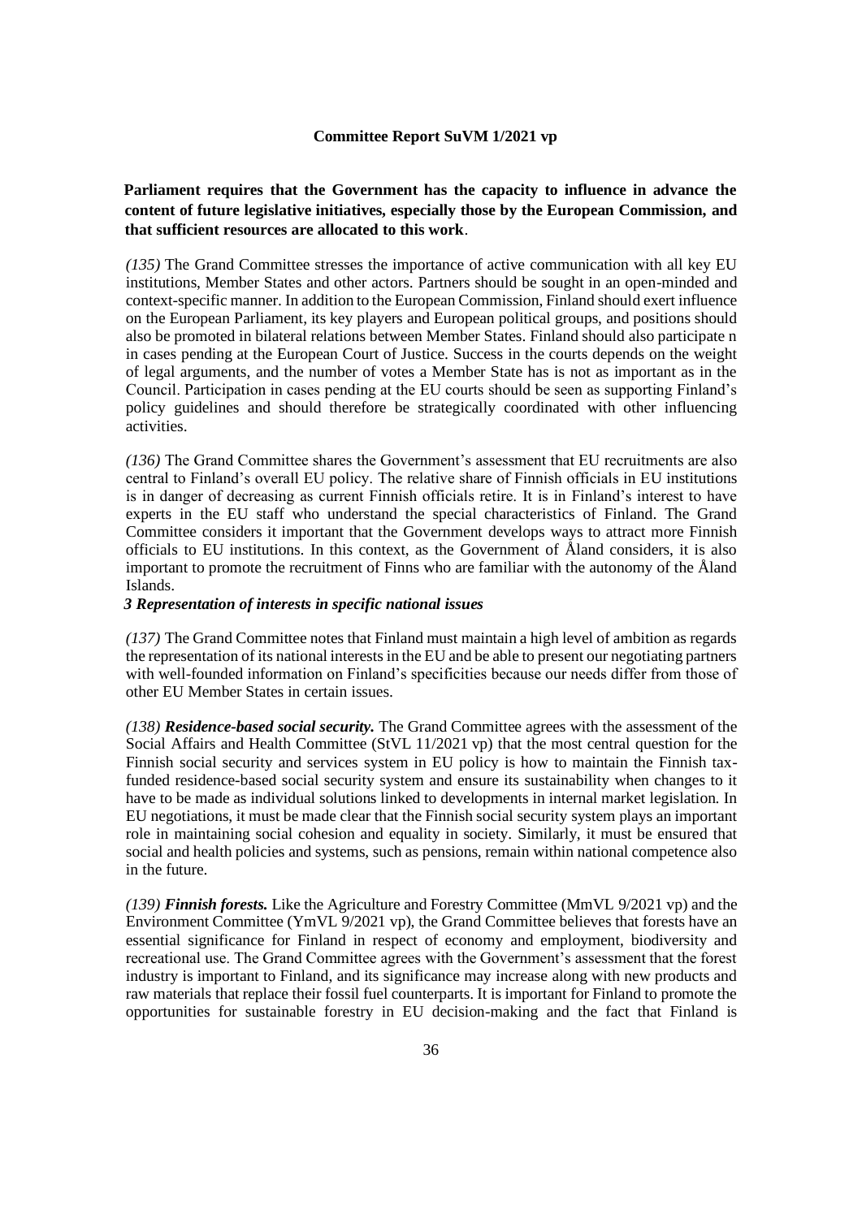**Committee Report SuVM 1/2021 vp**

**Parliament requires that the Government has the capacity to influence in advance the content of future legislative initiatives, especially those by the European Commission, and that sufficient resources are allocated to this work**.

*(135)* The Grand Committee stresses the importance of active communication with all key EU institutions, Member States and other actors. Partners should be sought in an open-minded and context-specific manner. In addition to the European Commission, Finland should exert influence on the European Parliament, its key players and European political groups, and positions should also be promoted in bilateral relations between Member States. Finland should also participate n in cases pending at the European Court of Justice. Success in the courts depends on the weight of legal arguments, and the number of votes a Member State has is not as important as in the Council. Participation in cases pending at the EU courts should be seen as supporting Finland's policy guidelines and should therefore be strategically coordinated with other influencing activities.

*(136)* The Grand Committee shares the Government's assessment that EU recruitments are also central to Finland's overall EU policy. The relative share of Finnish officials in EU institutions is in danger of decreasing as current Finnish officials retire. It is in Finland's interest to have experts in the EU staff who understand the special characteristics of Finland. The Grand Committee considers it important that the Government develops ways to attract more Finnish officials to EU institutions. In this context, as the Government of Åland considers, it is also important to promote the recruitment of Finns who are familiar with the autonomy of the Åland Islands.

### *3 Representation of interests in specific national issues*

*(137)* The Grand Committee notes that Finland must maintain a high level of ambition as regards the representation of its national interests in the EU and be able to present our negotiating partners with well-founded information on Finland's specificities because our needs differ from those of other EU Member States in certain issues.

*(138)* ***Residence-based social security.*** The Grand Committee agrees with the assessment of the Social Affairs and Health Committee (StVL 11/2021 vp) that the most central question for the Finnish social security and services system in EU policy is how to maintain the Finnish tax-funded residence-based social security system and ensure its sustainability when changes to it have to be made as individual solutions linked to developments in internal market legislation. In EU negotiations, it must be made clear that the Finnish social security system plays an important role in maintaining social cohesion and equality in society. Similarly, it must be ensured that social and health policies and systems, such as pensions, remain within national competence also in the future.

*(139)* ***Finnish forests.*** Like the Agriculture and Forestry Committee (MmVL 9/2021 vp) and the Environment Committee (YmVL 9/2021 vp), the Grand Committee believes that forests have an essential significance for Finland in respect of economy and employment, biodiversity and recreational use. The Grand Committee agrees with the Government's assessment that the forest industry is important to Finland, and its significance may increase along with new products and raw materials that replace their fossil fuel counterparts. It is important for Finland to promote the opportunities for sustainable forestry in EU decision-making and the fact that Finland is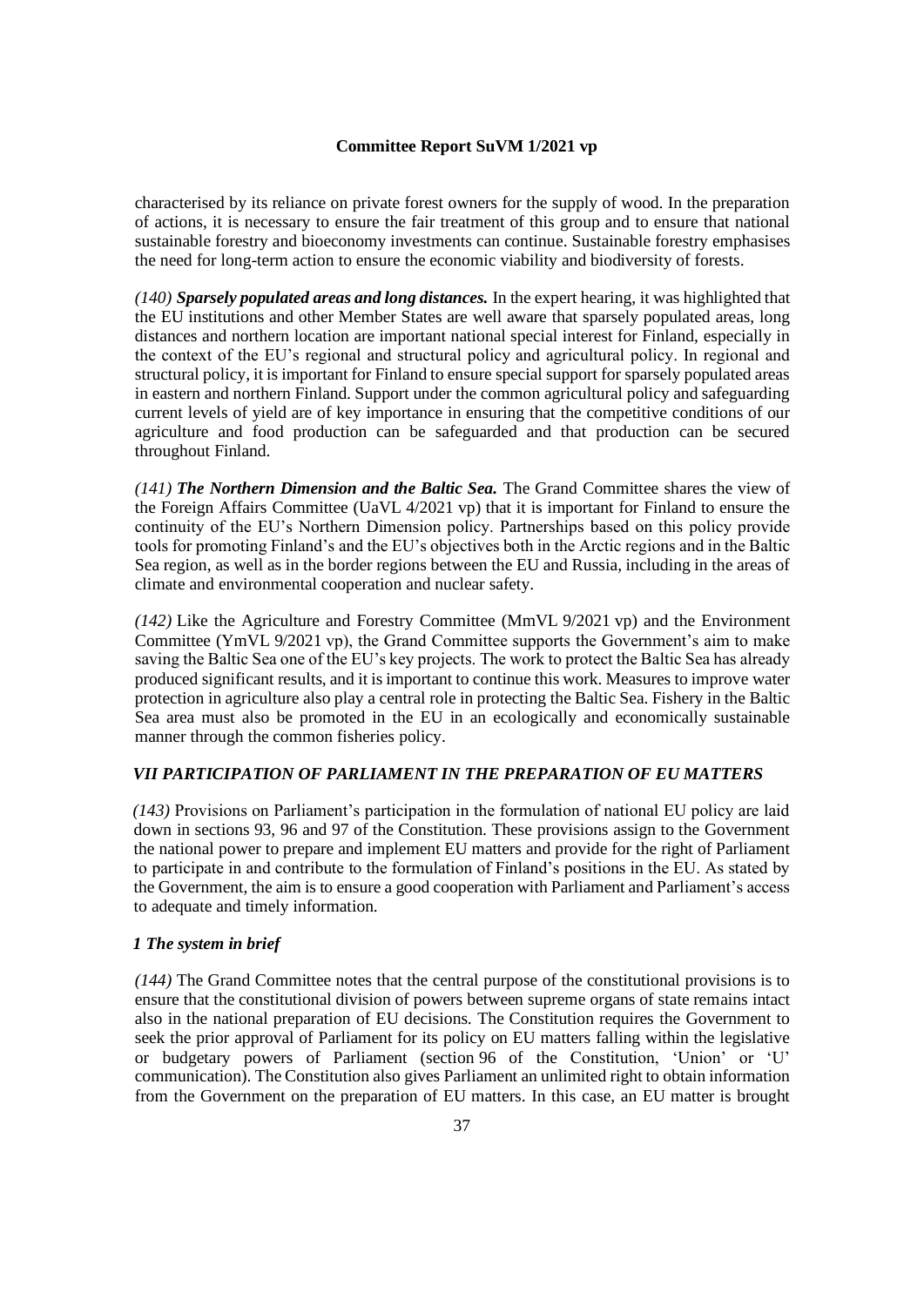characterised by its reliance on private forest owners for the supply of wood. In the preparation of actions, it is necessary to ensure the fair treatment of this group and to ensure that national sustainable forestry and bioeconomy investments can continue. Sustainable forestry emphasises the need for long-term action to ensure the economic viability and biodiversity of forests.

*(140)* ***Sparsely populated areas and long distances.*** In the expert hearing, it was highlighted that the EU institutions and other Member States are well aware that sparsely populated areas, long distances and northern location are important national special interest for Finland, especially in the context of the EU's regional and structural policy and agricultural policy. In regional and structural policy, it is important for Finland to ensure special support for sparsely populated areas in eastern and northern Finland. Support under the common agricultural policy and safeguarding current levels of yield are of key importance in ensuring that the competitive conditions of our agriculture and food production can be safeguarded and that production can be secured throughout Finland.

*(141)* ***The Northern Dimension and the Baltic Sea.*** The Grand Committee shares the view of the Foreign Affairs Committee (UaVL 4/2021 vp) that it is important for Finland to ensure the continuity of the EU's Northern Dimension policy. Partnerships based on this policy provide tools for promoting Finland's and the EU's objectives both in the Arctic regions and in the Baltic Sea region, as well as in the border regions between the EU and Russia, including in the areas of climate and environmental cooperation and nuclear safety.

*(142)* Like the Agriculture and Forestry Committee (MmVL 9/2021 vp) and the Environment Committee (YmVL 9/2021 vp), the Grand Committee supports the Government's aim to make saving the Baltic Sea one of the EU's key projects. The work to protect the Baltic Sea has already produced significant results, and it is important to continue this work. Measures to improve water protection in agriculture also play a central role in protecting the Baltic Sea. Fishery in the Baltic Sea area must also be promoted in the EU in an ecologically and economically sustainable manner through the common fisheries policy.

## *VII PARTICIPATION OF PARLIAMENT IN THE PREPARATION OF EU MATTERS*

*(143)* Provisions on Parliament's participation in the formulation of national EU policy are laid down in sections 93, 96 and 97 of the Constitution. These provisions assign to the Government the national power to prepare and implement EU matters and provide for the right of Parliament to participate in and contribute to the formulation of Finland's positions in the EU. As stated by the Government, the aim is to ensure a good cooperation with Parliament and Parliament's access to adequate and timely information.

### *1 The system in brief*

*(144)* The Grand Committee notes that the central purpose of the constitutional provisions is to ensure that the constitutional division of powers between supreme organs of state remains intact also in the national preparation of EU decisions. The Constitution requires the Government to seek the prior approval of Parliament for its policy on EU matters falling within the legislative or budgetary powers of Parliament (section 96 of the Constitution, 'Union' or 'U' communication). The Constitution also gives Parliament an unlimited right to obtain information from the Government on the preparation of EU matters. In this case, an EU matter is brought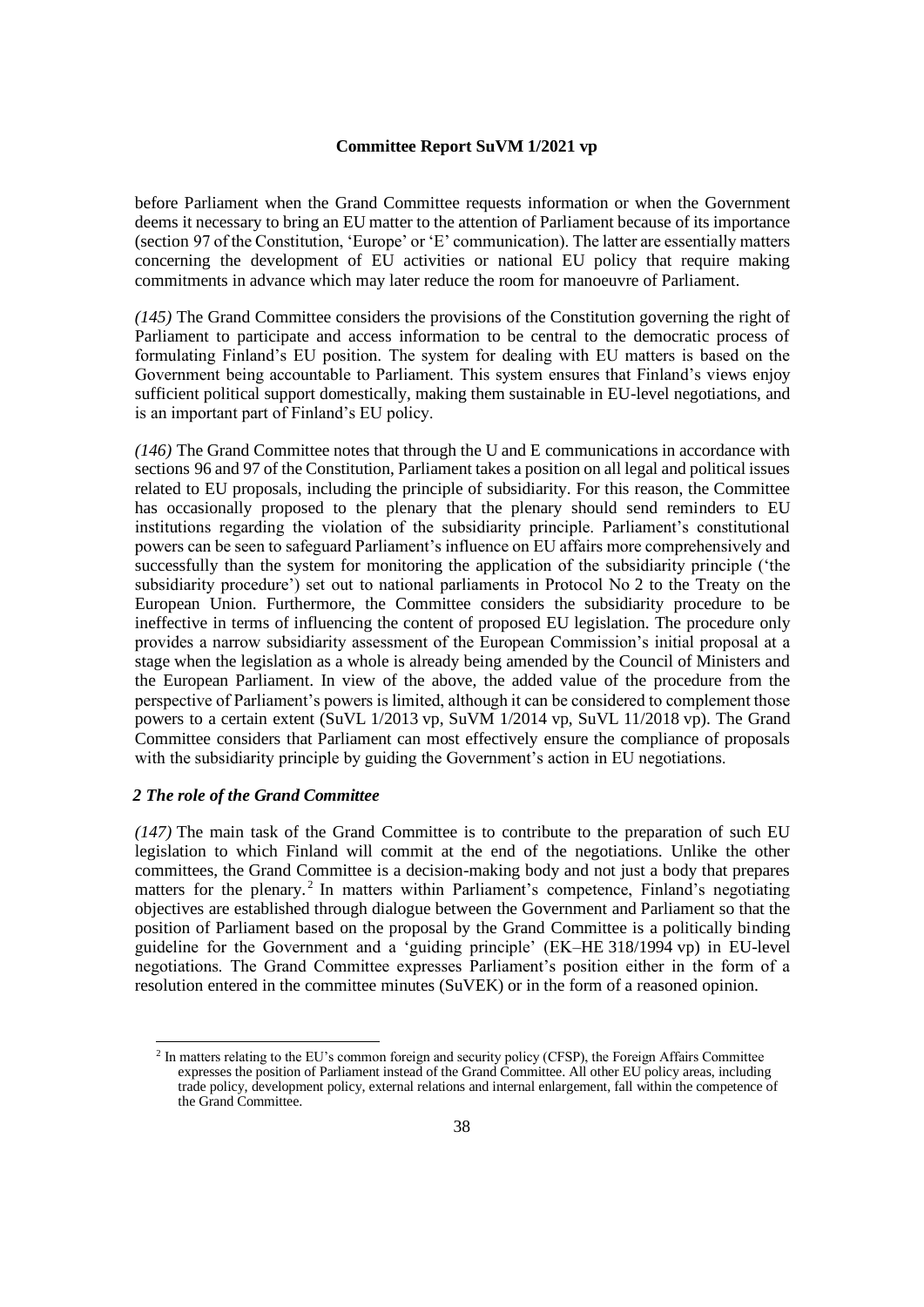before Parliament when the Grand Committee requests information or when the Government deems it necessary to bring an EU matter to the attention of Parliament because of its importance (section 97 of the Constitution, 'Europe' or 'E' communication). The latter are essentially matters concerning the development of EU activities or national EU policy that require making commitments in advance which may later reduce the room for manoeuvre of Parliament.

*(145)* The Grand Committee considers the provisions of the Constitution governing the right of Parliament to participate and access information to be central to the democratic process of formulating Finland's EU position. The system for dealing with EU matters is based on the Government being accountable to Parliament. This system ensures that Finland's views enjoy sufficient political support domestically, making them sustainable in EU-level negotiations, and is an important part of Finland's EU policy.

*(146)* The Grand Committee notes that through the U and E communications in accordance with sections 96 and 97 of the Constitution, Parliament takes a position on all legal and political issues related to EU proposals, including the principle of subsidiarity. For this reason, the Committee has occasionally proposed to the plenary that the plenary should send reminders to EU institutions regarding the violation of the subsidiarity principle. Parliament's constitutional powers can be seen to safeguard Parliament's influence on EU affairs more comprehensively and successfully than the system for monitoring the application of the subsidiarity principle ('the subsidiarity procedure') set out to national parliaments in Protocol No 2 to the Treaty on the European Union. Furthermore, the Committee considers the subsidiarity procedure to be ineffective in terms of influencing the content of proposed EU legislation. The procedure only provides a narrow subsidiarity assessment of the European Commission's initial proposal at a stage when the legislation as a whole is already being amended by the Council of Ministers and the European Parliament. In view of the above, the added value of the procedure from the perspective of Parliament's powers is limited, although it can be considered to complement those powers to a certain extent (SuVL 1/2013 vp, SuVM 1/2014 vp, SuVL 11/2018 vp). The Grand Committee considers that Parliament can most effectively ensure the compliance of proposals with the subsidiarity principle by guiding the Government's action in EU negotiations.

### *2 The role of the Grand Committee*

*(147)* The main task of the Grand Committee is to contribute to the preparation of such EU legislation to which Finland will commit at the end of the negotiations. Unlike the other committees, the Grand Committee is a decision-making body and not just a body that prepares matters for the plenary.[2] In matters within Parliament's competence, Finland's negotiating objectives are established through dialogue between the Government and Parliament so that the position of Parliament based on the proposal by the Grand Committee is a politically binding guideline for the Government and a 'guiding principle' (EK–HE 318/1994 vp) in EU-level negotiations. The Grand Committee expresses Parliament's position either in the form of a resolution entered in the committee minutes (SuVEK) or in the form of a reasoned opinion.

[2] In matters relating to the EU's common foreign and security policy (CFSP), the Foreign Affairs Committee expresses the position of Parliament instead of the Grand Committee. All other EU policy areas, including trade policy, development policy, external relations and internal enlargement, fall within the competence of the Grand Committee.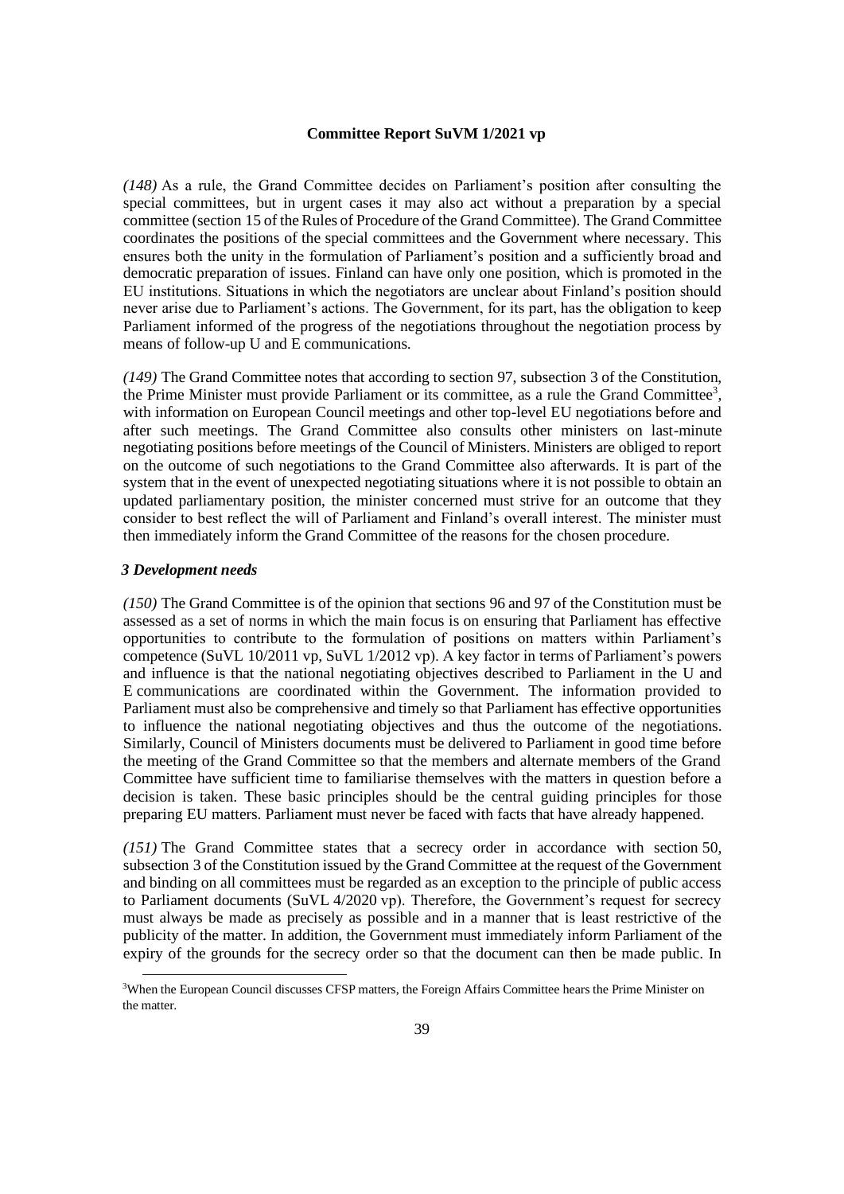*(148)* As a rule, the Grand Committee decides on Parliament's position after consulting the special committees, but in urgent cases it may also act without a preparation by a special committee (section 15 of the Rules of Procedure of the Grand Committee). The Grand Committee coordinates the positions of the special committees and the Government where necessary. This ensures both the unity in the formulation of Parliament's position and a sufficiently broad and democratic preparation of issues. Finland can have only one position, which is promoted in the EU institutions. Situations in which the negotiators are unclear about Finland's position should never arise due to Parliament's actions. The Government, for its part, has the obligation to keep Parliament informed of the progress of the negotiations throughout the negotiation process by means of follow-up U and E communications.

*(149)* The Grand Committee notes that according to section 97, subsection 3 of the Constitution, the Prime Minister must provide Parliament or its committee, as a rule the Grand Committee[3], with information on European Council meetings and other top-level EU negotiations before and after such meetings. The Grand Committee also consults other ministers on last-minute negotiating positions before meetings of the Council of Ministers. Ministers are obliged to report on the outcome of such negotiations to the Grand Committee also afterwards. It is part of the system that in the event of unexpected negotiating situations where it is not possible to obtain an updated parliamentary position, the minister concerned must strive for an outcome that they consider to best reflect the will of Parliament and Finland's overall interest. The minister must then immediately inform the Grand Committee of the reasons for the chosen procedure.

### *3 Development needs*

*(150)* The Grand Committee is of the opinion that sections 96 and 97 of the Constitution must be assessed as a set of norms in which the main focus is on ensuring that Parliament has effective opportunities to contribute to the formulation of positions on matters within Parliament's competence (SuVL 10/2011 vp, SuVL 1/2012 vp). A key factor in terms of Parliament's powers and influence is that the national negotiating objectives described to Parliament in the U and E communications are coordinated within the Government. The information provided to Parliament must also be comprehensive and timely so that Parliament has effective opportunities to influence the national negotiating objectives and thus the outcome of the negotiations. Similarly, Council of Ministers documents must be delivered to Parliament in good time before the meeting of the Grand Committee so that the members and alternate members of the Grand Committee have sufficient time to familiarise themselves with the matters in question before a decision is taken. These basic principles should be the central guiding principles for those preparing EU matters. Parliament must never be faced with facts that have already happened.

*(151)* The Grand Committee states that a secrecy order in accordance with section 50, subsection 3 of the Constitution issued by the Grand Committee at the request of the Government and binding on all committees must be regarded as an exception to the principle of public access to Parliament documents (SuVL 4/2020 vp). Therefore, the Government's request for secrecy must always be made as precisely as possible and in a manner that is least restrictive of the publicity of the matter. In addition, the Government must immediately inform Parliament of the expiry of the grounds for the secrecy order so that the document can then be made public. In

[3] When the European Council discusses CFSP matters, the Foreign Affairs Committee hears the Prime Minister on the matter.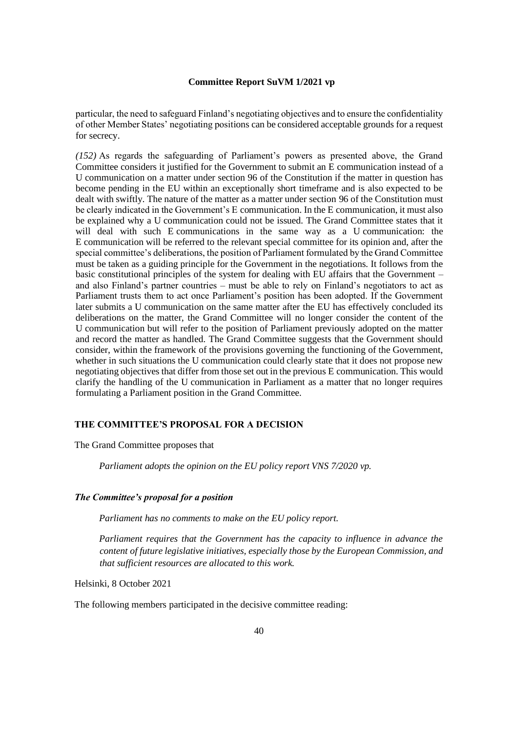particular, the need to safeguard Finland's negotiating objectives and to ensure the confidentiality of other Member States' negotiating positions can be considered acceptable grounds for a request for secrecy.

*(152)* As regards the safeguarding of Parliament's powers as presented above, the Grand Committee considers it justified for the Government to submit an E communication instead of a U communication on a matter under section 96 of the Constitution if the matter in question has become pending in the EU within an exceptionally short timeframe and is also expected to be dealt with swiftly. The nature of the matter as a matter under section 96 of the Constitution must be clearly indicated in the Government's E communication. In the E communication, it must also be explained why a U communication could not be issued. The Grand Committee states that it will deal with such E communications in the same way as a U communication: the E communication will be referred to the relevant special committee for its opinion and, after the special committee's deliberations, the position of Parliament formulated by the Grand Committee must be taken as a guiding principle for the Government in the negotiations. It follows from the basic constitutional principles of the system for dealing with EU affairs that the Government – and also Finland's partner countries – must be able to rely on Finland's negotiators to act as Parliament trusts them to act once Parliament's position has been adopted. If the Government later submits a U communication on the same matter after the EU has effectively concluded its deliberations on the matter, the Grand Committee will no longer consider the content of the U communication but will refer to the position of Parliament previously adopted on the matter and record the matter as handled. The Grand Committee suggests that the Government should consider, within the framework of the provisions governing the functioning of the Government, whether in such situations the U communication could clearly state that it does not propose new negotiating objectives that differ from those set out in the previous E communication. This would clarify the handling of the U communication in Parliament as a matter that no longer requires formulating a Parliament position in the Grand Committee.

## THE COMMITTEE'S PROPOSAL FOR A DECISION

The Grand Committee proposes that

*Parliament adopts the opinion on the EU policy report VNS 7/2020 vp.*

### *The Committee's proposal for a position*

*Parliament has no comments to make on the EU policy report.*

*Parliament requires that the Government has the capacity to influence in advance the content of future legislative initiatives, especially those by the European Commission, and that sufficient resources are allocated to this work.*

Helsinki, 8 October 2021

The following members participated in the decisive committee reading: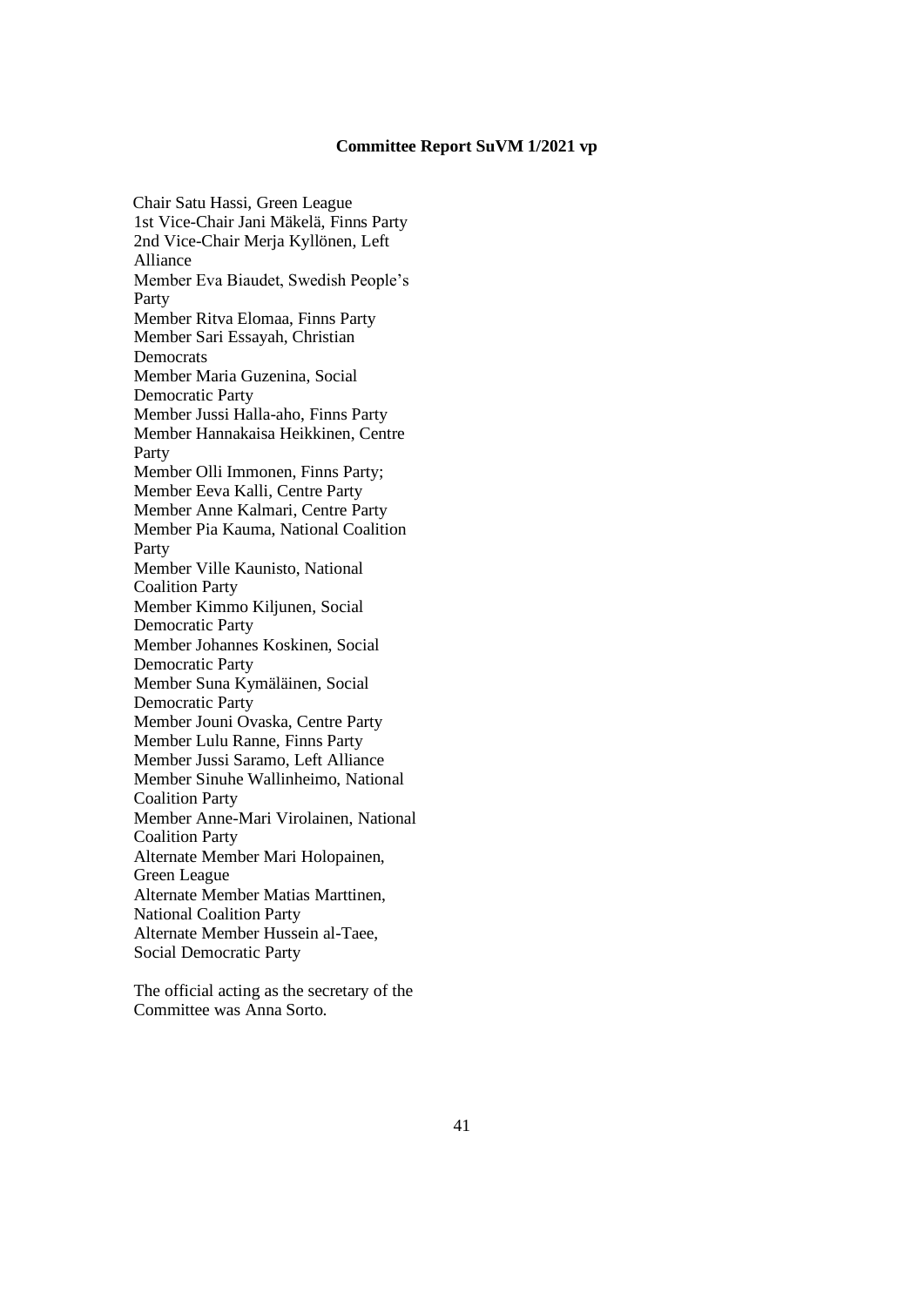**Committee Report SuVM 1/2021 vp**

Chair Satu Hassi, Green League
1st Vice-Chair Jani Mäkelä, Finns Party
2nd Vice-Chair Merja Kyllönen, Left Alliance
Member Eva Biaudet, Swedish People's Party
Member Ritva Elomaa, Finns Party
Member Sari Essayah, Christian Democrats
Member Maria Guzenina, Social Democratic Party
Member Jussi Halla-aho, Finns Party
Member Hannakaisa Heikkinen, Centre Party
Member Olli Immonen, Finns Party;
Member Eeva Kalli, Centre Party
Member Anne Kalmari, Centre Party
Member Pia Kauma, National Coalition Party
Member Ville Kaunisto, National Coalition Party
Member Kimmo Kiljunen, Social Democratic Party
Member Johannes Koskinen, Social Democratic Party
Member Suna Kymäläinen, Social Democratic Party
Member Jouni Ovaska, Centre Party
Member Lulu Ranne, Finns Party
Member Jussi Saramo, Left Alliance
Member Sinuhe Wallinheimo, National Coalition Party
Member Anne-Mari Virolainen, National Coalition Party
Alternate Member Mari Holopainen, Green League
Alternate Member Matias Marttinen, National Coalition Party
Alternate Member Hussein al-Taee, Social Democratic Party

The official acting as the secretary of the Committee was Anna Sorto.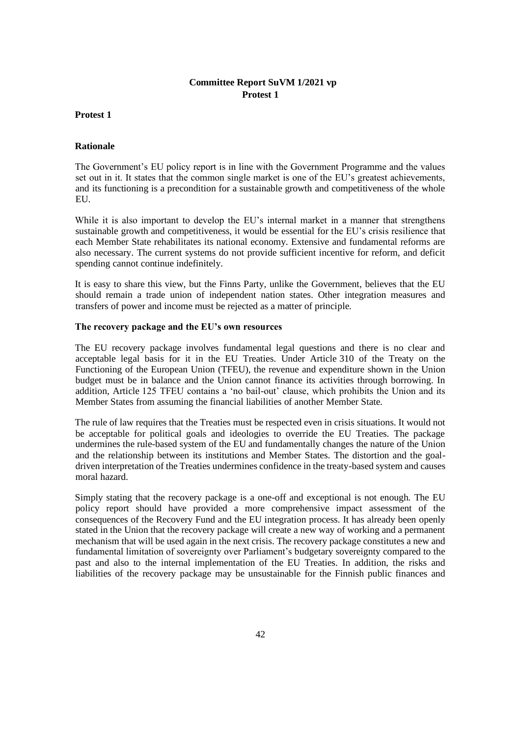**Committee Report SuVM 1/2021 vp**
**Protest 1**

**Protest 1**

**Rationale**

The Government's EU policy report is in line with the Government Programme and the values set out in it. It states that the common single market is one of the EU's greatest achievements, and its functioning is a precondition for a sustainable growth and competitiveness of the whole EU.

While it is also important to develop the EU's internal market in a manner that strengthens sustainable growth and competitiveness, it would be essential for the EU's crisis resilience that each Member State rehabilitates its national economy. Extensive and fundamental reforms are also necessary. The current systems do not provide sufficient incentive for reform, and deficit spending cannot continue indefinitely.

It is easy to share this view, but the Finns Party, unlike the Government, believes that the EU should remain a trade union of independent nation states. Other integration measures and transfers of power and income must be rejected as a matter of principle.

**The recovery package and the EU's own resources**

The EU recovery package involves fundamental legal questions and there is no clear and acceptable legal basis for it in the EU Treaties. Under Article 310 of the Treaty on the Functioning of the European Union (TFEU), the revenue and expenditure shown in the Union budget must be in balance and the Union cannot finance its activities through borrowing. In addition, Article 125 TFEU contains a 'no bail-out' clause, which prohibits the Union and its Member States from assuming the financial liabilities of another Member State.

The rule of law requires that the Treaties must be respected even in crisis situations. It would not be acceptable for political goals and ideologies to override the EU Treaties. The package undermines the rule-based system of the EU and fundamentally changes the nature of the Union and the relationship between its institutions and Member States. The distortion and the goal-driven interpretation of the Treaties undermines confidence in the treaty-based system and causes moral hazard.

Simply stating that the recovery package is a one-off and exceptional is not enough. The EU policy report should have provided a more comprehensive impact assessment of the consequences of the Recovery Fund and the EU integration process. It has already been openly stated in the Union that the recovery package will create a new way of working and a permanent mechanism that will be used again in the next crisis. The recovery package constitutes a new and fundamental limitation of sovereignty over Parliament's budgetary sovereignty compared to the past and also to the internal implementation of the EU Treaties. In addition, the risks and liabilities of the recovery package may be unsustainable for the Finnish public finances and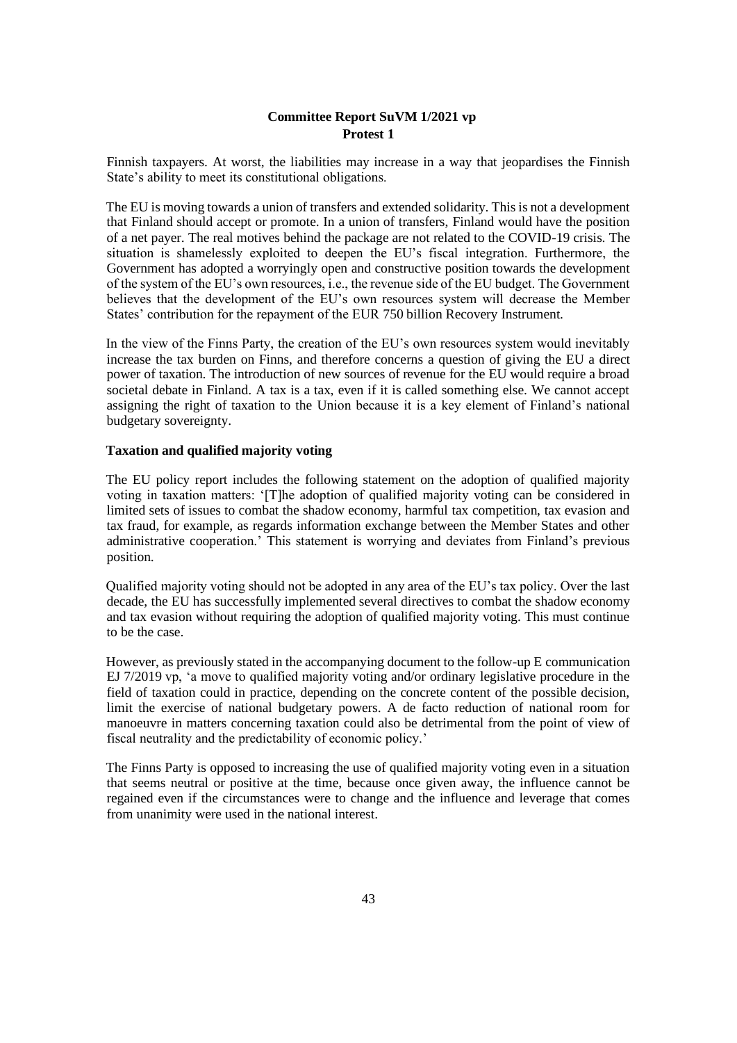Finnish taxpayers. At worst, the liabilities may increase in a way that jeopardises the Finnish State's ability to meet its constitutional obligations.

The EU is moving towards a union of transfers and extended solidarity. This is not a development that Finland should accept or promote. In a union of transfers, Finland would have the position of a net payer. The real motives behind the package are not related to the COVID-19 crisis. The situation is shamelessly exploited to deepen the EU's fiscal integration. Furthermore, the Government has adopted a worryingly open and constructive position towards the development of the system of the EU's own resources, i.e., the revenue side of the EU budget. The Government believes that the development of the EU's own resources system will decrease the Member States' contribution for the repayment of the EUR 750 billion Recovery Instrument.

In the view of the Finns Party, the creation of the EU's own resources system would inevitably increase the tax burden on Finns, and therefore concerns a question of giving the EU a direct power of taxation. The introduction of new sources of revenue for the EU would require a broad societal debate in Finland. A tax is a tax, even if it is called something else. We cannot accept assigning the right of taxation to the Union because it is a key element of Finland's national budgetary sovereignty.

**Taxation and qualified majority voting**

The EU policy report includes the following statement on the adoption of qualified majority voting in taxation matters: '[T]he adoption of qualified majority voting can be considered in limited sets of issues to combat the shadow economy, harmful tax competition, tax evasion and tax fraud, for example, as regards information exchange between the Member States and other administrative cooperation.' This statement is worrying and deviates from Finland's previous position.

Qualified majority voting should not be adopted in any area of the EU's tax policy. Over the last decade, the EU has successfully implemented several directives to combat the shadow economy and tax evasion without requiring the adoption of qualified majority voting. This must continue to be the case.

However, as previously stated in the accompanying document to the follow-up E communication EJ 7/2019 vp, 'a move to qualified majority voting and/or ordinary legislative procedure in the field of taxation could in practice, depending on the concrete content of the possible decision, limit the exercise of national budgetary powers. A de facto reduction of national room for manoeuvre in matters concerning taxation could also be detrimental from the point of view of fiscal neutrality and the predictability of economic policy.'

The Finns Party is opposed to increasing the use of qualified majority voting even in a situation that seems neutral or positive at the time, because once given away, the influence cannot be regained even if the circumstances were to change and the influence and leverage that comes from unanimity were used in the national interest.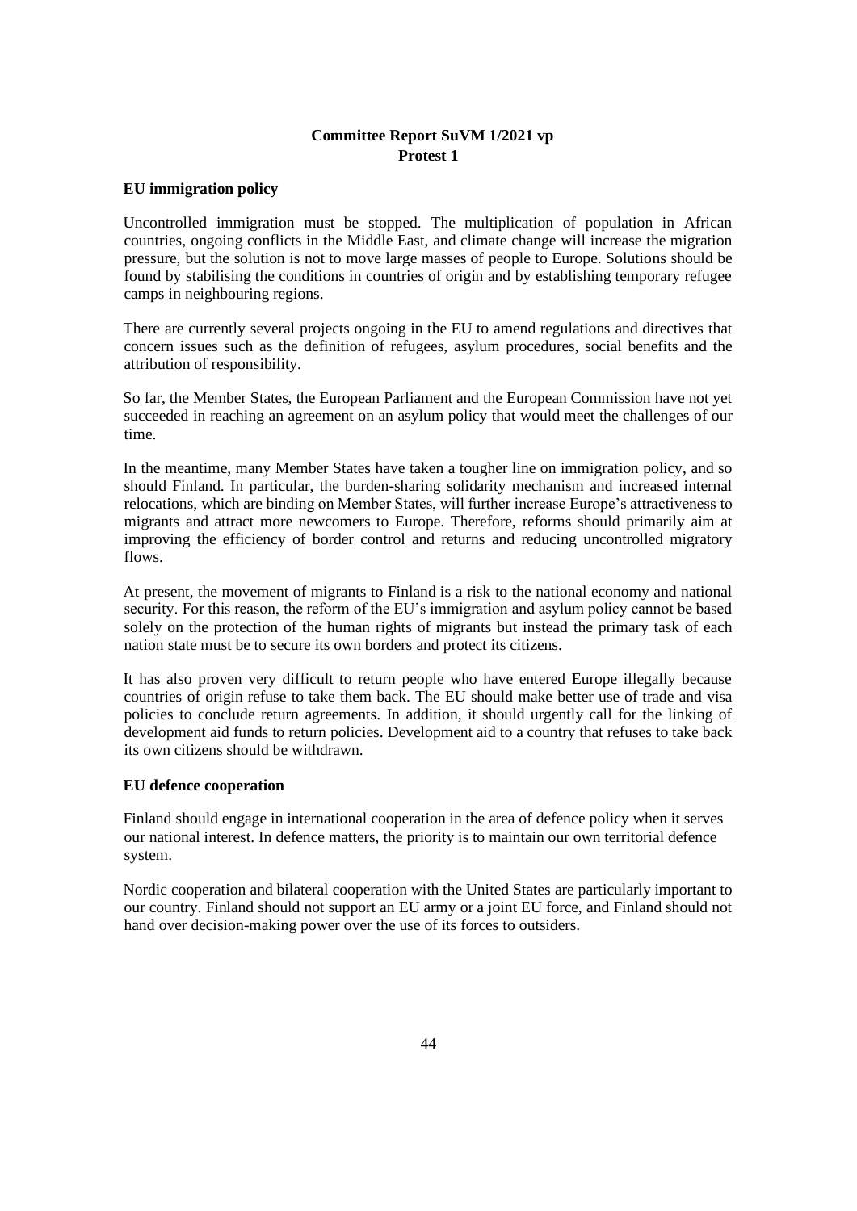**Committee Report SuVM 1/2021 vp**
**Protest 1**

### EU immigration policy

Uncontrolled immigration must be stopped. The multiplication of population in African countries, ongoing conflicts in the Middle East, and climate change will increase the migration pressure, but the solution is not to move large masses of people to Europe. Solutions should be found by stabilising the conditions in countries of origin and by establishing temporary refugee camps in neighbouring regions.

There are currently several projects ongoing in the EU to amend regulations and directives that concern issues such as the definition of refugees, asylum procedures, social benefits and the attribution of responsibility.

So far, the Member States, the European Parliament and the European Commission have not yet succeeded in reaching an agreement on an asylum policy that would meet the challenges of our time.

In the meantime, many Member States have taken a tougher line on immigration policy, and so should Finland. In particular, the burden-sharing solidarity mechanism and increased internal relocations, which are binding on Member States, will further increase Europe's attractiveness to migrants and attract more newcomers to Europe. Therefore, reforms should primarily aim at improving the efficiency of border control and returns and reducing uncontrolled migratory flows.

At present, the movement of migrants to Finland is a risk to the national economy and national security. For this reason, the reform of the EU's immigration and asylum policy cannot be based solely on the protection of the human rights of migrants but instead the primary task of each nation state must be to secure its own borders and protect its citizens.

It has also proven very difficult to return people who have entered Europe illegally because countries of origin refuse to take them back. The EU should make better use of trade and visa policies to conclude return agreements. In addition, it should urgently call for the linking of development aid funds to return policies. Development aid to a country that refuses to take back its own citizens should be withdrawn.

### EU defence cooperation

Finland should engage in international cooperation in the area of defence policy when it serves our national interest. In defence matters, the priority is to maintain our own territorial defence system.

Nordic cooperation and bilateral cooperation with the United States are particularly important to our country. Finland should not support an EU army or a joint EU force, and Finland should not hand over decision-making power over the use of its forces to outsiders.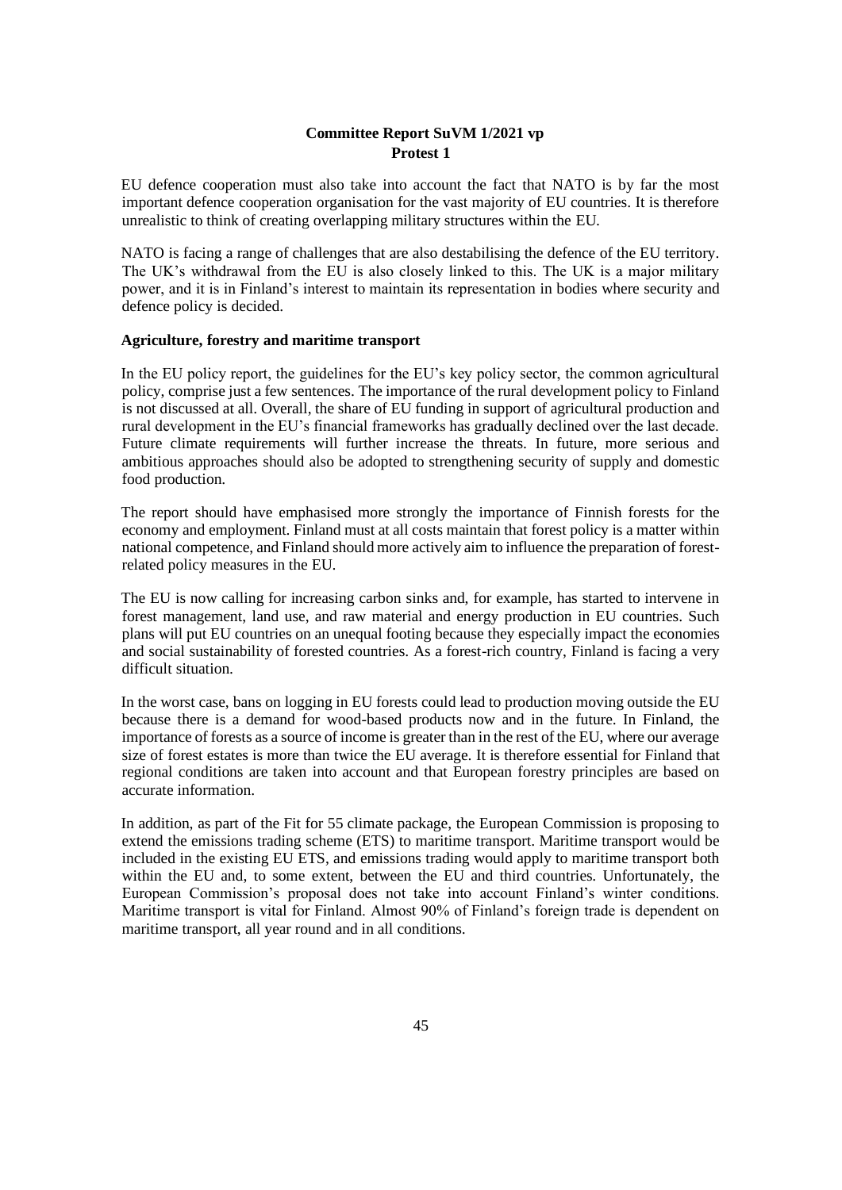**Committee Report SuVM 1/2021 vp**
**Protest 1**

EU defence cooperation must also take into account the fact that NATO is by far the most important defence cooperation organisation for the vast majority of EU countries. It is therefore unrealistic to think of creating overlapping military structures within the EU.

NATO is facing a range of challenges that are also destabilising the defence of the EU territory. The UK's withdrawal from the EU is also closely linked to this. The UK is a major military power, and it is in Finland's interest to maintain its representation in bodies where security and defence policy is decided.

**Agriculture, forestry and maritime transport**

In the EU policy report, the guidelines for the EU's key policy sector, the common agricultural policy, comprise just a few sentences. The importance of the rural development policy to Finland is not discussed at all. Overall, the share of EU funding in support of agricultural production and rural development in the EU's financial frameworks has gradually declined over the last decade. Future climate requirements will further increase the threats. In future, more serious and ambitious approaches should also be adopted to strengthening security of supply and domestic food production.

The report should have emphasised more strongly the importance of Finnish forests for the economy and employment. Finland must at all costs maintain that forest policy is a matter within national competence, and Finland should more actively aim to influence the preparation of forest-related policy measures in the EU.

The EU is now calling for increasing carbon sinks and, for example, has started to intervene in forest management, land use, and raw material and energy production in EU countries. Such plans will put EU countries on an unequal footing because they especially impact the economies and social sustainability of forested countries. As a forest-rich country, Finland is facing a very difficult situation.

In the worst case, bans on logging in EU forests could lead to production moving outside the EU because there is a demand for wood-based products now and in the future. In Finland, the importance of forests as a source of income is greater than in the rest of the EU, where our average size of forest estates is more than twice the EU average. It is therefore essential for Finland that regional conditions are taken into account and that European forestry principles are based on accurate information.

In addition, as part of the Fit for 55 climate package, the European Commission is proposing to extend the emissions trading scheme (ETS) to maritime transport. Maritime transport would be included in the existing EU ETS, and emissions trading would apply to maritime transport both within the EU and, to some extent, between the EU and third countries. Unfortunately, the European Commission's proposal does not take into account Finland's winter conditions. Maritime transport is vital for Finland. Almost 90% of Finland's foreign trade is dependent on maritime transport, all year round and in all conditions.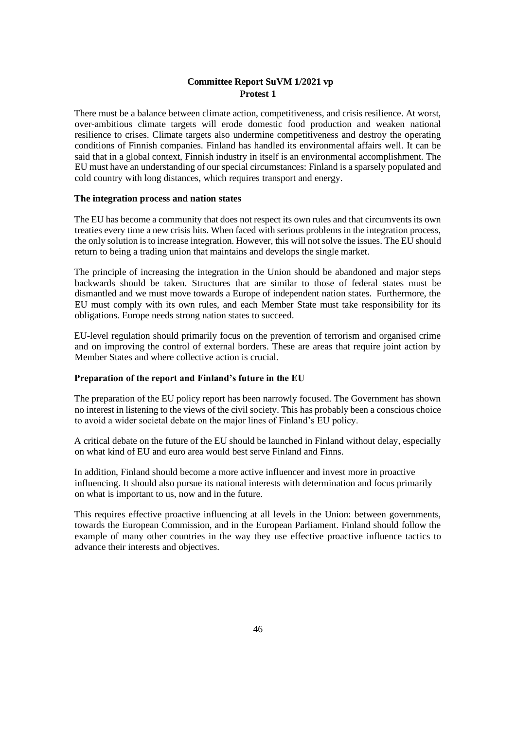**Committee Report SuVM 1/2021 vp**
**Protest 1**

There must be a balance between climate action, competitiveness, and crisis resilience. At worst, over-ambitious climate targets will erode domestic food production and weaken national resilience to crises. Climate targets also undermine competitiveness and destroy the operating conditions of Finnish companies. Finland has handled its environmental affairs well. It can be said that in a global context, Finnish industry in itself is an environmental accomplishment. The EU must have an understanding of our special circumstances: Finland is a sparsely populated and cold country with long distances, which requires transport and energy.

### The integration process and nation states

The EU has become a community that does not respect its own rules and that circumvents its own treaties every time a new crisis hits. When faced with serious problems in the integration process, the only solution is to increase integration. However, this will not solve the issues. The EU should return to being a trading union that maintains and develops the single market.

The principle of increasing the integration in the Union should be abandoned and major steps backwards should be taken. Structures that are similar to those of federal states must be dismantled and we must move towards a Europe of independent nation states. Furthermore, the EU must comply with its own rules, and each Member State must take responsibility for its obligations. Europe needs strong nation states to succeed.

EU-level regulation should primarily focus on the prevention of terrorism and organised crime and on improving the control of external borders. These are areas that require joint action by Member States and where collective action is crucial.

### Preparation of the report and Finland's future in the EU

The preparation of the EU policy report has been narrowly focused. The Government has shown no interest in listening to the views of the civil society. This has probably been a conscious choice to avoid a wider societal debate on the major lines of Finland's EU policy.

A critical debate on the future of the EU should be launched in Finland without delay, especially on what kind of EU and euro area would best serve Finland and Finns.

In addition, Finland should become a more active influencer and invest more in proactive influencing. It should also pursue its national interests with determination and focus primarily on what is important to us, now and in the future.

This requires effective proactive influencing at all levels in the Union: between governments, towards the European Commission, and in the European Parliament. Finland should follow the example of many other countries in the way they use effective proactive influence tactics to advance their interests and objectives.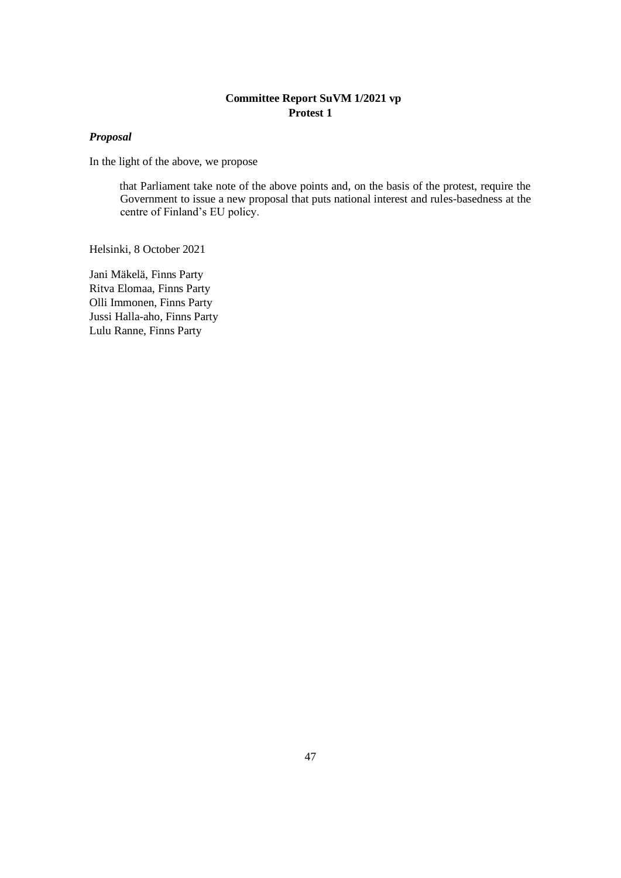**Committee Report SuVM 1/2021 vp**
**Protest 1**

### *Proposal*

In the light of the above, we propose

> that Parliament take note of the above points and, on the basis of the protest, require the Government to issue a new proposal that puts national interest and rules-basedness at the centre of Finland's EU policy.

Helsinki, 8 October 2021

Jani Mäkelä, Finns Party
Ritva Elomaa, Finns Party
Olli Immonen, Finns Party
Jussi Halla-aho, Finns Party
Lulu Ranne, Finns Party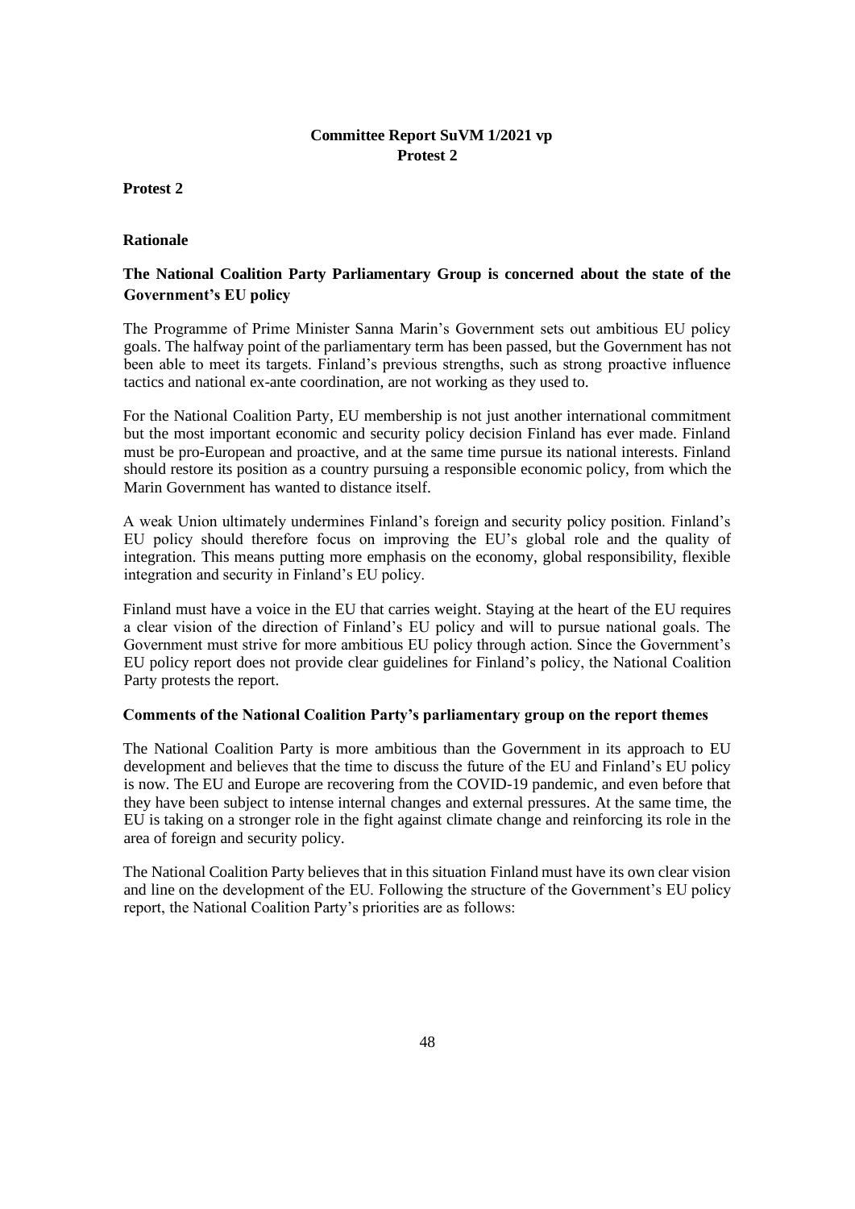# Committee Report SuVM 1/2021 vp
# Protest 2

**Protest 2**

**Rationale**

## The National Coalition Party Parliamentary Group is concerned about the state of the Government's EU policy

The Programme of Prime Minister Sanna Marin's Government sets out ambitious EU policy goals. The halfway point of the parliamentary term has been passed, but the Government has not been able to meet its targets. Finland's previous strengths, such as strong proactive influence tactics and national ex-ante coordination, are not working as they used to.

For the National Coalition Party, EU membership is not just another international commitment but the most important economic and security policy decision Finland has ever made. Finland must be pro-European and proactive, and at the same time pursue its national interests. Finland should restore its position as a country pursuing a responsible economic policy, from which the Marin Government has wanted to distance itself.

A weak Union ultimately undermines Finland's foreign and security policy position. Finland's EU policy should therefore focus on improving the EU's global role and the quality of integration. This means putting more emphasis on the economy, global responsibility, flexible integration and security in Finland's EU policy.

Finland must have a voice in the EU that carries weight. Staying at the heart of the EU requires a clear vision of the direction of Finland's EU policy and will to pursue national goals. The Government must strive for more ambitious EU policy through action. Since the Government's EU policy report does not provide clear guidelines for Finland's policy, the National Coalition Party protests the report.

### Comments of the National Coalition Party's parliamentary group on the report themes

The National Coalition Party is more ambitious than the Government in its approach to EU development and believes that the time to discuss the future of the EU and Finland's EU policy is now. The EU and Europe are recovering from the COVID-19 pandemic, and even before that they have been subject to intense internal changes and external pressures. At the same time, the EU is taking on a stronger role in the fight against climate change and reinforcing its role in the area of foreign and security policy.

The National Coalition Party believes that in this situation Finland must have its own clear vision and line on the development of the EU. Following the structure of the Government's EU policy report, the National Coalition Party's priorities are as follows: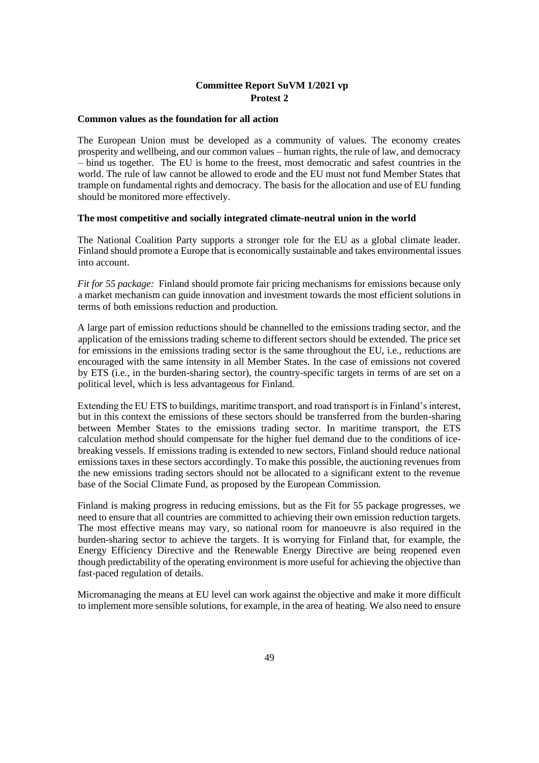**Committee Report SuVM 1/2021 vp**
**Protest 2**

**Common values as the foundation for all action**

The European Union must be developed as a community of values. The economy creates prosperity and wellbeing, and our common values – human rights, the rule of law, and democracy – bind us together. The EU is home to the freest, most democratic and safest countries in the world. The rule of law cannot be allowed to erode and the EU must not fund Member States that trample on fundamental rights and democracy. The basis for the allocation and use of EU funding should be monitored more effectively.

**The most competitive and socially integrated climate-neutral union in the world**

The National Coalition Party supports a stronger role for the EU as a global climate leader. Finland should promote a Europe that is economically sustainable and takes environmental issues into account.

*Fit for 55 package:* Finland should promote fair pricing mechanisms for emissions because only a market mechanism can guide innovation and investment towards the most efficient solutions in terms of both emissions reduction and production.

A large part of emission reductions should be channelled to the emissions trading sector, and the application of the emissions trading scheme to different sectors should be extended. The price set for emissions in the emissions trading sector is the same throughout the EU, i.e., reductions are encouraged with the same intensity in all Member States. In the case of emissions not covered by ETS (i.e., in the burden-sharing sector), the country-specific targets in terms of are set on a political level, which is less advantageous for Finland.

Extending the EU ETS to buildings, maritime transport, and road transport is in Finland's interest, but in this context the emissions of these sectors should be transferred from the burden-sharing between Member States to the emissions trading sector. In maritime transport, the ETS calculation method should compensate for the higher fuel demand due to the conditions of ice-breaking vessels. If emissions trading is extended to new sectors, Finland should reduce national emissions taxes in these sectors accordingly. To make this possible, the auctioning revenues from the new emissions trading sectors should not be allocated to a significant extent to the revenue base of the Social Climate Fund, as proposed by the European Commission.

Finland is making progress in reducing emissions, but as the Fit for 55 package progresses, we need to ensure that all countries are committed to achieving their own emission reduction targets. The most effective means may vary, so national room for manoeuvre is also required in the burden-sharing sector to achieve the targets. It is worrying for Finland that, for example, the Energy Efficiency Directive and the Renewable Energy Directive are being reopened even though predictability of the operating environment is more useful for achieving the objective than fast-paced regulation of details.

Micromanaging the means at EU level can work against the objective and make it more difficult to implement more sensible solutions, for example, in the area of heating. We also need to ensure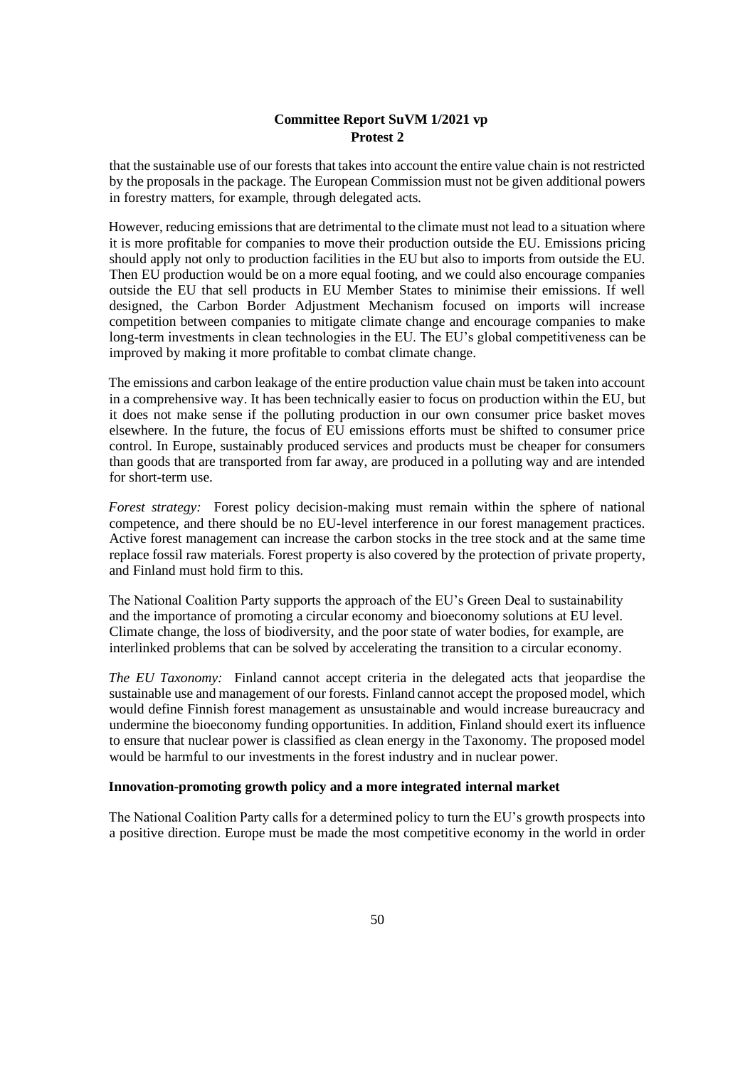that the sustainable use of our forests that takes into account the entire value chain is not restricted by the proposals in the package. The European Commission must not be given additional powers in forestry matters, for example, through delegated acts.

However, reducing emissions that are detrimental to the climate must not lead to a situation where it is more profitable for companies to move their production outside the EU. Emissions pricing should apply not only to production facilities in the EU but also to imports from outside the EU. Then EU production would be on a more equal footing, and we could also encourage companies outside the EU that sell products in EU Member States to minimise their emissions. If well designed, the Carbon Border Adjustment Mechanism focused on imports will increase competition between companies to mitigate climate change and encourage companies to make long-term investments in clean technologies in the EU. The EU's global competitiveness can be improved by making it more profitable to combat climate change.

The emissions and carbon leakage of the entire production value chain must be taken into account in a comprehensive way. It has been technically easier to focus on production within the EU, but it does not make sense if the polluting production in our own consumer price basket moves elsewhere. In the future, the focus of EU emissions efforts must be shifted to consumer price control. In Europe, sustainably produced services and products must be cheaper for consumers than goods that are transported from far away, are produced in a polluting way and are intended for short-term use.

*Forest strategy:* Forest policy decision-making must remain within the sphere of national competence, and there should be no EU-level interference in our forest management practices. Active forest management can increase the carbon stocks in the tree stock and at the same time replace fossil raw materials. Forest property is also covered by the protection of private property, and Finland must hold firm to this.

The National Coalition Party supports the approach of the EU's Green Deal to sustainability and the importance of promoting a circular economy and bioeconomy solutions at EU level. Climate change, the loss of biodiversity, and the poor state of water bodies, for example, are interlinked problems that can be solved by accelerating the transition to a circular economy.

*The EU Taxonomy:* Finland cannot accept criteria in the delegated acts that jeopardise the sustainable use and management of our forests. Finland cannot accept the proposed model, which would define Finnish forest management as unsustainable and would increase bureaucracy and undermine the bioeconomy funding opportunities. In addition, Finland should exert its influence to ensure that nuclear power is classified as clean energy in the Taxonomy. The proposed model would be harmful to our investments in the forest industry and in nuclear power.

**Innovation-promoting growth policy and a more integrated internal market**

The National Coalition Party calls for a determined policy to turn the EU's growth prospects into a positive direction. Europe must be made the most competitive economy in the world in order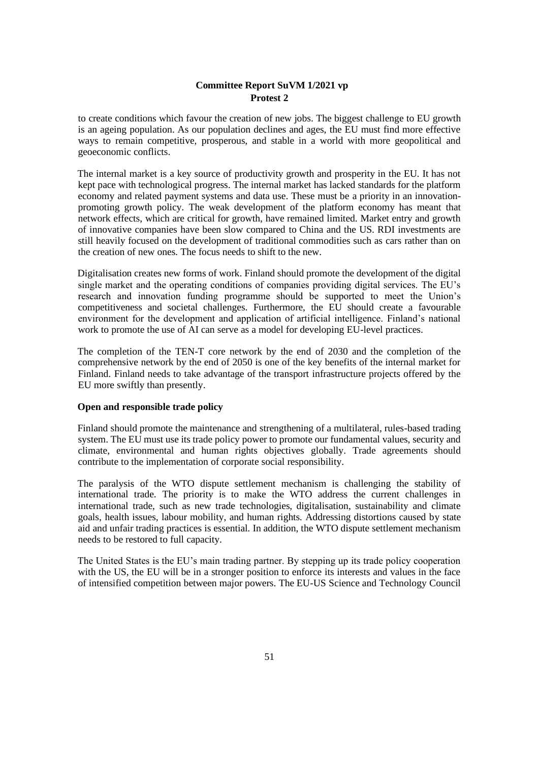to create conditions which favour the creation of new jobs. The biggest challenge to EU growth is an ageing population. As our population declines and ages, the EU must find more effective ways to remain competitive, prosperous, and stable in a world with more geopolitical and geoeconomic conflicts.

The internal market is a key source of productivity growth and prosperity in the EU. It has not kept pace with technological progress. The internal market has lacked standards for the platform economy and related payment systems and data use. These must be a priority in an innovation-promoting growth policy. The weak development of the platform economy has meant that network effects, which are critical for growth, have remained limited. Market entry and growth of innovative companies have been slow compared to China and the US. RDI investments are still heavily focused on the development of traditional commodities such as cars rather than on the creation of new ones. The focus needs to shift to the new.

Digitalisation creates new forms of work. Finland should promote the development of the digital single market and the operating conditions of companies providing digital services. The EU's research and innovation funding programme should be supported to meet the Union's competitiveness and societal challenges. Furthermore, the EU should create a favourable environment for the development and application of artificial intelligence. Finland's national work to promote the use of AI can serve as a model for developing EU-level practices.

The completion of the TEN-T core network by the end of 2030 and the completion of the comprehensive network by the end of 2050 is one of the key benefits of the internal market for Finland. Finland needs to take advantage of the transport infrastructure projects offered by the EU more swiftly than presently.

**Open and responsible trade policy**

Finland should promote the maintenance and strengthening of a multilateral, rules-based trading system. The EU must use its trade policy power to promote our fundamental values, security and climate, environmental and human rights objectives globally. Trade agreements should contribute to the implementation of corporate social responsibility.

The paralysis of the WTO dispute settlement mechanism is challenging the stability of international trade. The priority is to make the WTO address the current challenges in international trade, such as new trade technologies, digitalisation, sustainability and climate goals, health issues, labour mobility, and human rights. Addressing distortions caused by state aid and unfair trading practices is essential. In addition, the WTO dispute settlement mechanism needs to be restored to full capacity.

The United States is the EU's main trading partner. By stepping up its trade policy cooperation with the US, the EU will be in a stronger position to enforce its interests and values in the face of intensified competition between major powers. The EU-US Science and Technology Council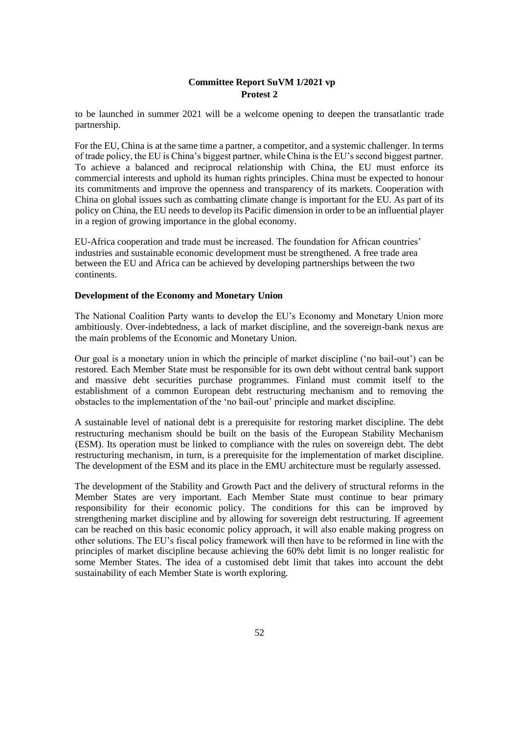to be launched in summer 2021 will be a welcome opening to deepen the transatlantic trade partnership.

For the EU, China is at the same time a partner, a competitor, and a systemic challenger. In terms of trade policy, the EU is China's biggest partner, while China is the EU's second biggest partner. To achieve a balanced and reciprocal relationship with China, the EU must enforce its commercial interests and uphold its human rights principles. China must be expected to honour its commitments and improve the openness and transparency of its markets. Cooperation with China on global issues such as combatting climate change is important for the EU. As part of its policy on China, the EU needs to develop its Pacific dimension in order to be an influential player in a region of growing importance in the global economy.

EU-Africa cooperation and trade must be increased. The foundation for African countries' industries and sustainable economic development must be strengthened. A free trade area between the EU and Africa can be achieved by developing partnerships between the two continents.

**Development of the Economy and Monetary Union**

The National Coalition Party wants to develop the EU's Economy and Monetary Union more ambitiously. Over-indebtedness, a lack of market discipline, and the sovereign-bank nexus are the main problems of the Economic and Monetary Union.

Our goal is a monetary union in which the principle of market discipline ('no bail-out') can be restored. Each Member State must be responsible for its own debt without central bank support and massive debt securities purchase programmes. Finland must commit itself to the establishment of a common European debt restructuring mechanism and to removing the obstacles to the implementation of the 'no bail-out' principle and market discipline.

A sustainable level of national debt is a prerequisite for restoring market discipline. The debt restructuring mechanism should be built on the basis of the European Stability Mechanism (ESM). Its operation must be linked to compliance with the rules on sovereign debt. The debt restructuring mechanism, in turn, is a prerequisite for the implementation of market discipline. The development of the ESM and its place in the EMU architecture must be regularly assessed.

The development of the Stability and Growth Pact and the delivery of structural reforms in the Member States are very important. Each Member State must continue to bear primary responsibility for their economic policy. The conditions for this can be improved by strengthening market discipline and by allowing for sovereign debt restructuring. If agreement can be reached on this basic economic policy approach, it will also enable making progress on other solutions. The EU's fiscal policy framework will then have to be reformed in line with the principles of market discipline because achieving the 60% debt limit is no longer realistic for some Member States. The idea of a customised debt limit that takes into account the debt sustainability of each Member State is worth exploring.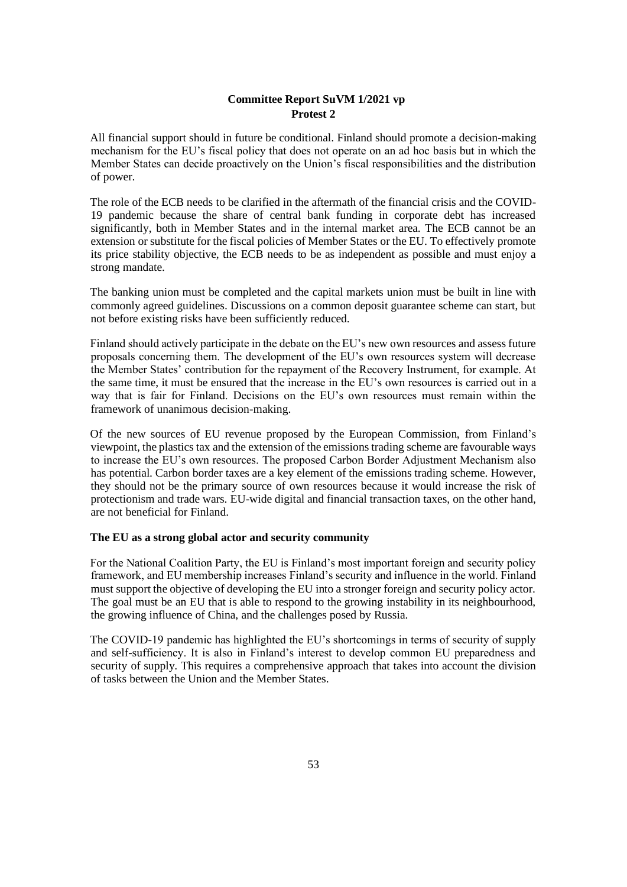**Committee Report SuVM 1/2021 vp**
**Protest 2**

All financial support should in future be conditional. Finland should promote a decision-making mechanism for the EU's fiscal policy that does not operate on an ad hoc basis but in which the Member States can decide proactively on the Union's fiscal responsibilities and the distribution of power.

The role of the ECB needs to be clarified in the aftermath of the financial crisis and the COVID-19 pandemic because the share of central bank funding in corporate debt has increased significantly, both in Member States and in the internal market area. The ECB cannot be an extension or substitute for the fiscal policies of Member States or the EU. To effectively promote its price stability objective, the ECB needs to be as independent as possible and must enjoy a strong mandate.

The banking union must be completed and the capital markets union must be built in line with commonly agreed guidelines. Discussions on a common deposit guarantee scheme can start, but not before existing risks have been sufficiently reduced.

Finland should actively participate in the debate on the EU's new own resources and assess future proposals concerning them. The development of the EU's own resources system will decrease the Member States' contribution for the repayment of the Recovery Instrument, for example. At the same time, it must be ensured that the increase in the EU's own resources is carried out in a way that is fair for Finland. Decisions on the EU's own resources must remain within the framework of unanimous decision-making.

Of the new sources of EU revenue proposed by the European Commission, from Finland's viewpoint, the plastics tax and the extension of the emissions trading scheme are favourable ways to increase the EU's own resources. The proposed Carbon Border Adjustment Mechanism also has potential. Carbon border taxes are a key element of the emissions trading scheme. However, they should not be the primary source of own resources because it would increase the risk of protectionism and trade wars. EU-wide digital and financial transaction taxes, on the other hand, are not beneficial for Finland.

### The EU as a strong global actor and security community

For the National Coalition Party, the EU is Finland's most important foreign and security policy framework, and EU membership increases Finland's security and influence in the world. Finland must support the objective of developing the EU into a stronger foreign and security policy actor. The goal must be an EU that is able to respond to the growing instability in its neighbourhood, the growing influence of China, and the challenges posed by Russia.

The COVID-19 pandemic has highlighted the EU's shortcomings in terms of security of supply and self-sufficiency. It is also in Finland's interest to develop common EU preparedness and security of supply. This requires a comprehensive approach that takes into account the division of tasks between the Union and the Member States.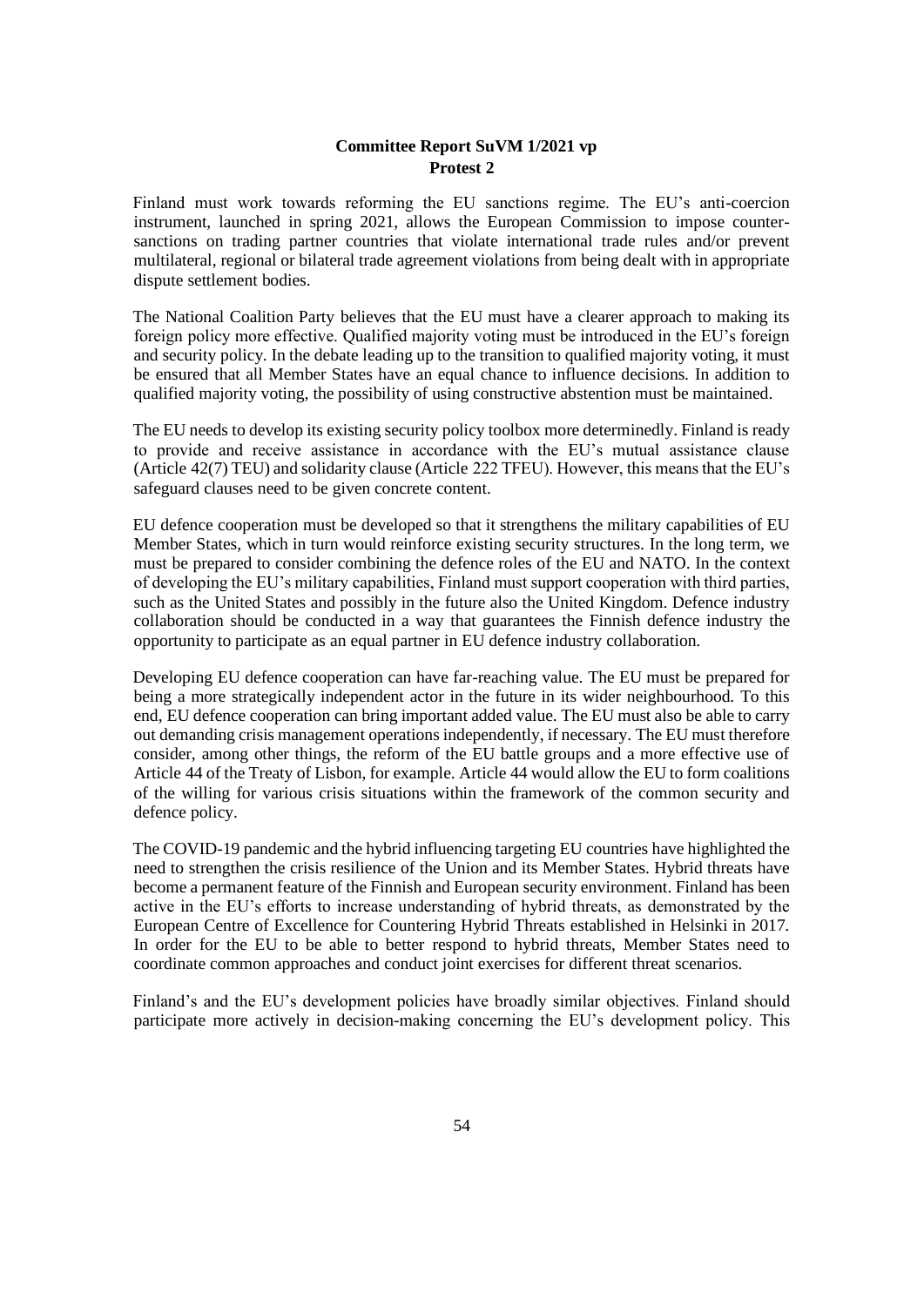**Committee Report SuVM 1/2021 vp**
**Protest 2**

Finland must work towards reforming the EU sanctions regime. The EU's anti-coercion instrument, launched in spring 2021, allows the European Commission to impose counter-sanctions on trading partner countries that violate international trade rules and/or prevent multilateral, regional or bilateral trade agreement violations from being dealt with in appropriate dispute settlement bodies.

The National Coalition Party believes that the EU must have a clearer approach to making its foreign policy more effective. Qualified majority voting must be introduced in the EU's foreign and security policy. In the debate leading up to the transition to qualified majority voting, it must be ensured that all Member States have an equal chance to influence decisions. In addition to qualified majority voting, the possibility of using constructive abstention must be maintained.

The EU needs to develop its existing security policy toolbox more determinedly. Finland is ready to provide and receive assistance in accordance with the EU's mutual assistance clause (Article 42(7) TEU) and solidarity clause (Article 222 TFEU). However, this means that the EU's safeguard clauses need to be given concrete content.

EU defence cooperation must be developed so that it strengthens the military capabilities of EU Member States, which in turn would reinforce existing security structures. In the long term, we must be prepared to consider combining the defence roles of the EU and NATO. In the context of developing the EU's military capabilities, Finland must support cooperation with third parties, such as the United States and possibly in the future also the United Kingdom. Defence industry collaboration should be conducted in a way that guarantees the Finnish defence industry the opportunity to participate as an equal partner in EU defence industry collaboration.

Developing EU defence cooperation can have far-reaching value. The EU must be prepared for being a more strategically independent actor in the future in its wider neighbourhood. To this end, EU defence cooperation can bring important added value. The EU must also be able to carry out demanding crisis management operations independently, if necessary. The EU must therefore consider, among other things, the reform of the EU battle groups and a more effective use of Article 44 of the Treaty of Lisbon, for example. Article 44 would allow the EU to form coalitions of the willing for various crisis situations within the framework of the common security and defence policy.

The COVID-19 pandemic and the hybrid influencing targeting EU countries have highlighted the need to strengthen the crisis resilience of the Union and its Member States. Hybrid threats have become a permanent feature of the Finnish and European security environment. Finland has been active in the EU's efforts to increase understanding of hybrid threats, as demonstrated by the European Centre of Excellence for Countering Hybrid Threats established in Helsinki in 2017. In order for the EU to be able to better respond to hybrid threats, Member States need to coordinate common approaches and conduct joint exercises for different threat scenarios.

Finland's and the EU's development policies have broadly similar objectives. Finland should participate more actively in decision-making concerning the EU's development policy. This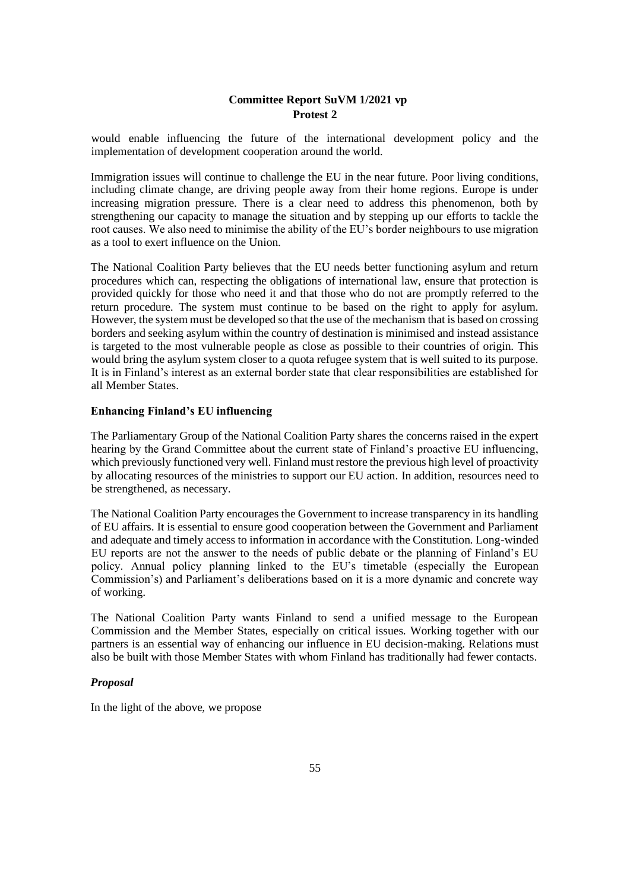would enable influencing the future of the international development policy and the implementation of development cooperation around the world.

Immigration issues will continue to challenge the EU in the near future. Poor living conditions, including climate change, are driving people away from their home regions. Europe is under increasing migration pressure. There is a clear need to address this phenomenon, both by strengthening our capacity to manage the situation and by stepping up our efforts to tackle the root causes. We also need to minimise the ability of the EU's border neighbours to use migration as a tool to exert influence on the Union.

The National Coalition Party believes that the EU needs better functioning asylum and return procedures which can, respecting the obligations of international law, ensure that protection is provided quickly for those who need it and that those who do not are promptly referred to the return procedure. The system must continue to be based on the right to apply for asylum. However, the system must be developed so that the use of the mechanism that is based on crossing borders and seeking asylum within the country of destination is minimised and instead assistance is targeted to the most vulnerable people as close as possible to their countries of origin. This would bring the asylum system closer to a quota refugee system that is well suited to its purpose. It is in Finland's interest as an external border state that clear responsibilities are established for all Member States.

### Enhancing Finland's EU influencing

The Parliamentary Group of the National Coalition Party shares the concerns raised in the expert hearing by the Grand Committee about the current state of Finland's proactive EU influencing, which previously functioned very well. Finland must restore the previous high level of proactivity by allocating resources of the ministries to support our EU action. In addition, resources need to be strengthened, as necessary.

The National Coalition Party encourages the Government to increase transparency in its handling of EU affairs. It is essential to ensure good cooperation between the Government and Parliament and adequate and timely access to information in accordance with the Constitution. Long-winded EU reports are not the answer to the needs of public debate or the planning of Finland's EU policy. Annual policy planning linked to the EU's timetable (especially the European Commission's) and Parliament's deliberations based on it is a more dynamic and concrete way of working.

The National Coalition Party wants Finland to send a unified message to the European Commission and the Member States, especially on critical issues. Working together with our partners is an essential way of enhancing our influence in EU decision-making. Relations must also be built with those Member States with whom Finland has traditionally had fewer contacts.

### *Proposal*

In the light of the above, we propose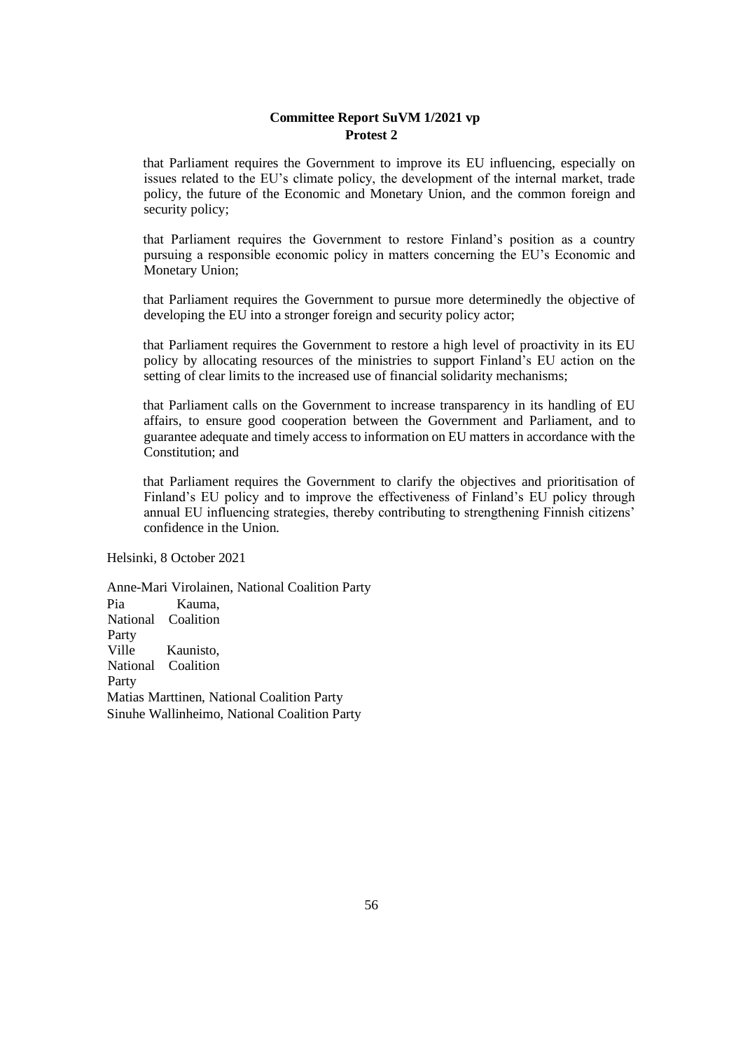**Committee Report SuVM 1/2021 vp**
**Protest 2**

that Parliament requires the Government to improve its EU influencing, especially on issues related to the EU's climate policy, the development of the internal market, trade policy, the future of the Economic and Monetary Union, and the common foreign and security policy;

that Parliament requires the Government to restore Finland's position as a country pursuing a responsible economic policy in matters concerning the EU's Economic and Monetary Union;

that Parliament requires the Government to pursue more determinedly the objective of developing the EU into a stronger foreign and security policy actor;

that Parliament requires the Government to restore a high level of proactivity in its EU policy by allocating resources of the ministries to support Finland's EU action on the setting of clear limits to the increased use of financial solidarity mechanisms;

that Parliament calls on the Government to increase transparency in its handling of EU affairs, to ensure good cooperation between the Government and Parliament, and to guarantee adequate and timely access to information on EU matters in accordance with the Constitution; and

that Parliament requires the Government to clarify the objectives and prioritisation of Finland's EU policy and to improve the effectiveness of Finland's EU policy through annual EU influencing strategies, thereby contributing to strengthening Finnish citizens' confidence in the Union.

Helsinki, 8 October 2021

Anne-Mari Virolainen, National Coalition Party
Pia Kauma, National Coalition Party
Ville Kaunisto, National Coalition Party
Matias Marttinen, National Coalition Party
Sinuhe Wallinheimo, National Coalition Party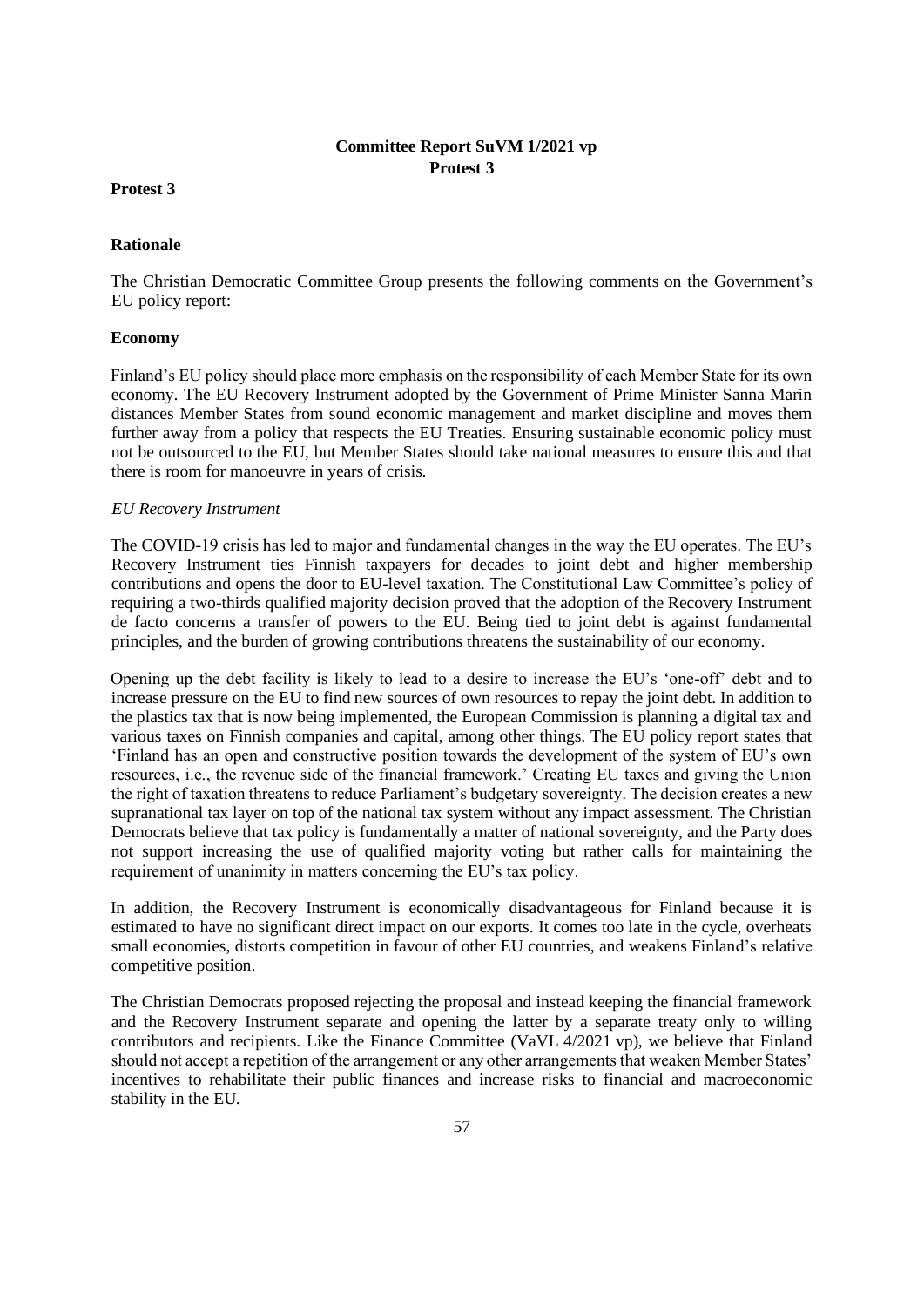**Committee Report SuVM 1/2021 vp**
**Protest 3**

**Protest 3**

**Rationale**

The Christian Democratic Committee Group presents the following comments on the Government's EU policy report:

**Economy**

Finland's EU policy should place more emphasis on the responsibility of each Member State for its own economy. The EU Recovery Instrument adopted by the Government of Prime Minister Sanna Marin distances Member States from sound economic management and market discipline and moves them further away from a policy that respects the EU Treaties. Ensuring sustainable economic policy must not be outsourced to the EU, but Member States should take national measures to ensure this and that there is room for manoeuvre in years of crisis.

*EU Recovery Instrument*

The COVID-19 crisis has led to major and fundamental changes in the way the EU operates. The EU's Recovery Instrument ties Finnish taxpayers for decades to joint debt and higher membership contributions and opens the door to EU-level taxation. The Constitutional Law Committee's policy of requiring a two-thirds qualified majority decision proved that the adoption of the Recovery Instrument de facto concerns a transfer of powers to the EU. Being tied to joint debt is against fundamental principles, and the burden of growing contributions threatens the sustainability of our economy.

Opening up the debt facility is likely to lead to a desire to increase the EU's 'one-off' debt and to increase pressure on the EU to find new sources of own resources to repay the joint debt. In addition to the plastics tax that is now being implemented, the European Commission is planning a digital tax and various taxes on Finnish companies and capital, among other things. The EU policy report states that 'Finland has an open and constructive position towards the development of the system of EU's own resources, i.e., the revenue side of the financial framework.' Creating EU taxes and giving the Union the right of taxation threatens to reduce Parliament's budgetary sovereignty. The decision creates a new supranational tax layer on top of the national tax system without any impact assessment. The Christian Democrats believe that tax policy is fundamentally a matter of national sovereignty, and the Party does not support increasing the use of qualified majority voting but rather calls for maintaining the requirement of unanimity in matters concerning the EU's tax policy.

In addition, the Recovery Instrument is economically disadvantageous for Finland because it is estimated to have no significant direct impact on our exports. It comes too late in the cycle, overheats small economies, distorts competition in favour of other EU countries, and weakens Finland's relative competitive position.

The Christian Democrats proposed rejecting the proposal and instead keeping the financial framework and the Recovery Instrument separate and opening the latter by a separate treaty only to willing contributors and recipients. Like the Finance Committee (VaVL 4/2021 vp), we believe that Finland should not accept a repetition of the arrangement or any other arrangements that weaken Member States' incentives to rehabilitate their public finances and increase risks to financial and macroeconomic stability in the EU.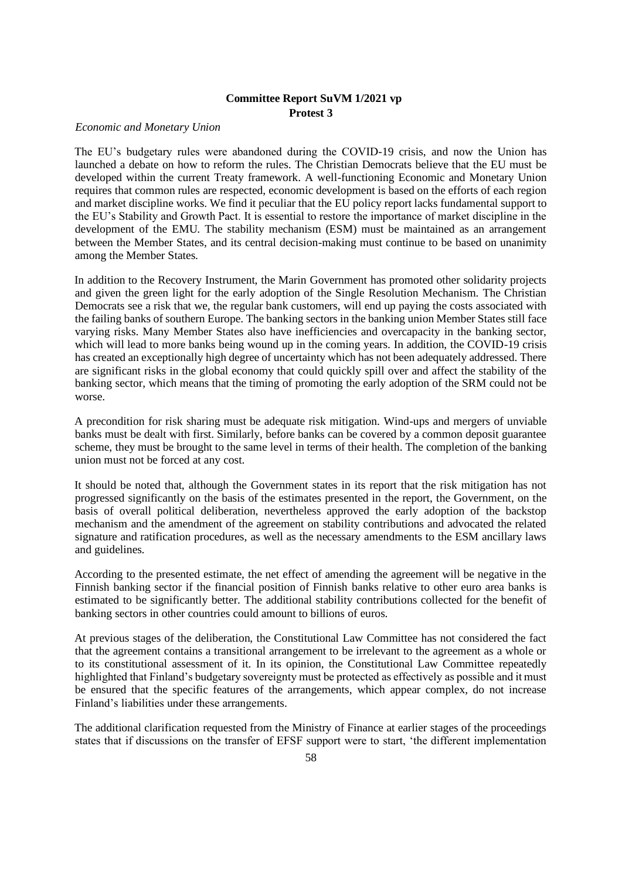**Committee Report SuVM 1/2021 vp**
**Protest 3**

*Economic and Monetary Union*

The EU's budgetary rules were abandoned during the COVID-19 crisis, and now the Union has launched a debate on how to reform the rules. The Christian Democrats believe that the EU must be developed within the current Treaty framework. A well-functioning Economic and Monetary Union requires that common rules are respected, economic development is based on the efforts of each region and market discipline works. We find it peculiar that the EU policy report lacks fundamental support to the EU's Stability and Growth Pact. It is essential to restore the importance of market discipline in the development of the EMU. The stability mechanism (ESM) must be maintained as an arrangement between the Member States, and its central decision-making must continue to be based on unanimity among the Member States.

In addition to the Recovery Instrument, the Marin Government has promoted other solidarity projects and given the green light for the early adoption of the Single Resolution Mechanism. The Christian Democrats see a risk that we, the regular bank customers, will end up paying the costs associated with the failing banks of southern Europe. The banking sectors in the banking union Member States still face varying risks. Many Member States also have inefficiencies and overcapacity in the banking sector, which will lead to more banks being wound up in the coming years. In addition, the COVID-19 crisis has created an exceptionally high degree of uncertainty which has not been adequately addressed. There are significant risks in the global economy that could quickly spill over and affect the stability of the banking sector, which means that the timing of promoting the early adoption of the SRM could not be worse.

A precondition for risk sharing must be adequate risk mitigation. Wind-ups and mergers of unviable banks must be dealt with first. Similarly, before banks can be covered by a common deposit guarantee scheme, they must be brought to the same level in terms of their health. The completion of the banking union must not be forced at any cost.

It should be noted that, although the Government states in its report that the risk mitigation has not progressed significantly on the basis of the estimates presented in the report, the Government, on the basis of overall political deliberation, nevertheless approved the early adoption of the backstop mechanism and the amendment of the agreement on stability contributions and advocated the related signature and ratification procedures, as well as the necessary amendments to the ESM ancillary laws and guidelines.

According to the presented estimate, the net effect of amending the agreement will be negative in the Finnish banking sector if the financial position of Finnish banks relative to other euro area banks is estimated to be significantly better. The additional stability contributions collected for the benefit of banking sectors in other countries could amount to billions of euros.

At previous stages of the deliberation, the Constitutional Law Committee has not considered the fact that the agreement contains a transitional arrangement to be irrelevant to the agreement as a whole or to its constitutional assessment of it. In its opinion, the Constitutional Law Committee repeatedly highlighted that Finland's budgetary sovereignty must be protected as effectively as possible and it must be ensured that the specific features of the arrangements, which appear complex, do not increase Finland's liabilities under these arrangements.

The additional clarification requested from the Ministry of Finance at earlier stages of the proceedings states that if discussions on the transfer of EFSF support were to start, 'the different implementation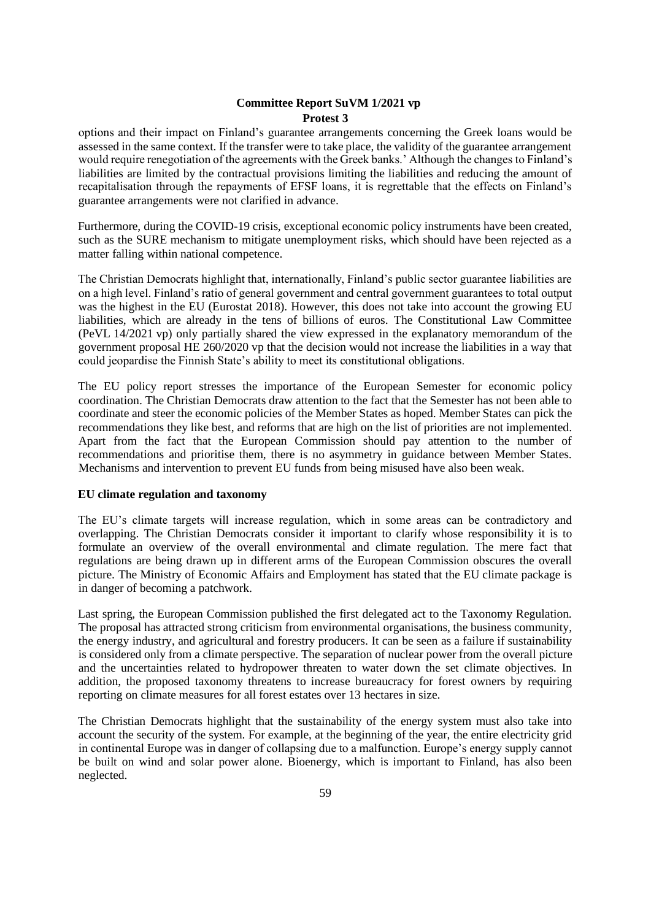options and their impact on Finland's guarantee arrangements concerning the Greek loans would be assessed in the same context. If the transfer were to take place, the validity of the guarantee arrangement would require renegotiation of the agreements with the Greek banks.' Although the changes to Finland's liabilities are limited by the contractual provisions limiting the liabilities and reducing the amount of recapitalisation through the repayments of EFSF loans, it is regrettable that the effects on Finland's guarantee arrangements were not clarified in advance.

Furthermore, during the COVID-19 crisis, exceptional economic policy instruments have been created, such as the SURE mechanism to mitigate unemployment risks, which should have been rejected as a matter falling within national competence.

The Christian Democrats highlight that, internationally, Finland's public sector guarantee liabilities are on a high level. Finland's ratio of general government and central government guarantees to total output was the highest in the EU (Eurostat 2018). However, this does not take into account the growing EU liabilities, which are already in the tens of billions of euros. The Constitutional Law Committee (PeVL 14/2021 vp) only partially shared the view expressed in the explanatory memorandum of the government proposal HE 260/2020 vp that the decision would not increase the liabilities in a way that could jeopardise the Finnish State's ability to meet its constitutional obligations.

The EU policy report stresses the importance of the European Semester for economic policy coordination. The Christian Democrats draw attention to the fact that the Semester has not been able to coordinate and steer the economic policies of the Member States as hoped. Member States can pick the recommendations they like best, and reforms that are high on the list of priorities are not implemented. Apart from the fact that the European Commission should pay attention to the number of recommendations and prioritise them, there is no asymmetry in guidance between Member States. Mechanisms and intervention to prevent EU funds from being misused have also been weak.

**EU climate regulation and taxonomy**

The EU's climate targets will increase regulation, which in some areas can be contradictory and overlapping. The Christian Democrats consider it important to clarify whose responsibility it is to formulate an overview of the overall environmental and climate regulation. The mere fact that regulations are being drawn up in different arms of the European Commission obscures the overall picture. The Ministry of Economic Affairs and Employment has stated that the EU climate package is in danger of becoming a patchwork.

Last spring, the European Commission published the first delegated act to the Taxonomy Regulation. The proposal has attracted strong criticism from environmental organisations, the business community, the energy industry, and agricultural and forestry producers. It can be seen as a failure if sustainability is considered only from a climate perspective. The separation of nuclear power from the overall picture and the uncertainties related to hydropower threaten to water down the set climate objectives. In addition, the proposed taxonomy threatens to increase bureaucracy for forest owners by requiring reporting on climate measures for all forest estates over 13 hectares in size.

The Christian Democrats highlight that the sustainability of the energy system must also take into account the security of the system. For example, at the beginning of the year, the entire electricity grid in continental Europe was in danger of collapsing due to a malfunction. Europe's energy supply cannot be built on wind and solar power alone. Bioenergy, which is important to Finland, has also been neglected.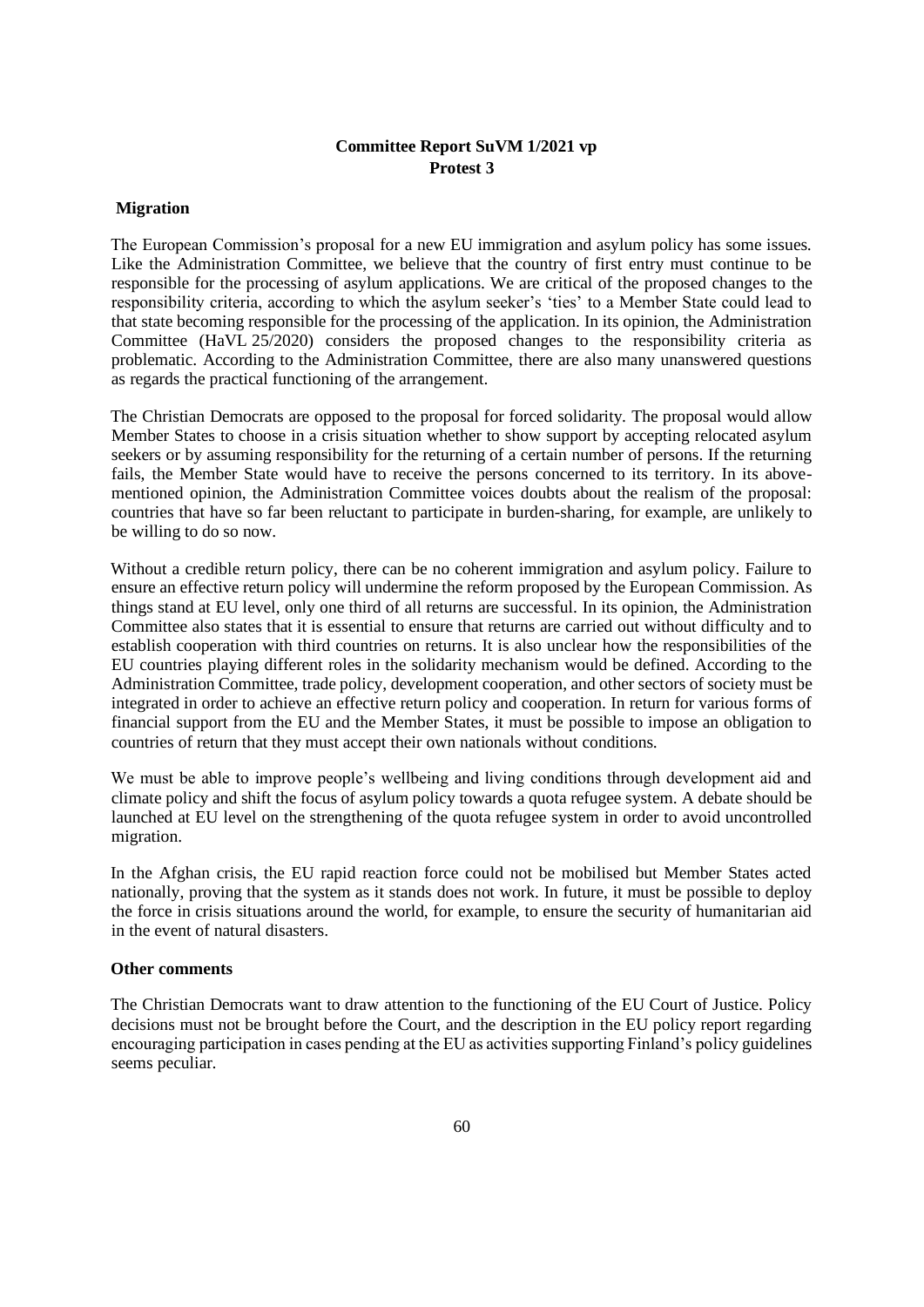**Committee Report SuVM 1/2021 vp**
**Protest 3**

**Migration**

The European Commission's proposal for a new EU immigration and asylum policy has some issues. Like the Administration Committee, we believe that the country of first entry must continue to be responsible for the processing of asylum applications. We are critical of the proposed changes to the responsibility criteria, according to which the asylum seeker's 'ties' to a Member State could lead to that state becoming responsible for the processing of the application. In its opinion, the Administration Committee (HaVL 25/2020) considers the proposed changes to the responsibility criteria as problematic. According to the Administration Committee, there are also many unanswered questions as regards the practical functioning of the arrangement.

The Christian Democrats are opposed to the proposal for forced solidarity. The proposal would allow Member States to choose in a crisis situation whether to show support by accepting relocated asylum seekers or by assuming responsibility for the returning of a certain number of persons. If the returning fails, the Member State would have to receive the persons concerned to its territory. In its above-mentioned opinion, the Administration Committee voices doubts about the realism of the proposal: countries that have so far been reluctant to participate in burden-sharing, for example, are unlikely to be willing to do so now.

Without a credible return policy, there can be no coherent immigration and asylum policy. Failure to ensure an effective return policy will undermine the reform proposed by the European Commission. As things stand at EU level, only one third of all returns are successful. In its opinion, the Administration Committee also states that it is essential to ensure that returns are carried out without difficulty and to establish cooperation with third countries on returns. It is also unclear how the responsibilities of the EU countries playing different roles in the solidarity mechanism would be defined. According to the Administration Committee, trade policy, development cooperation, and other sectors of society must be integrated in order to achieve an effective return policy and cooperation. In return for various forms of financial support from the EU and the Member States, it must be possible to impose an obligation to countries of return that they must accept their own nationals without conditions.

We must be able to improve people's wellbeing and living conditions through development aid and climate policy and shift the focus of asylum policy towards a quota refugee system. A debate should be launched at EU level on the strengthening of the quota refugee system in order to avoid uncontrolled migration.

In the Afghan crisis, the EU rapid reaction force could not be mobilised but Member States acted nationally, proving that the system as it stands does not work. In future, it must be possible to deploy the force in crisis situations around the world, for example, to ensure the security of humanitarian aid in the event of natural disasters.

**Other comments**

The Christian Democrats want to draw attention to the functioning of the EU Court of Justice. Policy decisions must not be brought before the Court, and the description in the EU policy report regarding encouraging participation in cases pending at the EU as activities supporting Finland's policy guidelines seems peculiar.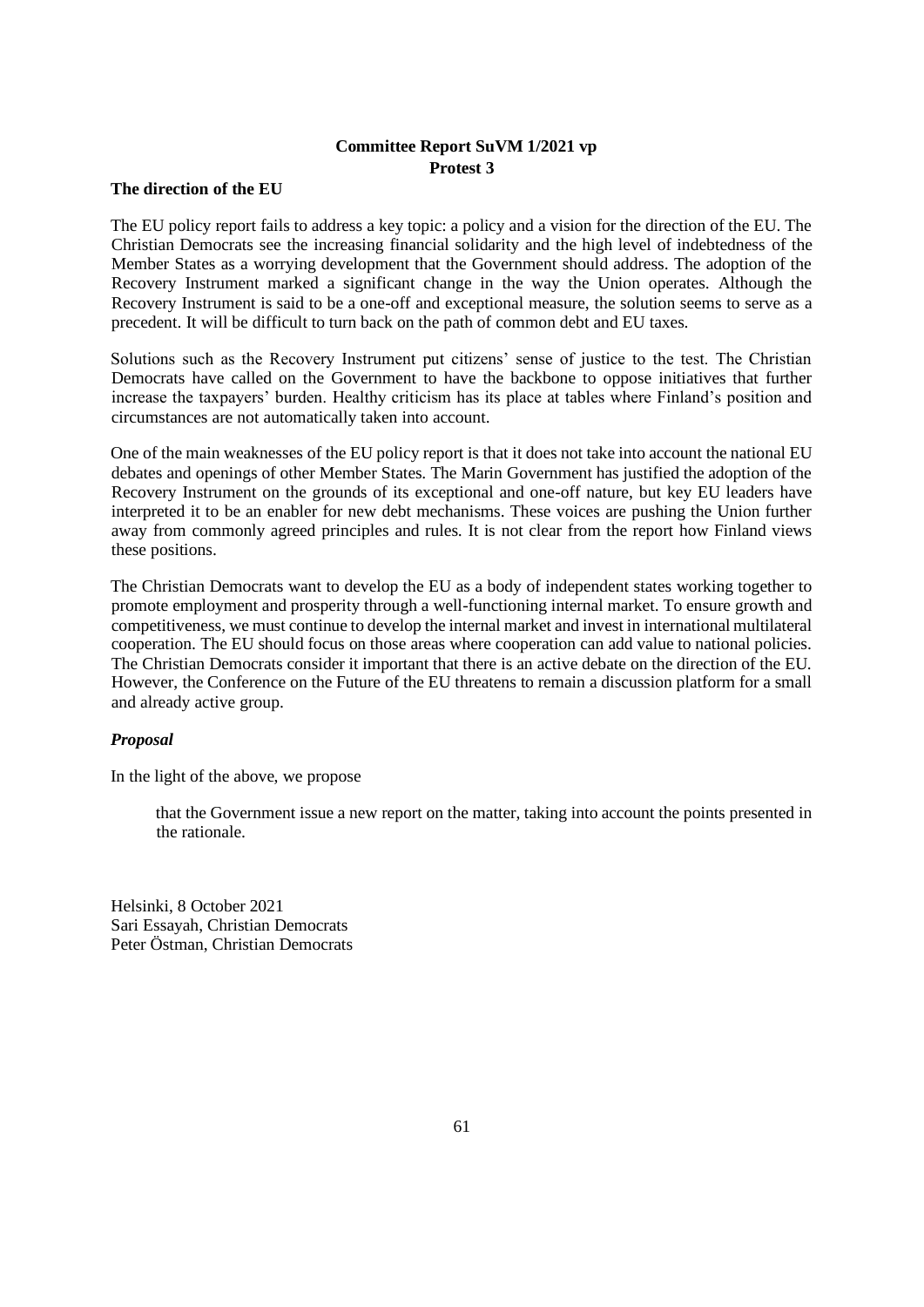**Committee Report SuVM 1/2021 vp**
**Protest 3**

**The direction of the EU**

The EU policy report fails to address a key topic: a policy and a vision for the direction of the EU. The Christian Democrats see the increasing financial solidarity and the high level of indebtedness of the Member States as a worrying development that the Government should address. The adoption of the Recovery Instrument marked a significant change in the way the Union operates. Although the Recovery Instrument is said to be a one-off and exceptional measure, the solution seems to serve as a precedent. It will be difficult to turn back on the path of common debt and EU taxes.

Solutions such as the Recovery Instrument put citizens' sense of justice to the test. The Christian Democrats have called on the Government to have the backbone to oppose initiatives that further increase the taxpayers' burden. Healthy criticism has its place at tables where Finland's position and circumstances are not automatically taken into account.

One of the main weaknesses of the EU policy report is that it does not take into account the national EU debates and openings of other Member States. The Marin Government has justified the adoption of the Recovery Instrument on the grounds of its exceptional and one-off nature, but key EU leaders have interpreted it to be an enabler for new debt mechanisms. These voices are pushing the Union further away from commonly agreed principles and rules. It is not clear from the report how Finland views these positions.

The Christian Democrats want to develop the EU as a body of independent states working together to promote employment and prosperity through a well-functioning internal market. To ensure growth and competitiveness, we must continue to develop the internal market and invest in international multilateral cooperation. The EU should focus on those areas where cooperation can add value to national policies. The Christian Democrats consider it important that there is an active debate on the direction of the EU. However, the Conference on the Future of the EU threatens to remain a discussion platform for a small and already active group.

***Proposal***

In the light of the above, we propose

> that the Government issue a new report on the matter, taking into account the points presented in the rationale.

Helsinki, 8 October 2021
Sari Essayah, Christian Democrats
Peter Östman, Christian Democrats